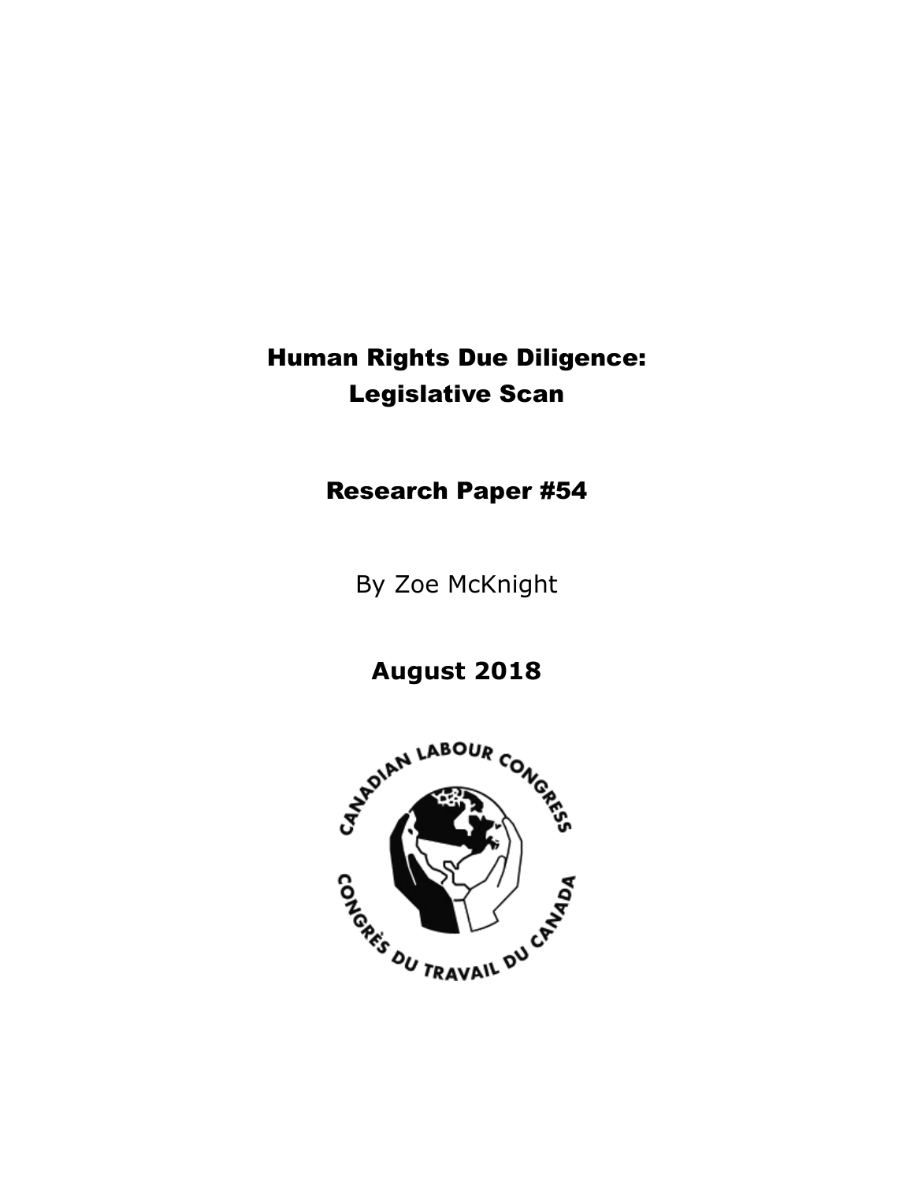# Human Rights Due Diligence: Legislative Scan

## Research Paper #54

By Zoe McKnight

**August 2018**

CANADIAN LABOUR CONGRESS

CONGRÈS DU TRAVAIL DU CANADA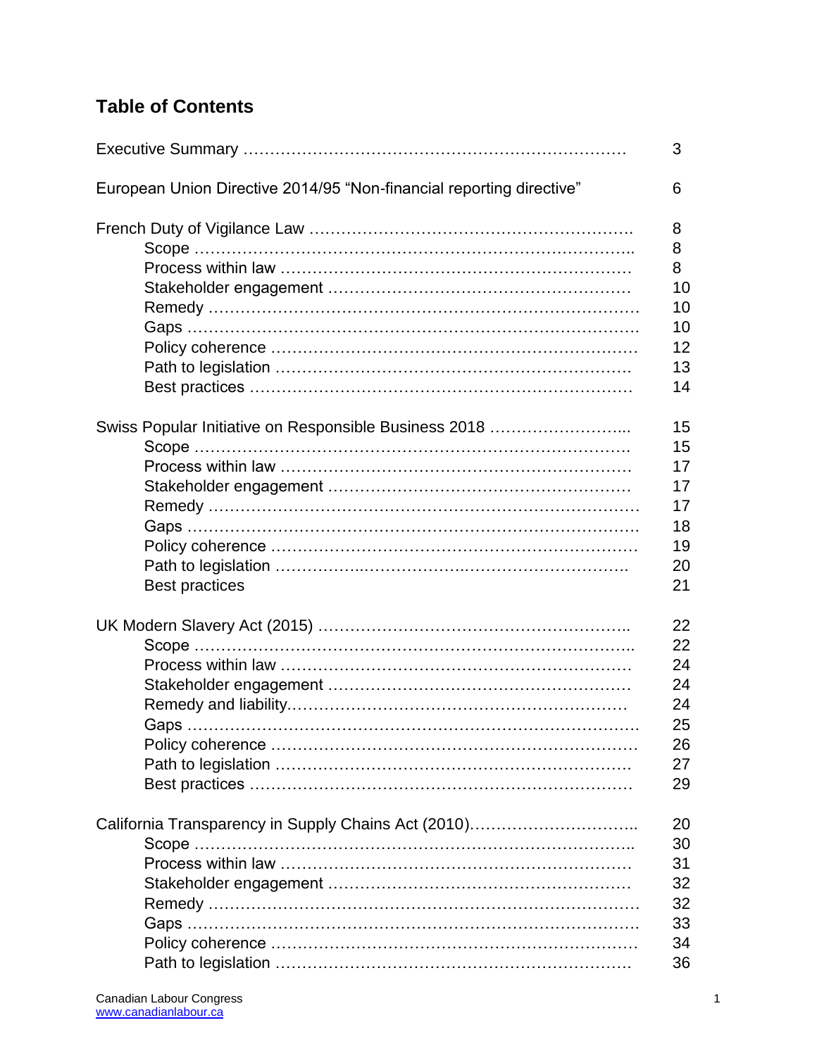## Table of Contents

| | |
|---|---|
| Executive Summary | 3 |
| European Union Directive 2014/95 "Non-financial reporting directive" | 6 |
| French Duty of Vigilance Law | 8 |
| Scope | 8 |
| Process within law | 8 |
| Stakeholder engagement | 10 |
| Remedy | 10 |
| Gaps | 10 |
| Policy coherence | 12 |
| Path to legislation | 13 |
| Best practices | 14 |
| Swiss Popular Initiative on Responsible Business 2018 | 15 |
| Scope | 15 |
| Process within law | 17 |
| Stakeholder engagement | 17 |
| Remedy | 17 |
| Gaps | 18 |
| Policy coherence | 19 |
| Path to legislation | 20 |
| Best practices | 21 |
| UK Modern Slavery Act (2015) | 22 |
| Scope | 22 |
| Process within law | 24 |
| Stakeholder engagement | 24 |
| Remedy and liability | 24 |
| Gaps | 25 |
| Policy coherence | 26 |
| Path to legislation | 27 |
| Best practices | 29 |
| California Transparency in Supply Chains Act (2010) | 20 |
| Scope | 30 |
| Process within law | 31 |
| Stakeholder engagement | 32 |
| Remedy | 32 |
| Gaps | 33 |
| Policy coherence | 34 |
| Path to legislation | 36 |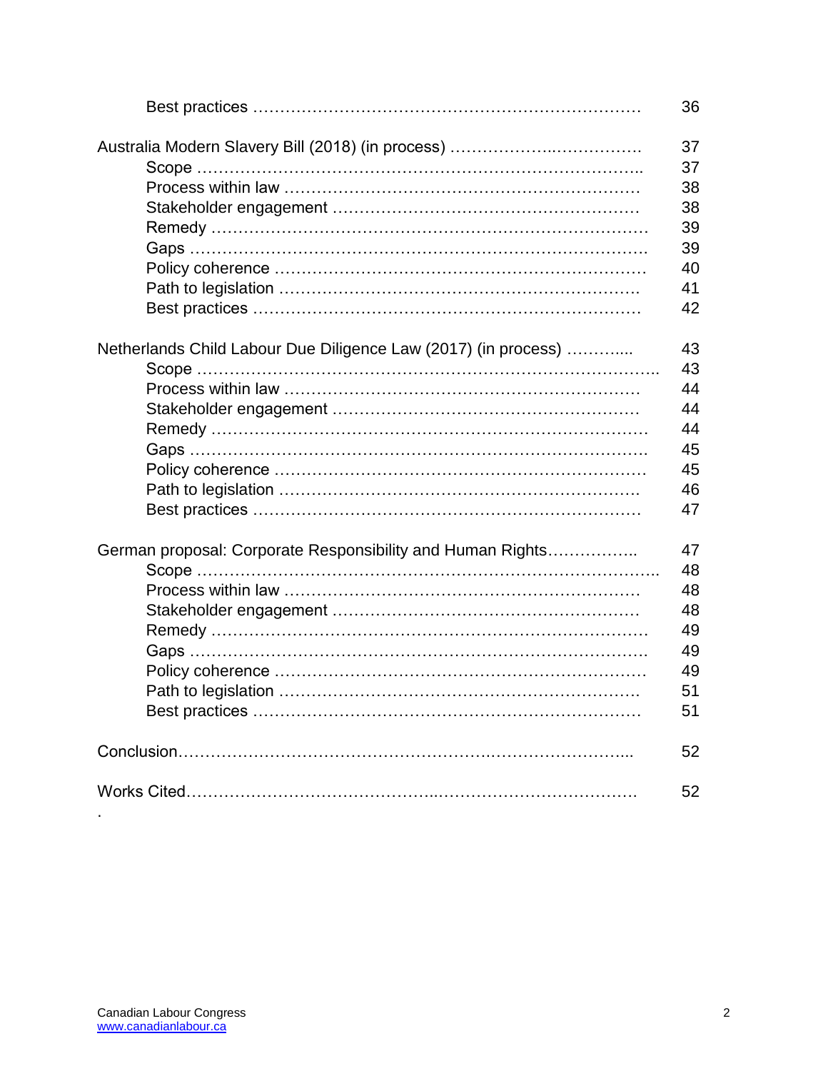| | |
|---|---|
| Best practices | 36 |
| | |
| Australia Modern Slavery Bill (2018) (in process) | 37 |
| Scope | 37 |
| Process within law | 38 |
| Stakeholder engagement | 38 |
| Remedy | 39 |
| Gaps | 39 |
| Policy coherence | 40 |
| Path to legislation | 41 |
| Best practices | 42 |
| | |
| Netherlands Child Labour Due Diligence Law (2017) (in process) | 43 |
| Scope | 43 |
| Process within law | 44 |
| Stakeholder engagement | 44 |
| Remedy | 44 |
| Gaps | 45 |
| Policy coherence | 45 |
| Path to legislation | 46 |
| Best practices | 47 |
| | |
| German proposal: Corporate Responsibility and Human Rights | 47 |
| Scope | 48 |
| Process within law | 48 |
| Stakeholder engagement | 48 |
| Remedy | 49 |
| Gaps | 49 |
| Policy coherence | 49 |
| Path to legislation | 51 |
| Best practices | 51 |
| | |
| Conclusion | 52 |
| | |
| Works Cited | 52 |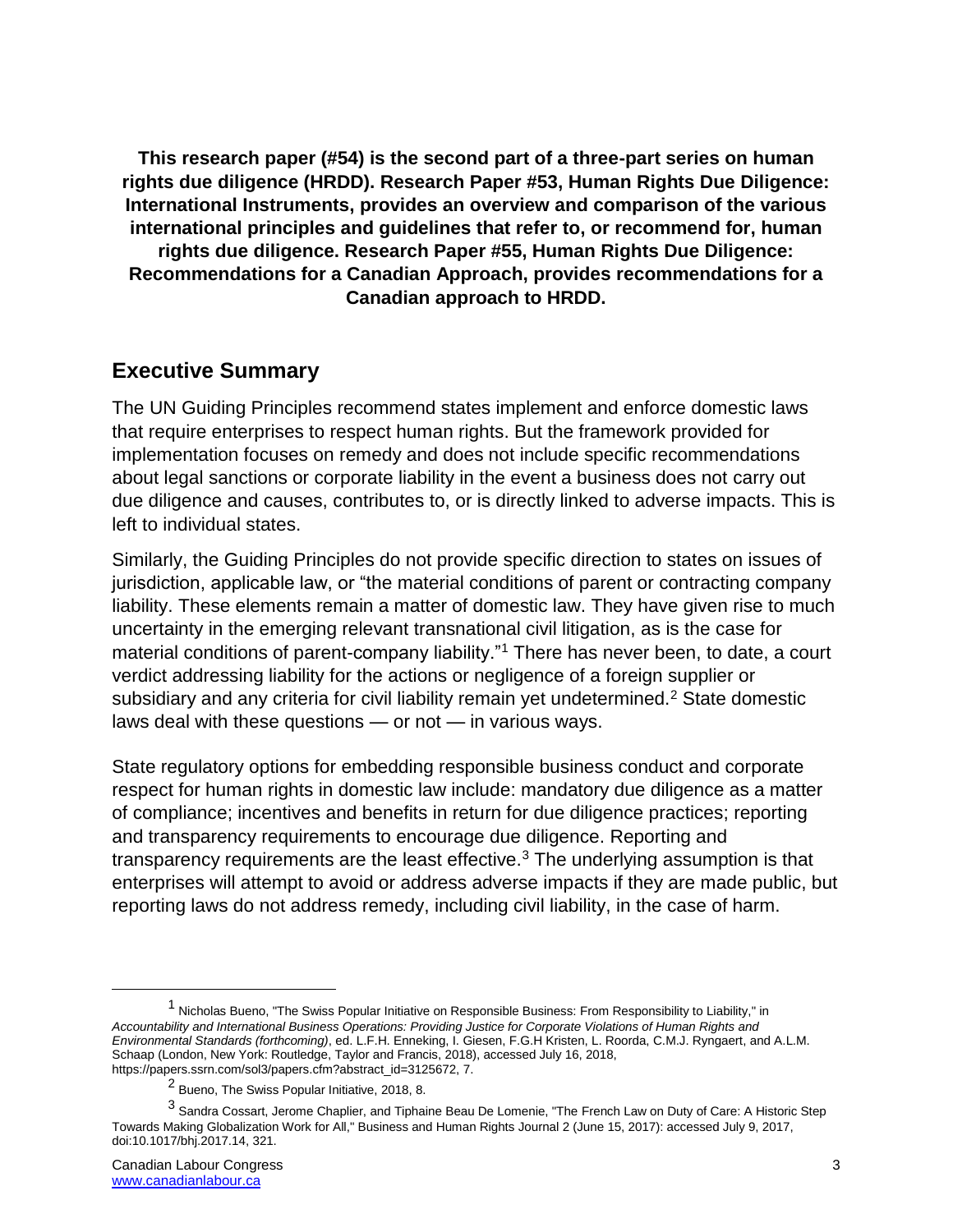**This research paper (#54) is the second part of a three-part series on human rights due diligence (HRDD). Research Paper #53, Human Rights Due Diligence: International Instruments, provides an overview and comparison of the various international principles and guidelines that refer to, or recommend for, human rights due diligence. Research Paper #55, Human Rights Due Diligence: Recommendations for a Canadian Approach, provides recommendations for a Canadian approach to HRDD.**

## Executive Summary

The UN Guiding Principles recommend states implement and enforce domestic laws that require enterprises to respect human rights. But the framework provided for implementation focuses on remedy and does not include specific recommendations about legal sanctions or corporate liability in the event a business does not carry out due diligence and causes, contributes to, or is directly linked to adverse impacts. This is left to individual states.

Similarly, the Guiding Principles do not provide specific direction to states on issues of jurisdiction, applicable law, or "the material conditions of parent or contracting company liability. These elements remain a matter of domestic law. They have given rise to much uncertainty in the emerging relevant transnational civil litigation, as is the case for material conditions of parent-company liability."[1] There has never been, to date, a court verdict addressing liability for the actions or negligence of a foreign supplier or subsidiary and any criteria for civil liability remain yet undetermined.[2] State domestic laws deal with these questions — or not — in various ways.

State regulatory options for embedding responsible business conduct and corporate respect for human rights in domestic law include: mandatory due diligence as a matter of compliance; incentives and benefits in return for due diligence practices; reporting and transparency requirements to encourage due diligence. Reporting and transparency requirements are the least effective.[3] The underlying assumption is that enterprises will attempt to avoid or address adverse impacts if they are made public, but reporting laws do not address remedy, including civil liability, in the case of harm.

---

[1] Nicholas Bueno, "The Swiss Popular Initiative on Responsible Business: From Responsibility to Liability," in *Accountability and International Business Operations: Providing Justice for Corporate Violations of Human Rights and Environmental Standards (forthcoming)*, ed. L.F.H. Enneking, I. Giesen, F.G.H Kristen, L. Roorda, C.M.J. Ryngaert, and A.L.M. Schaap (London, New York: Routledge, Taylor and Francis, 2018), accessed July 16, 2018, https://papers.ssrn.com/sol3/papers.cfm?abstract_id=3125672, 7.

[2] Bueno, The Swiss Popular Initiative, 2018, 8.

[3] Sandra Cossart, Jerome Chaplier, and Tiphaine Beau De Lomenie, "The French Law on Duty of Care: A Historic Step Towards Making Globalization Work for All," Business and Human Rights Journal 2 (June 15, 2017): accessed July 9, 2017, doi:10.1017/bhj.2017.14, 321.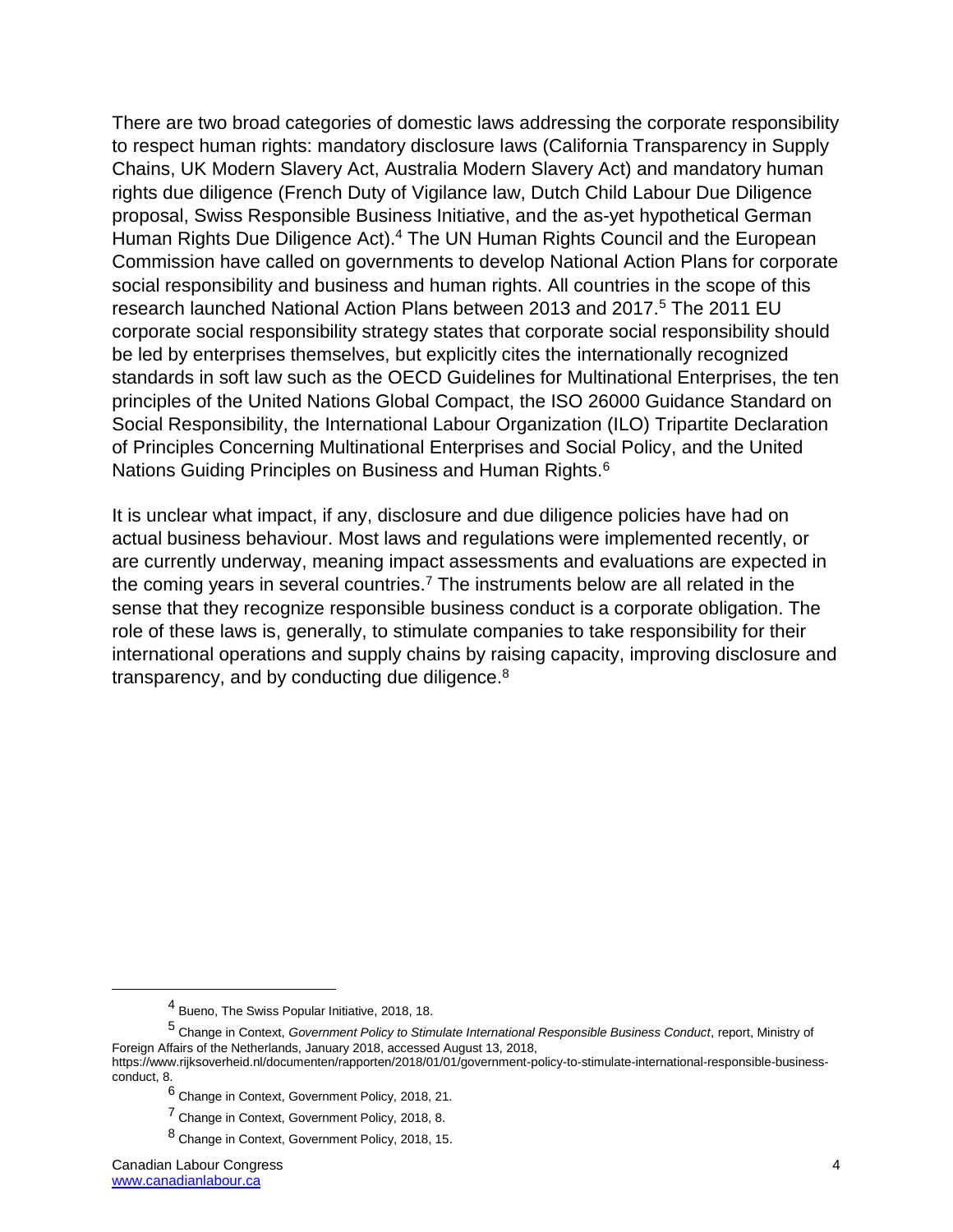There are two broad categories of domestic laws addressing the corporate responsibility to respect human rights: mandatory disclosure laws (California Transparency in Supply Chains, UK Modern Slavery Act, Australia Modern Slavery Act) and mandatory human rights due diligence (French Duty of Vigilance law, Dutch Child Labour Due Diligence proposal, Swiss Responsible Business Initiative, and the as-yet hypothetical German Human Rights Due Diligence Act).[4] The UN Human Rights Council and the European Commission have called on governments to develop National Action Plans for corporate social responsibility and business and human rights. All countries in the scope of this research launched National Action Plans between 2013 and 2017.[5] The 2011 EU corporate social responsibility strategy states that corporate social responsibility should be led by enterprises themselves, but explicitly cites the internationally recognized standards in soft law such as the OECD Guidelines for Multinational Enterprises, the ten principles of the United Nations Global Compact, the ISO 26000 Guidance Standard on Social Responsibility, the International Labour Organization (ILO) Tripartite Declaration of Principles Concerning Multinational Enterprises and Social Policy, and the United Nations Guiding Principles on Business and Human Rights.[6]

It is unclear what impact, if any, disclosure and due diligence policies have had on actual business behaviour. Most laws and regulations were implemented recently, or are currently underway, meaning impact assessments and evaluations are expected in the coming years in several countries.[7] The instruments below are all related in the sense that they recognize responsible business conduct is a corporate obligation. The role of these laws is, generally, to stimulate companies to take responsibility for their international operations and supply chains by raising capacity, improving disclosure and transparency, and by conducting due diligence.[8]

---

[4] Bueno, The Swiss Popular Initiative, 2018, 18.

[5] Change in Context, *Government Policy to Stimulate International Responsible Business Conduct*, report, Ministry of Foreign Affairs of the Netherlands, January 2018, accessed August 13, 2018, https://www.rijksoverheid.nl/documenten/rapporten/2018/01/01/government-policy-to-stimulate-international-responsible-business-conduct, 8.

[6] Change in Context, Government Policy, 2018, 21.

[7] Change in Context, Government Policy, 2018, 8.

[8] Change in Context, Government Policy, 2018, 15.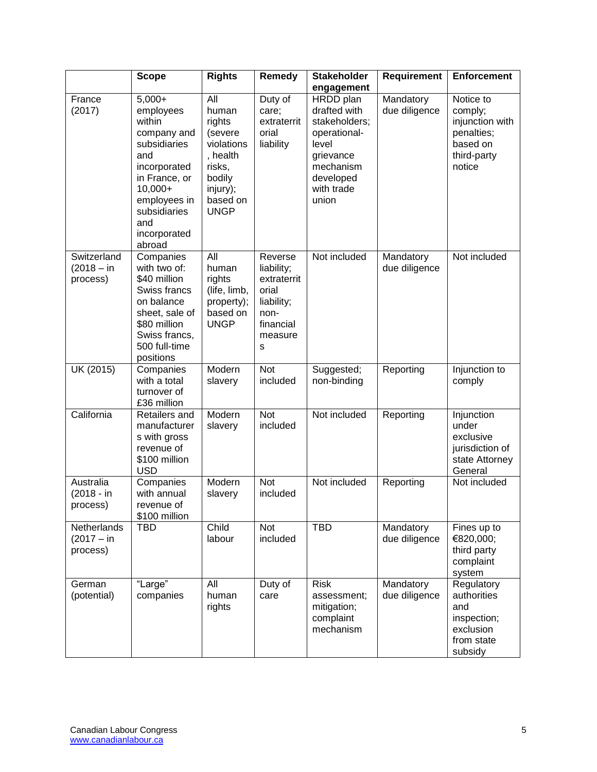| | Scope | Rights | Remedy | Stakeholder engagement | Requirement | Enforcement |
|---|---|---|---|---|---|---|
| France (2017) | 5,000+ employees within company and subsidiaries and incorporated in France, or 10,000+ employees in subsidiaries and incorporated abroad | All human rights (severe violations, health risks, bodily injury); based on UNGP | Duty of care; extraterritorial liability | HRDD plan drafted with stakeholders; operational-level grievance mechanism developed with trade union | Mandatory due diligence | Notice to comply; injunction with penalties; based on third-party notice |
| Switzerland (2018 – in process) | Companies with two of: $40 million Swiss francs on balance sheet, sale of $80 million Swiss francs, 500 full-time positions | All human rights (life, limb, property); based on UNGP | Reverse liability; extraterritorial liability; non-financial measures | Not included | Mandatory due diligence | Not included |
| UK (2015) | Companies with a total turnover of £36 million | Modern slavery | Not included | Suggested; non-binding | Reporting | Injunction to comply |
| California | Retailers and manufacturers with gross revenue of $100 million USD | Modern slavery | Not included | Not included | Reporting | Injunction under exclusive jurisdiction of state Attorney General |
| Australia (2018 - in process) | Companies with annual revenue of $100 million | Modern slavery | Not included | Not included | Reporting | Not included |
| Netherlands (2017 – in process) | TBD | Child labour | Not included | TBD | Mandatory due diligence | Fines up to €820,000; third party complaint system |
| German (potential) | "Large" companies | All human rights | Duty of care | Risk assessment; mitigation; complaint mechanism | Mandatory due diligence | Regulatory authorities and inspection; exclusion from state subsidy |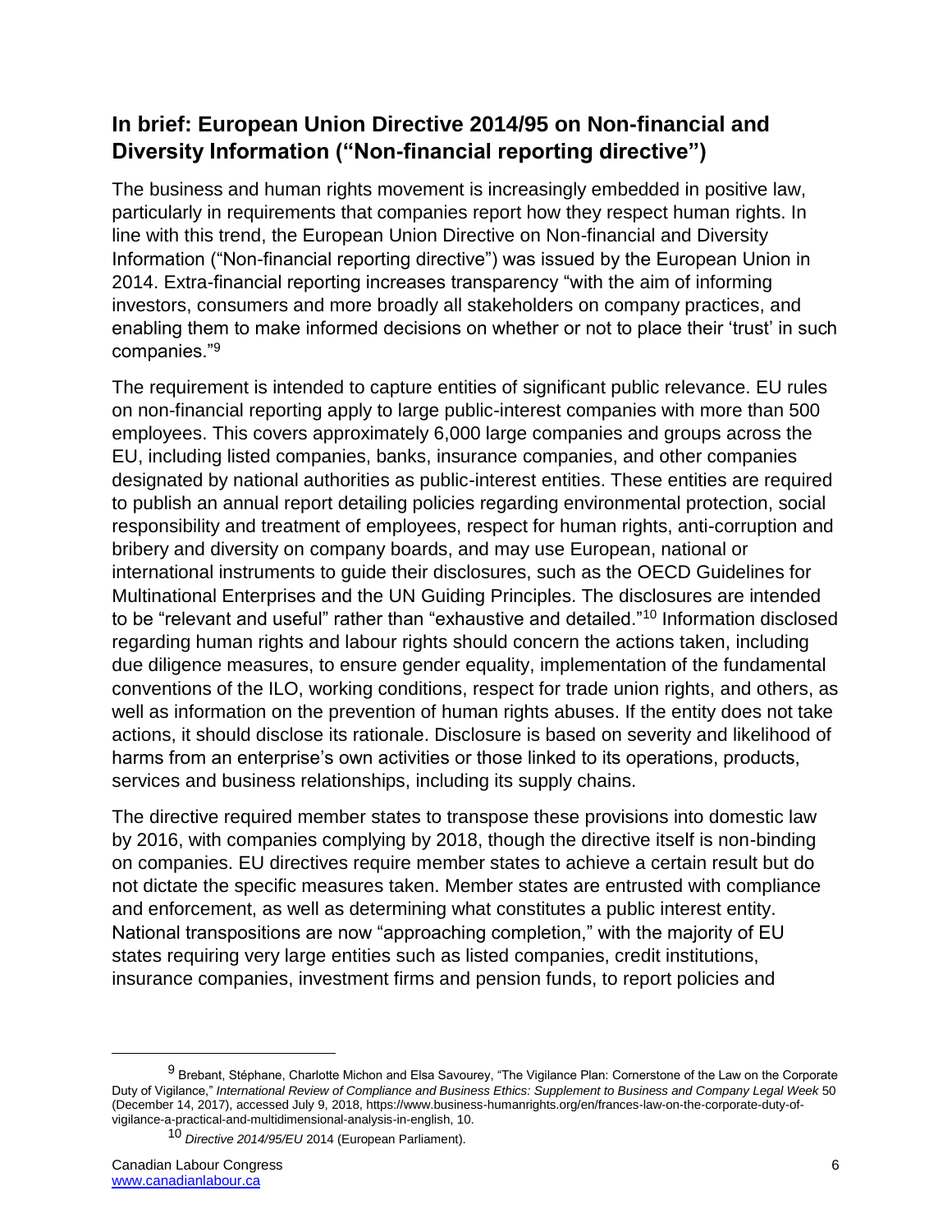## In brief: European Union Directive 2014/95 on Non-financial and Diversity Information ("Non-financial reporting directive")

The business and human rights movement is increasingly embedded in positive law, particularly in requirements that companies report how they respect human rights. In line with this trend, the European Union Directive on Non-financial and Diversity Information ("Non-financial reporting directive") was issued by the European Union in 2014. Extra-financial reporting increases transparency "with the aim of informing investors, consumers and more broadly all stakeholders on company practices, and enabling them to make informed decisions on whether or not to place their 'trust' in such companies."[9]

The requirement is intended to capture entities of significant public relevance. EU rules on non-financial reporting apply to large public-interest companies with more than 500 employees. This covers approximately 6,000 large companies and groups across the EU, including listed companies, banks, insurance companies, and other companies designated by national authorities as public-interest entities. These entities are required to publish an annual report detailing policies regarding environmental protection, social responsibility and treatment of employees, respect for human rights, anti-corruption and bribery and diversity on company boards, and may use European, national or international instruments to guide their disclosures, such as the OECD Guidelines for Multinational Enterprises and the UN Guiding Principles. The disclosures are intended to be "relevant and useful" rather than "exhaustive and detailed."[10] Information disclosed regarding human rights and labour rights should concern the actions taken, including due diligence measures, to ensure gender equality, implementation of the fundamental conventions of the ILO, working conditions, respect for trade union rights, and others, as well as information on the prevention of human rights abuses. If the entity does not take actions, it should disclose its rationale. Disclosure is based on severity and likelihood of harms from an enterprise's own activities or those linked to its operations, products, services and business relationships, including its supply chains.

The directive required member states to transpose these provisions into domestic law by 2016, with companies complying by 2018, though the directive itself is non-binding on companies. EU directives require member states to achieve a certain result but do not dictate the specific measures taken. Member states are entrusted with compliance and enforcement, as well as determining what constitutes a public interest entity. National transpositions are now "approaching completion," with the majority of EU states requiring very large entities such as listed companies, credit institutions, insurance companies, investment firms and pension funds, to report policies and

---

[9] Brebant, Stéphane, Charlotte Michon and Elsa Savourey, "The Vigilance Plan: Cornerstone of the Law on the Corporate Duty of Vigilance," *International Review of Compliance and Business Ethics: Supplement to Business and Company Legal Week* 50 (December 14, 2017), accessed July 9, 2018, https://www.business-humanrights.org/en/frances-law-on-the-corporate-duty-of-vigilance-a-practical-and-multidimensional-analysis-in-english, 10.

[10] *Directive 2014/95/EU* 2014 (European Parliament).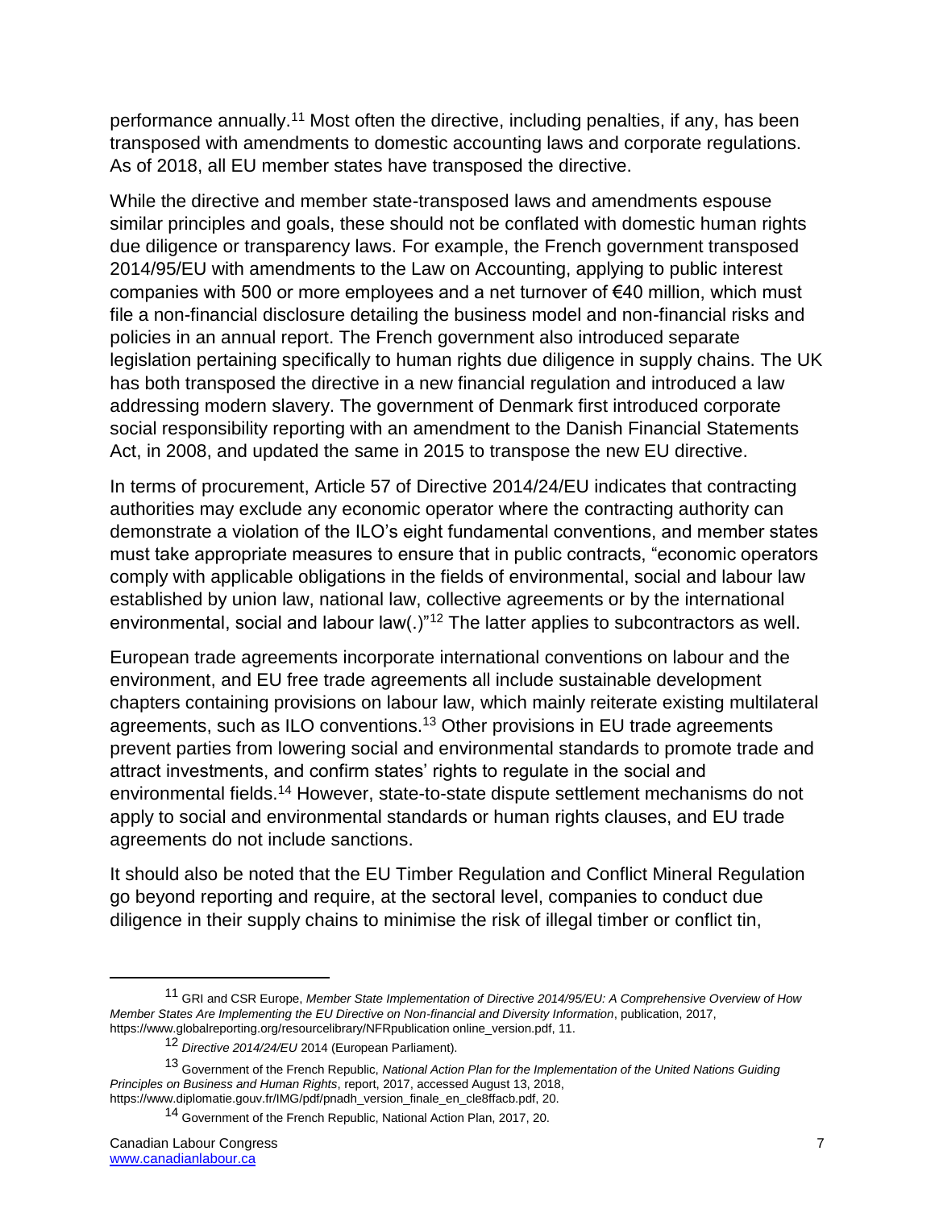performance annually.[11] Most often the directive, including penalties, if any, has been transposed with amendments to domestic accounting laws and corporate regulations. As of 2018, all EU member states have transposed the directive.

While the directive and member state-transposed laws and amendments espouse similar principles and goals, these should not be conflated with domestic human rights due diligence or transparency laws. For example, the French government transposed 2014/95/EU with amendments to the Law on Accounting, applying to public interest companies with 500 or more employees and a net turnover of €40 million, which must file a non-financial disclosure detailing the business model and non-financial risks and policies in an annual report. The French government also introduced separate legislation pertaining specifically to human rights due diligence in supply chains. The UK has both transposed the directive in a new financial regulation and introduced a law addressing modern slavery. The government of Denmark first introduced corporate social responsibility reporting with an amendment to the Danish Financial Statements Act, in 2008, and updated the same in 2015 to transpose the new EU directive.

In terms of procurement, Article 57 of Directive 2014/24/EU indicates that contracting authorities may exclude any economic operator where the contracting authority can demonstrate a violation of the ILO's eight fundamental conventions, and member states must take appropriate measures to ensure that in public contracts, "economic operators comply with applicable obligations in the fields of environmental, social and labour law established by union law, national law, collective agreements or by the international environmental, social and labour law(.)"[12] The latter applies to subcontractors as well.

European trade agreements incorporate international conventions on labour and the environment, and EU free trade agreements all include sustainable development chapters containing provisions on labour law, which mainly reiterate existing multilateral agreements, such as ILO conventions.[13] Other provisions in EU trade agreements prevent parties from lowering social and environmental standards to promote trade and attract investments, and confirm states' rights to regulate in the social and environmental fields.[14] However, state-to-state dispute settlement mechanisms do not apply to social and environmental standards or human rights clauses, and EU trade agreements do not include sanctions.

It should also be noted that the EU Timber Regulation and Conflict Mineral Regulation go beyond reporting and require, at the sectoral level, companies to conduct due diligence in their supply chains to minimise the risk of illegal timber or conflict tin,

---

[11] GRI and CSR Europe, *Member State Implementation of Directive 2014/95/EU: A Comprehensive Overview of How Member States Are Implementing the EU Directive on Non-financial and Diversity Information*, publication, 2017, https://www.globalreporting.org/resourcelibrary/NFRpublication online_version.pdf, 11.

[12] *Directive 2014/24/EU* 2014 (European Parliament).

[13] Government of the French Republic, *National Action Plan for the Implementation of the United Nations Guiding Principles on Business and Human Rights*, report, 2017, accessed August 13, 2018, https://www.diplomatie.gouv.fr/IMG/pdf/pnadh_version_finale_en_cle8ffacb.pdf, 20.

[14] Government of the French Republic, National Action Plan, 2017, 20.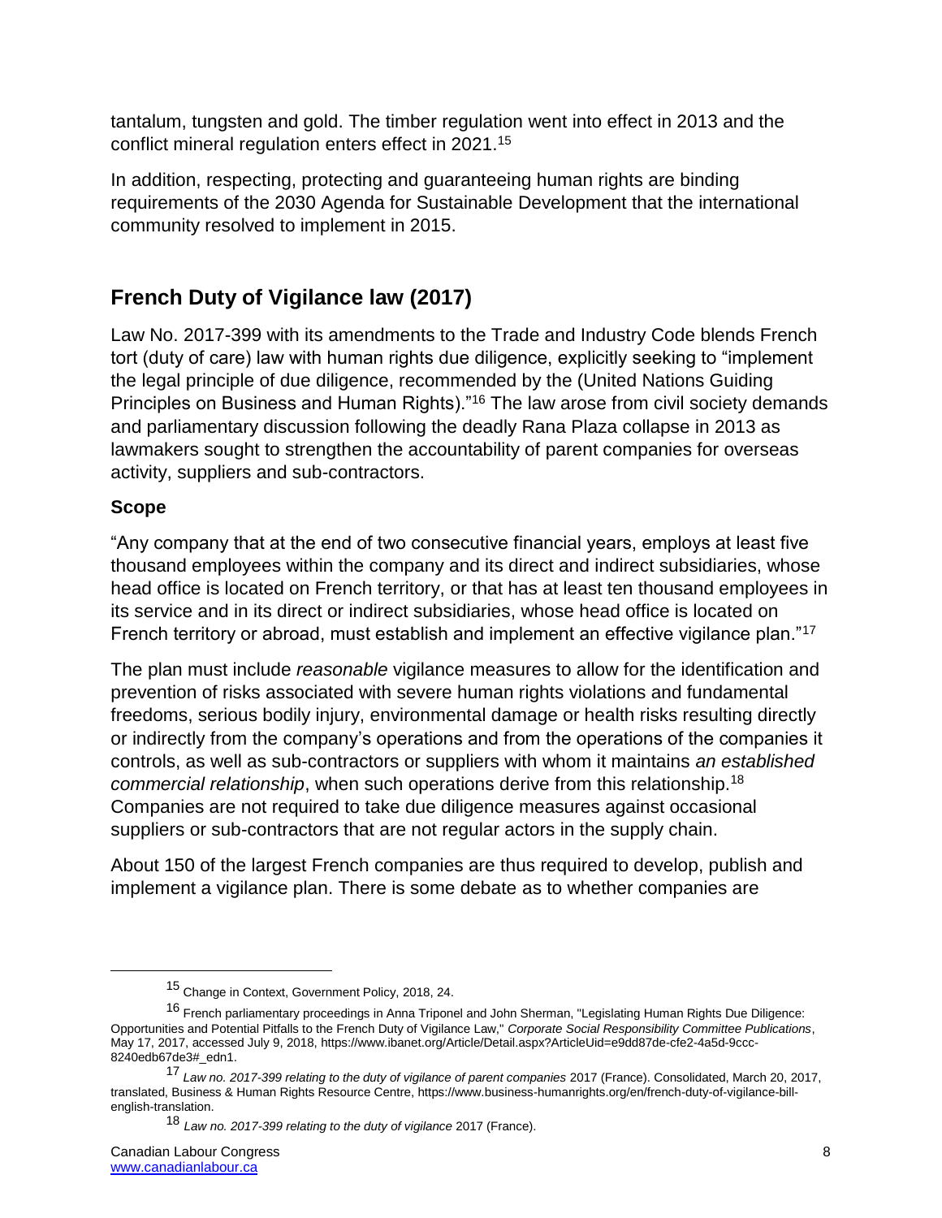tantalum, tungsten and gold. The timber regulation went into effect in 2013 and the conflict mineral regulation enters effect in 2021.[15]

In addition, respecting, protecting and guaranteeing human rights are binding requirements of the 2030 Agenda for Sustainable Development that the international community resolved to implement in 2015.

## French Duty of Vigilance law (2017)

Law No. 2017-399 with its amendments to the Trade and Industry Code blends French tort (duty of care) law with human rights due diligence, explicitly seeking to "implement the legal principle of due diligence, recommended by the (United Nations Guiding Principles on Business and Human Rights)."[16] The law arose from civil society demands and parliamentary discussion following the deadly Rana Plaza collapse in 2013 as lawmakers sought to strengthen the accountability of parent companies for overseas activity, suppliers and sub-contractors.

### Scope

"Any company that at the end of two consecutive financial years, employs at least five thousand employees within the company and its direct and indirect subsidiaries, whose head office is located on French territory, or that has at least ten thousand employees in its service and in its direct or indirect subsidiaries, whose head office is located on French territory or abroad, must establish and implement an effective vigilance plan."[17]

The plan must include *reasonable* vigilance measures to allow for the identification and prevention of risks associated with severe human rights violations and fundamental freedoms, serious bodily injury, environmental damage or health risks resulting directly or indirectly from the company's operations and from the operations of the companies it controls, as well as sub-contractors or suppliers with whom it maintains *an established commercial relationship*, when such operations derive from this relationship.[18] Companies are not required to take due diligence measures against occasional suppliers or sub-contractors that are not regular actors in the supply chain.

About 150 of the largest French companies are thus required to develop, publish and implement a vigilance plan. There is some debate as to whether companies are

---

[15] Change in Context, Government Policy, 2018, 24.

[16] French parliamentary proceedings in Anna Triponel and John Sherman, "Legislating Human Rights Due Diligence: Opportunities and Potential Pitfalls to the French Duty of Vigilance Law," *Corporate Social Responsibility Committee Publications*, May 17, 2017, accessed July 9, 2018, https://www.ibanet.org/Article/Detail.aspx?ArticleUid=e9dd87de-cfe2-4a5d-9ccc-8240edb67de3#_edn1.

[17] *Law no. 2017-399 relating to the duty of vigilance of parent companies* 2017 (France). Consolidated, March 20, 2017, translated, Business & Human Rights Resource Centre, https://www.business-humanrights.org/en/french-duty-of-vigilance-bill-english-translation.

[18] *Law no. 2017-399 relating to the duty of vigilance* 2017 (France).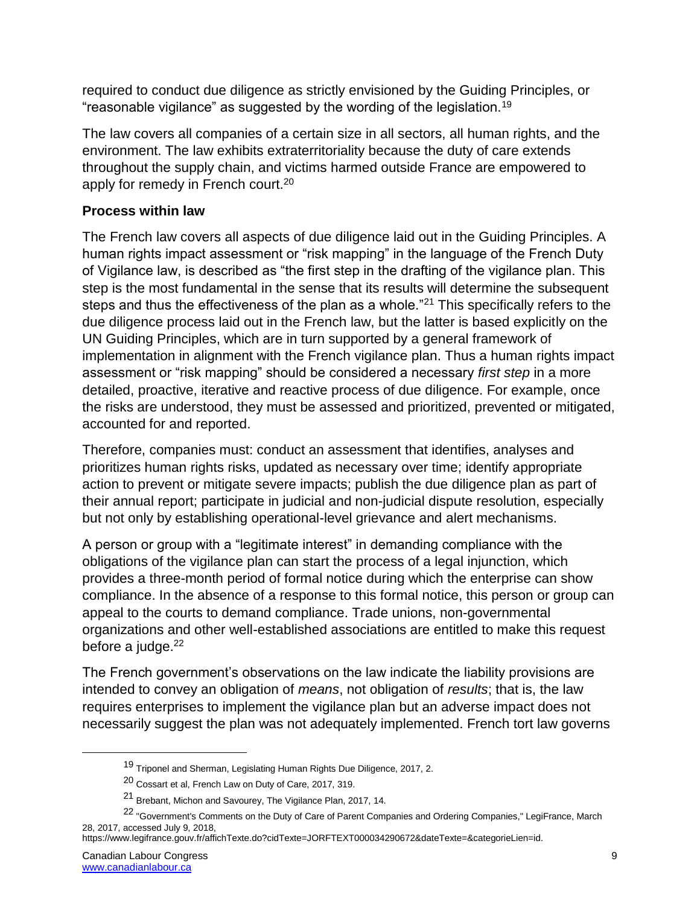required to conduct due diligence as strictly envisioned by the Guiding Principles, or "reasonable vigilance" as suggested by the wording of the legislation.[19]

The law covers all companies of a certain size in all sectors, all human rights, and the environment. The law exhibits extraterritoriality because the duty of care extends throughout the supply chain, and victims harmed outside France are empowered to apply for remedy in French court.[20]

**Process within law**

The French law covers all aspects of due diligence laid out in the Guiding Principles. A human rights impact assessment or "risk mapping" in the language of the French Duty of Vigilance law, is described as "the first step in the drafting of the vigilance plan. This step is the most fundamental in the sense that its results will determine the subsequent steps and thus the effectiveness of the plan as a whole."[21] This specifically refers to the due diligence process laid out in the French law, but the latter is based explicitly on the UN Guiding Principles, which are in turn supported by a general framework of implementation in alignment with the French vigilance plan. Thus a human rights impact assessment or "risk mapping" should be considered a necessary *first step* in a more detailed, proactive, iterative and reactive process of due diligence. For example, once the risks are understood, they must be assessed and prioritized, prevented or mitigated, accounted for and reported.

Therefore, companies must: conduct an assessment that identifies, analyses and prioritizes human rights risks, updated as necessary over time; identify appropriate action to prevent or mitigate severe impacts; publish the due diligence plan as part of their annual report; participate in judicial and non-judicial dispute resolution, especially but not only by establishing operational-level grievance and alert mechanisms.

A person or group with a "legitimate interest" in demanding compliance with the obligations of the vigilance plan can start the process of a legal injunction, which provides a three-month period of formal notice during which the enterprise can show compliance. In the absence of a response to this formal notice, this person or group can appeal to the courts to demand compliance. Trade unions, non-governmental organizations and other well-established associations are entitled to make this request before a judge.[22]

The French government's observations on the law indicate the liability provisions are intended to convey an obligation of *means*, not obligation of *results*; that is, the law requires enterprises to implement the vigilance plan but an adverse impact does not necessarily suggest the plan was not adequately implemented. French tort law governs

[19] Triponel and Sherman, Legislating Human Rights Due Diligence, 2017, 2.

[20] Cossart et al, French Law on Duty of Care, 2017, 319.

[21] Brebant, Michon and Savourey, The Vigilance Plan, 2017, 14.

[22] "Government's Comments on the Duty of Care of Parent Companies and Ordering Companies," LegiFrance, March 28, 2017, accessed July 9, 2018, https://www.legifrance.gouv.fr/affichTexte.do?cidTexte=JORFTEXT000034290672&dateTexte=&categorieLien=id.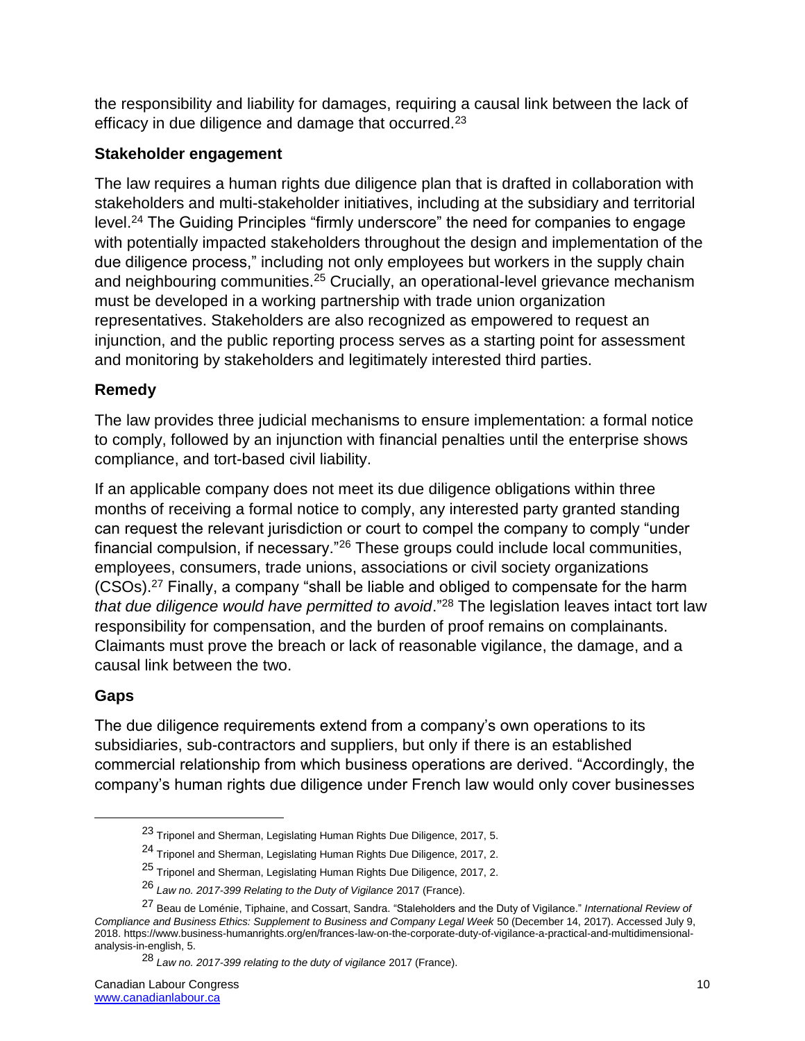the responsibility and liability for damages, requiring a causal link between the lack of efficacy in due diligence and damage that occurred.[23]

### Stakeholder engagement

The law requires a human rights due diligence plan that is drafted in collaboration with stakeholders and multi-stakeholder initiatives, including at the subsidiary and territorial level.[24] The Guiding Principles "firmly underscore" the need for companies to engage with potentially impacted stakeholders throughout the design and implementation of the due diligence process," including not only employees but workers in the supply chain and neighbouring communities.[25] Crucially, an operational-level grievance mechanism must be developed in a working partnership with trade union organization representatives. Stakeholders are also recognized as empowered to request an injunction, and the public reporting process serves as a starting point for assessment and monitoring by stakeholders and legitimately interested third parties.

### Remedy

The law provides three judicial mechanisms to ensure implementation: a formal notice to comply, followed by an injunction with financial penalties until the enterprise shows compliance, and tort-based civil liability.

If an applicable company does not meet its due diligence obligations within three months of receiving a formal notice to comply, any interested party granted standing can request the relevant jurisdiction or court to compel the company to comply "under financial compulsion, if necessary."[26] These groups could include local communities, employees, consumers, trade unions, associations or civil society organizations (CSOs).[27] Finally, a company "shall be liable and obliged to compensate for the harm *that due diligence would have permitted to avoid*."[28] The legislation leaves intact tort law responsibility for compensation, and the burden of proof remains on complainants. Claimants must prove the breach or lack of reasonable vigilance, the damage, and a causal link between the two.

### Gaps

The due diligence requirements extend from a company's own operations to its subsidiaries, sub-contractors and suppliers, but only if there is an established commercial relationship from which business operations are derived. "Accordingly, the company's human rights due diligence under French law would only cover businesses

---

[23] Triponel and Sherman, Legislating Human Rights Due Diligence, 2017, 5.

[24] Triponel and Sherman, Legislating Human Rights Due Diligence, 2017, 2.

[25] Triponel and Sherman, Legislating Human Rights Due Diligence, 2017, 2.

[26] *Law no. 2017-399 Relating to the Duty of Vigilance* 2017 (France).

[27] Beau de Loménie, Tiphaine, and Cossart, Sandra. "Staleholders and the Duty of Vigilance." *International Review of Compliance and Business Ethics: Supplement to Business and Company Legal Week* 50 (December 14, 2017). Accessed July 9, 2018. https://www.business-humanrights.org/en/frances-law-on-the-corporate-duty-of-vigilance-a-practical-and-multidimensional-analysis-in-english, 5.

[28] *Law no. 2017-399 relating to the duty of vigilance* 2017 (France).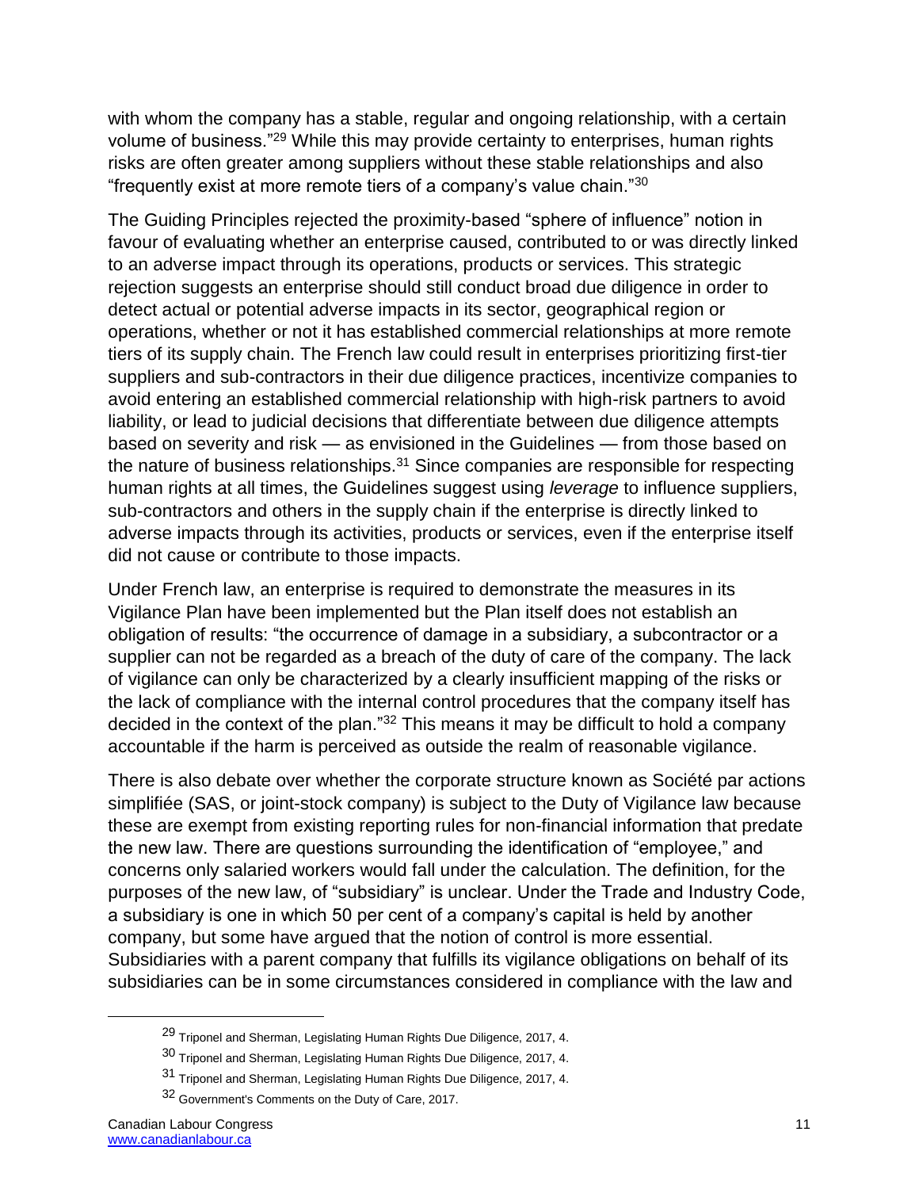with whom the company has a stable, regular and ongoing relationship, with a certain volume of business."[29] While this may provide certainty to enterprises, human rights risks are often greater among suppliers without these stable relationships and also "frequently exist at more remote tiers of a company's value chain."[30]

The Guiding Principles rejected the proximity-based "sphere of influence" notion in favour of evaluating whether an enterprise caused, contributed to or was directly linked to an adverse impact through its operations, products or services. This strategic rejection suggests an enterprise should still conduct broad due diligence in order to detect actual or potential adverse impacts in its sector, geographical region or operations, whether or not it has established commercial relationships at more remote tiers of its supply chain. The French law could result in enterprises prioritizing first-tier suppliers and sub-contractors in their due diligence practices, incentivize companies to avoid entering an established commercial relationship with high-risk partners to avoid liability, or lead to judicial decisions that differentiate between due diligence attempts based on severity and risk — as envisioned in the Guidelines — from those based on the nature of business relationships.[31] Since companies are responsible for respecting human rights at all times, the Guidelines suggest using *leverage* to influence suppliers, sub-contractors and others in the supply chain if the enterprise is directly linked to adverse impacts through its activities, products or services, even if the enterprise itself did not cause or contribute to those impacts.

Under French law, an enterprise is required to demonstrate the measures in its Vigilance Plan have been implemented but the Plan itself does not establish an obligation of results: "the occurrence of damage in a subsidiary, a subcontractor or a supplier can not be regarded as a breach of the duty of care of the company. The lack of vigilance can only be characterized by a clearly insufficient mapping of the risks or the lack of compliance with the internal control procedures that the company itself has decided in the context of the plan."[32] This means it may be difficult to hold a company accountable if the harm is perceived as outside the realm of reasonable vigilance.

There is also debate over whether the corporate structure known as Société par actions simplifiée (SAS, or joint-stock company) is subject to the Duty of Vigilance law because these are exempt from existing reporting rules for non-financial information that predate the new law. There are questions surrounding the identification of "employee," and concerns only salaried workers would fall under the calculation. The definition, for the purposes of the new law, of "subsidiary" is unclear. Under the Trade and Industry Code, a subsidiary is one in which 50 per cent of a company's capital is held by another company, but some have argued that the notion of control is more essential. Subsidiaries with a parent company that fulfills its vigilance obligations on behalf of its subsidiaries can be in some circumstances considered in compliance with the law and

---

[29] Triponel and Sherman, Legislating Human Rights Due Diligence, 2017, 4.

[30] Triponel and Sherman, Legislating Human Rights Due Diligence, 2017, 4.

[31] Triponel and Sherman, Legislating Human Rights Due Diligence, 2017, 4.

[32] Government's Comments on the Duty of Care, 2017.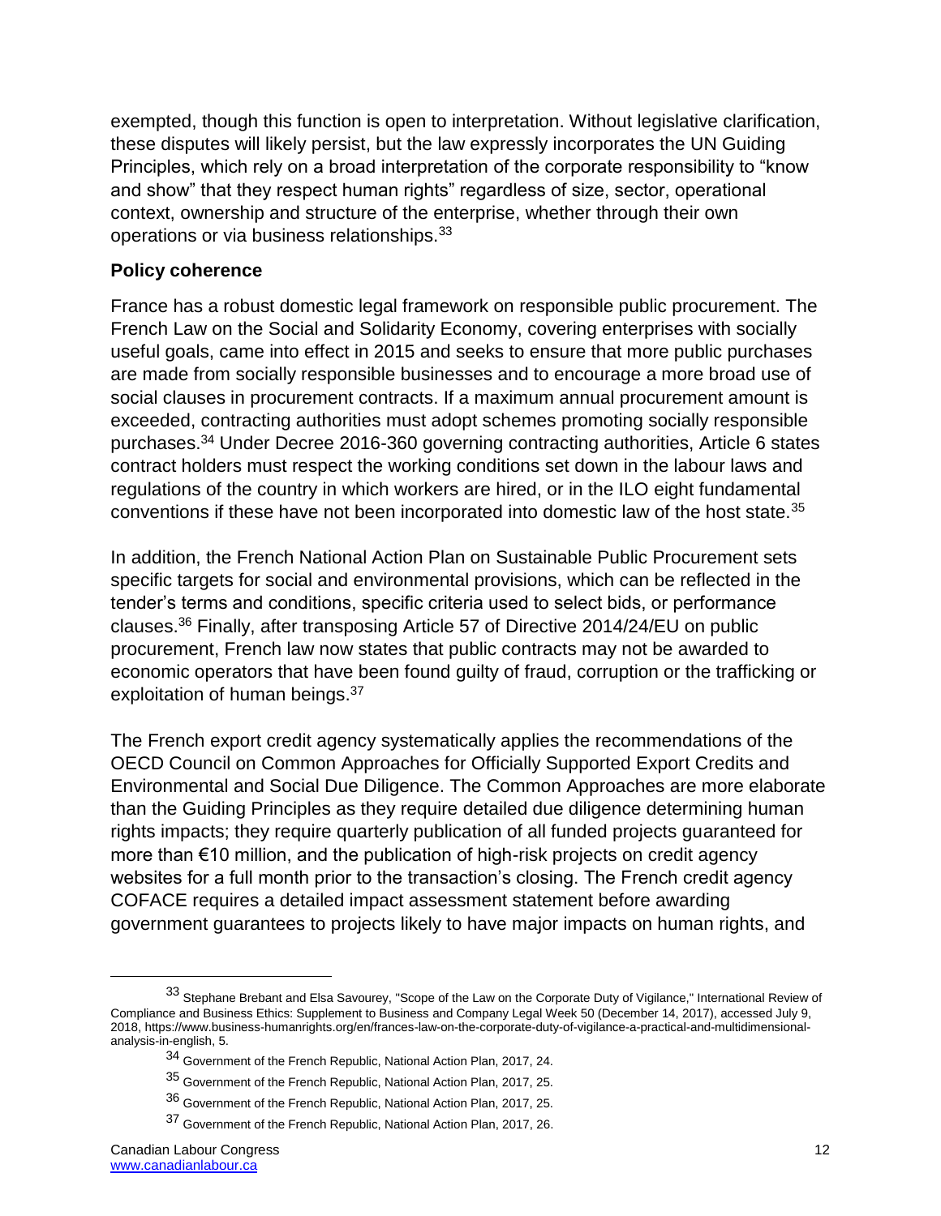exempted, though this function is open to interpretation. Without legislative clarification, these disputes will likely persist, but the law expressly incorporates the UN Guiding Principles, which rely on a broad interpretation of the corporate responsibility to “know and show” that they respect human rights” regardless of size, sector, operational context, ownership and structure of the enterprise, whether through their own operations or via business relationships.[33]

### Policy coherence

France has a robust domestic legal framework on responsible public procurement. The French Law on the Social and Solidarity Economy, covering enterprises with socially useful goals, came into effect in 2015 and seeks to ensure that more public purchases are made from socially responsible businesses and to encourage a more broad use of social clauses in procurement contracts. If a maximum annual procurement amount is exceeded, contracting authorities must adopt schemes promoting socially responsible purchases.[34] Under Decree 2016-360 governing contracting authorities, Article 6 states contract holders must respect the working conditions set down in the labour laws and regulations of the country in which workers are hired, or in the ILO eight fundamental conventions if these have not been incorporated into domestic law of the host state.[35]

In addition, the French National Action Plan on Sustainable Public Procurement sets specific targets for social and environmental provisions, which can be reflected in the tender’s terms and conditions, specific criteria used to select bids, or performance clauses.[36] Finally, after transposing Article 57 of Directive 2014/24/EU on public procurement, French law now states that public contracts may not be awarded to economic operators that have been found guilty of fraud, corruption or the trafficking or exploitation of human beings.[37]

The French export credit agency systematically applies the recommendations of the OECD Council on Common Approaches for Officially Supported Export Credits and Environmental and Social Due Diligence. The Common Approaches are more elaborate than the Guiding Principles as they require detailed due diligence determining human rights impacts; they require quarterly publication of all funded projects guaranteed for more than €10 million, and the publication of high-risk projects on credit agency websites for a full month prior to the transaction’s closing. The French credit agency COFACE requires a detailed impact assessment statement before awarding government guarantees to projects likely to have major impacts on human rights, and

---

[33] Stephane Brebant and Elsa Savourey, "Scope of the Law on the Corporate Duty of Vigilance," International Review of Compliance and Business Ethics: Supplement to Business and Company Legal Week 50 (December 14, 2017), accessed July 9, 2018, https://www.business-humanrights.org/en/frances-law-on-the-corporate-duty-of-vigilance-a-practical-and-multidimensional-analysis-in-english, 5.

[34] Government of the French Republic, National Action Plan, 2017, 24.

[35] Government of the French Republic, National Action Plan, 2017, 25.

[36] Government of the French Republic, National Action Plan, 2017, 25.

[37] Government of the French Republic, National Action Plan, 2017, 26.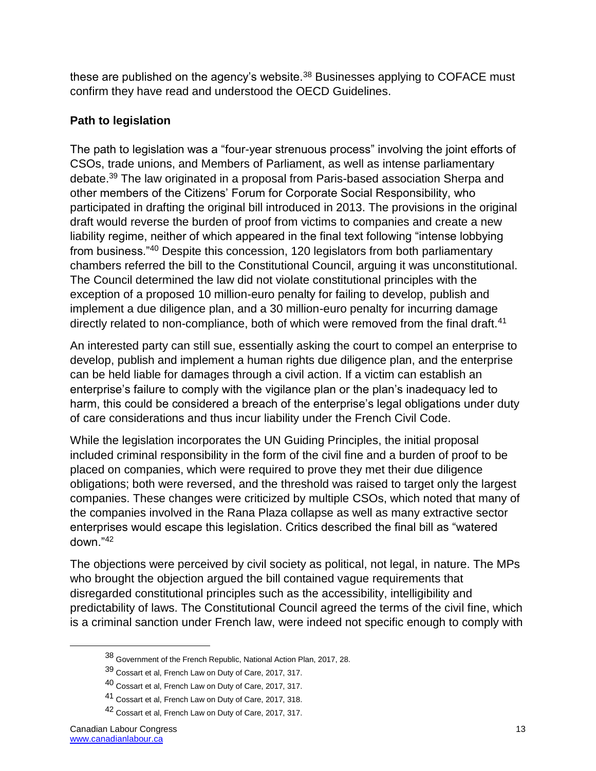these are published on the agency's website.[38] Businesses applying to COFACE must confirm they have read and understood the OECD Guidelines.

**Path to legislation**

The path to legislation was a "four-year strenuous process" involving the joint efforts of CSOs, trade unions, and Members of Parliament, as well as intense parliamentary debate.[39] The law originated in a proposal from Paris-based association Sherpa and other members of the Citizens' Forum for Corporate Social Responsibility, who participated in drafting the original bill introduced in 2013. The provisions in the original draft would reverse the burden of proof from victims to companies and create a new liability regime, neither of which appeared in the final text following "intense lobbying from business."[40] Despite this concession, 120 legislators from both parliamentary chambers referred the bill to the Constitutional Council, arguing it was unconstitutional. The Council determined the law did not violate constitutional principles with the exception of a proposed 10 million-euro penalty for failing to develop, publish and implement a due diligence plan, and a 30 million-euro penalty for incurring damage directly related to non-compliance, both of which were removed from the final draft.[41]

An interested party can still sue, essentially asking the court to compel an enterprise to develop, publish and implement a human rights due diligence plan, and the enterprise can be held liable for damages through a civil action. If a victim can establish an enterprise's failure to comply with the vigilance plan or the plan's inadequacy led to harm, this could be considered a breach of the enterprise's legal obligations under duty of care considerations and thus incur liability under the French Civil Code.

While the legislation incorporates the UN Guiding Principles, the initial proposal included criminal responsibility in the form of the civil fine and a burden of proof to be placed on companies, which were required to prove they met their due diligence obligations; both were reversed, and the threshold was raised to target only the largest companies. These changes were criticized by multiple CSOs, which noted that many of the companies involved in the Rana Plaza collapse as well as many extractive sector enterprises would escape this legislation. Critics described the final bill as "watered down."[42]

The objections were perceived by civil society as political, not legal, in nature. The MPs who brought the objection argued the bill contained vague requirements that disregarded constitutional principles such as the accessibility, intelligibility and predictability of laws. The Constitutional Council agreed the terms of the civil fine, which is a criminal sanction under French law, were indeed not specific enough to comply with

---

[38] Government of the French Republic, National Action Plan, 2017, 28.

[39] Cossart et al, French Law on Duty of Care, 2017, 317.

[40] Cossart et al, French Law on Duty of Care, 2017, 317.

[41] Cossart et al, French Law on Duty of Care, 2017, 318.

[42] Cossart et al, French Law on Duty of Care, 2017, 317.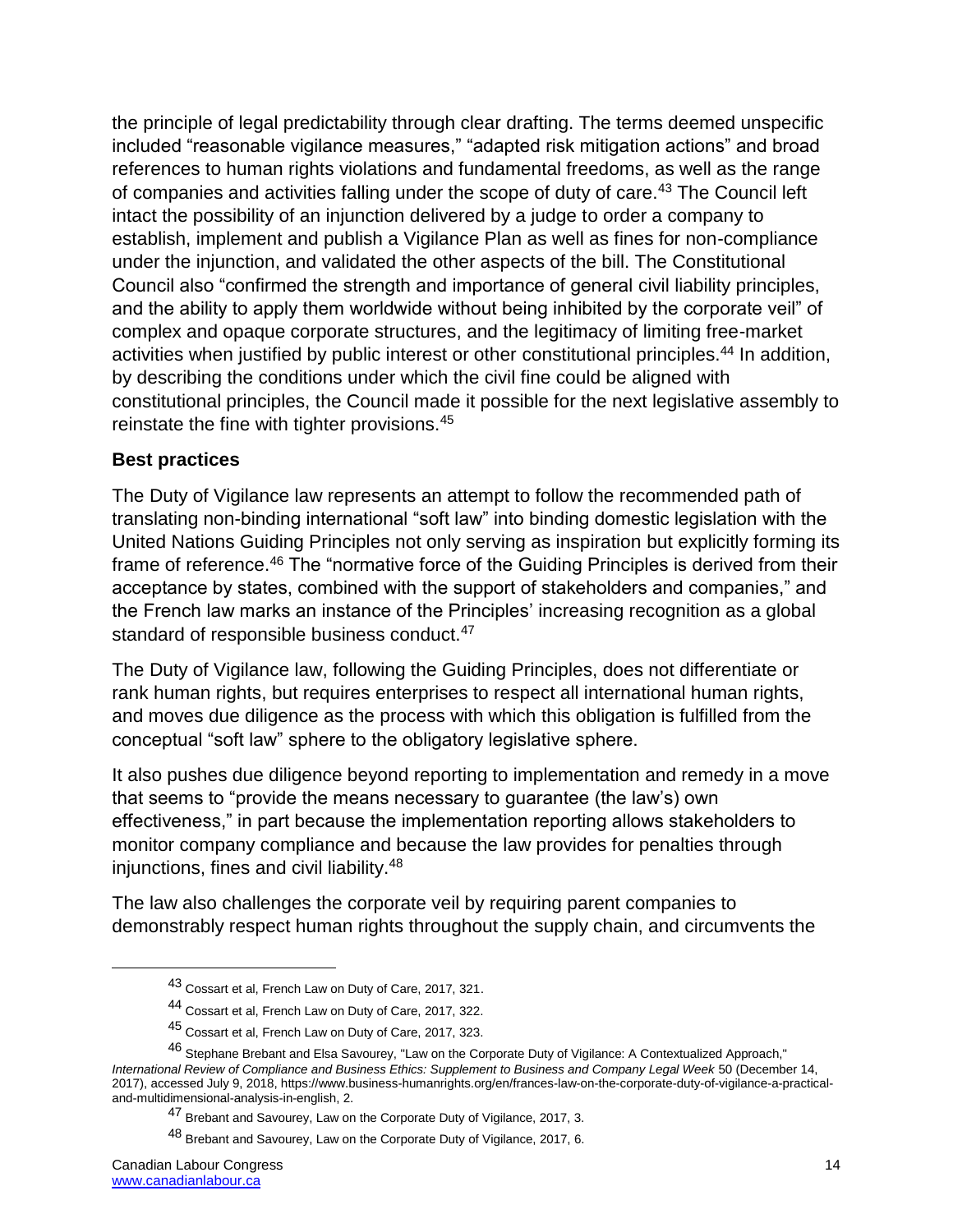the principle of legal predictability through clear drafting. The terms deemed unspecific included "reasonable vigilance measures," "adapted risk mitigation actions" and broad references to human rights violations and fundamental freedoms, as well as the range of companies and activities falling under the scope of duty of care.[43] The Council left intact the possibility of an injunction delivered by a judge to order a company to establish, implement and publish a Vigilance Plan as well as fines for non-compliance under the injunction, and validated the other aspects of the bill. The Constitutional Council also "confirmed the strength and importance of general civil liability principles, and the ability to apply them worldwide without being inhibited by the corporate veil" of complex and opaque corporate structures, and the legitimacy of limiting free-market activities when justified by public interest or other constitutional principles.[44] In addition, by describing the conditions under which the civil fine could be aligned with constitutional principles, the Council made it possible for the next legislative assembly to reinstate the fine with tighter provisions.[45]

### Best practices

The Duty of Vigilance law represents an attempt to follow the recommended path of translating non-binding international "soft law" into binding domestic legislation with the United Nations Guiding Principles not only serving as inspiration but explicitly forming its frame of reference.[46] The "normative force of the Guiding Principles is derived from their acceptance by states, combined with the support of stakeholders and companies," and the French law marks an instance of the Principles' increasing recognition as a global standard of responsible business conduct.[47]

The Duty of Vigilance law, following the Guiding Principles, does not differentiate or rank human rights, but requires enterprises to respect all international human rights, and moves due diligence as the process with which this obligation is fulfilled from the conceptual "soft law" sphere to the obligatory legislative sphere.

It also pushes due diligence beyond reporting to implementation and remedy in a move that seems to "provide the means necessary to guarantee (the law's) own effectiveness," in part because the implementation reporting allows stakeholders to monitor company compliance and because the law provides for penalties through injunctions, fines and civil liability.[48]

The law also challenges the corporate veil by requiring parent companies to demonstrably respect human rights throughout the supply chain, and circumvents the

---

[43] Cossart et al, French Law on Duty of Care, 2017, 321.

[44] Cossart et al, French Law on Duty of Care, 2017, 322.

[45] Cossart et al, French Law on Duty of Care, 2017, 323.

[46] Stephane Brebant and Elsa Savourey, "Law on the Corporate Duty of Vigilance: A Contextualized Approach," *International Review of Compliance and Business Ethics: Supplement to Business and Company Legal Week* 50 (December 14, 2017), accessed July 9, 2018, https://www.business-humanrights.org/en/frances-law-on-the-corporate-duty-of-vigilance-a-practical-and-multidimensional-analysis-in-english, 2.

[47] Brebant and Savourey, Law on the Corporate Duty of Vigilance, 2017, 3.

[48] Brebant and Savourey, Law on the Corporate Duty of Vigilance, 2017, 6.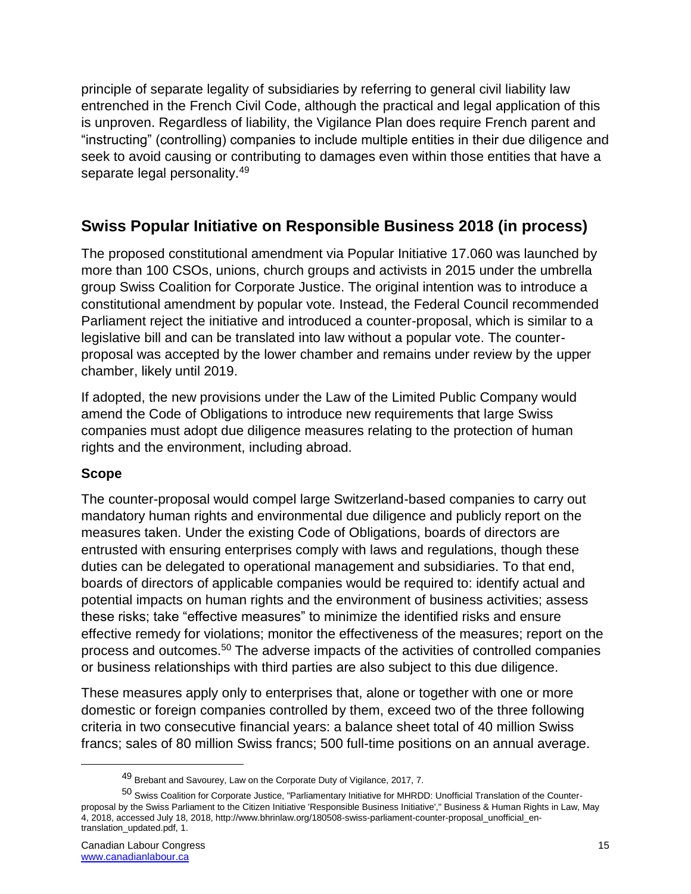principle of separate legality of subsidiaries by referring to general civil liability law entrenched in the French Civil Code, although the practical and legal application of this is unproven. Regardless of liability, the Vigilance Plan does require French parent and "instructing" (controlling) companies to include multiple entities in their due diligence and seek to avoid causing or contributing to damages even within those entities that have a separate legal personality.[49]

## Swiss Popular Initiative on Responsible Business 2018 (in process)

The proposed constitutional amendment via Popular Initiative 17.060 was launched by more than 100 CSOs, unions, church groups and activists in 2015 under the umbrella group Swiss Coalition for Corporate Justice. The original intention was to introduce a constitutional amendment by popular vote. Instead, the Federal Council recommended Parliament reject the initiative and introduced a counter-proposal, which is similar to a legislative bill and can be translated into law without a popular vote. The counter-proposal was accepted by the lower chamber and remains under review by the upper chamber, likely until 2019.

If adopted, the new provisions under the Law of the Limited Public Company would amend the Code of Obligations to introduce new requirements that large Swiss companies must adopt due diligence measures relating to the protection of human rights and the environment, including abroad.

### Scope

The counter-proposal would compel large Switzerland-based companies to carry out mandatory human rights and environmental due diligence and publicly report on the measures taken. Under the existing Code of Obligations, boards of directors are entrusted with ensuring enterprises comply with laws and regulations, though these duties can be delegated to operational management and subsidiaries. To that end, boards of directors of applicable companies would be required to: identify actual and potential impacts on human rights and the environment of business activities; assess these risks; take "effective measures" to minimize the identified risks and ensure effective remedy for violations; monitor the effectiveness of the measures; report on the process and outcomes.[50] The adverse impacts of the activities of controlled companies or business relationships with third parties are also subject to this due diligence.

These measures apply only to enterprises that, alone or together with one or more domestic or foreign companies controlled by them, exceed two of the three following criteria in two consecutive financial years: a balance sheet total of 40 million Swiss francs; sales of 80 million Swiss francs; 500 full-time positions on an annual average.

---

[49] Brebant and Savourey, Law on the Corporate Duty of Vigilance, 2017, 7.

[50] Swiss Coalition for Corporate Justice, "Parliamentary Initiative for MHRDD: Unofficial Translation of the Counter-proposal by the Swiss Parliament to the Citizen Initiative 'Responsible Business Initiative'," Business & Human Rights in Law, May 4, 2018, accessed July 18, 2018, http://www.bhrinlaw.org/180508-swiss-parliament-counter-proposal_unofficial_en-translation_updated.pdf, 1.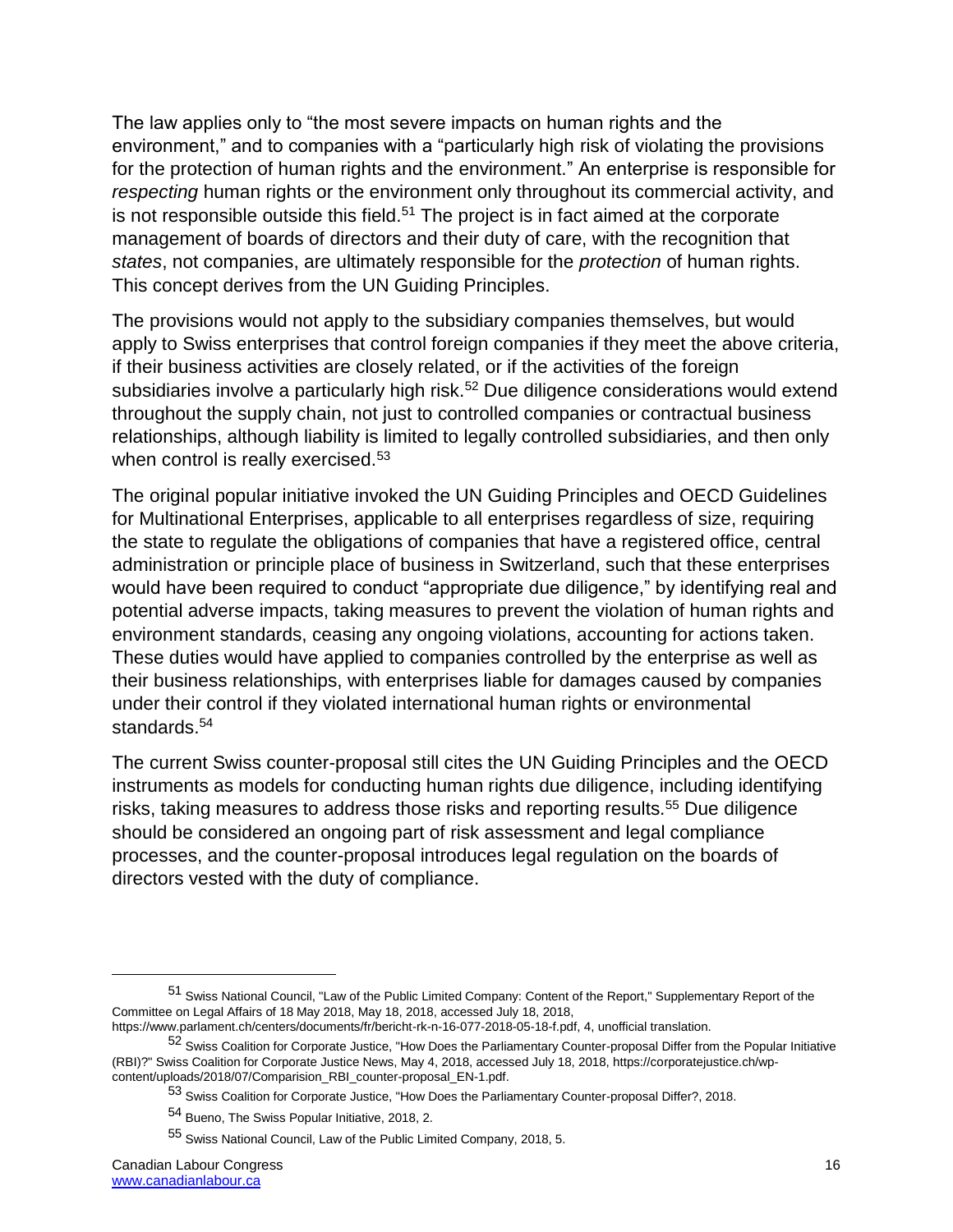The law applies only to "the most severe impacts on human rights and the environment," and to companies with a "particularly high risk of violating the provisions for the protection of human rights and the environment." An enterprise is responsible for *respecting* human rights or the environment only throughout its commercial activity, and is not responsible outside this field.[51] The project is in fact aimed at the corporate management of boards of directors and their duty of care, with the recognition that *states*, not companies, are ultimately responsible for the *protection* of human rights. This concept derives from the UN Guiding Principles.

The provisions would not apply to the subsidiary companies themselves, but would apply to Swiss enterprises that control foreign companies if they meet the above criteria, if their business activities are closely related, or if the activities of the foreign subsidiaries involve a particularly high risk.[52] Due diligence considerations would extend throughout the supply chain, not just to controlled companies or contractual business relationships, although liability is limited to legally controlled subsidiaries, and then only when control is really exercised.[53]

The original popular initiative invoked the UN Guiding Principles and OECD Guidelines for Multinational Enterprises, applicable to all enterprises regardless of size, requiring the state to regulate the obligations of companies that have a registered office, central administration or principle place of business in Switzerland, such that these enterprises would have been required to conduct "appropriate due diligence," by identifying real and potential adverse impacts, taking measures to prevent the violation of human rights and environment standards, ceasing any ongoing violations, accounting for actions taken. These duties would have applied to companies controlled by the enterprise as well as their business relationships, with enterprises liable for damages caused by companies under their control if they violated international human rights or environmental standards.[54]

The current Swiss counter-proposal still cites the UN Guiding Principles and the OECD instruments as models for conducting human rights due diligence, including identifying risks, taking measures to address those risks and reporting results.[55] Due diligence should be considered an ongoing part of risk assessment and legal compliance processes, and the counter-proposal introduces legal regulation on the boards of directors vested with the duty of compliance.

---

[51] Swiss National Council, "Law of the Public Limited Company: Content of the Report," Supplementary Report of the Committee on Legal Affairs of 18 May 2018, May 18, 2018, accessed July 18, 2018, https://www.parlament.ch/centers/documents/fr/bericht-rk-n-16-077-2018-05-18-f.pdf, 4, unofficial translation.

[52] Swiss Coalition for Corporate Justice, "How Does the Parliamentary Counter-proposal Differ from the Popular Initiative (RBI)?" Swiss Coalition for Corporate Justice News, May 4, 2018, accessed July 18, 2018, https://corporatejustice.ch/wp-content/uploads/2018/07/Comparision_RBI_counter-proposal_EN-1.pdf.

[53] Swiss Coalition for Corporate Justice, "How Does the Parliamentary Counter-proposal Differ?, 2018.

[54] Bueno, The Swiss Popular Initiative, 2018, 2.

[55] Swiss National Council, Law of the Public Limited Company, 2018, 5.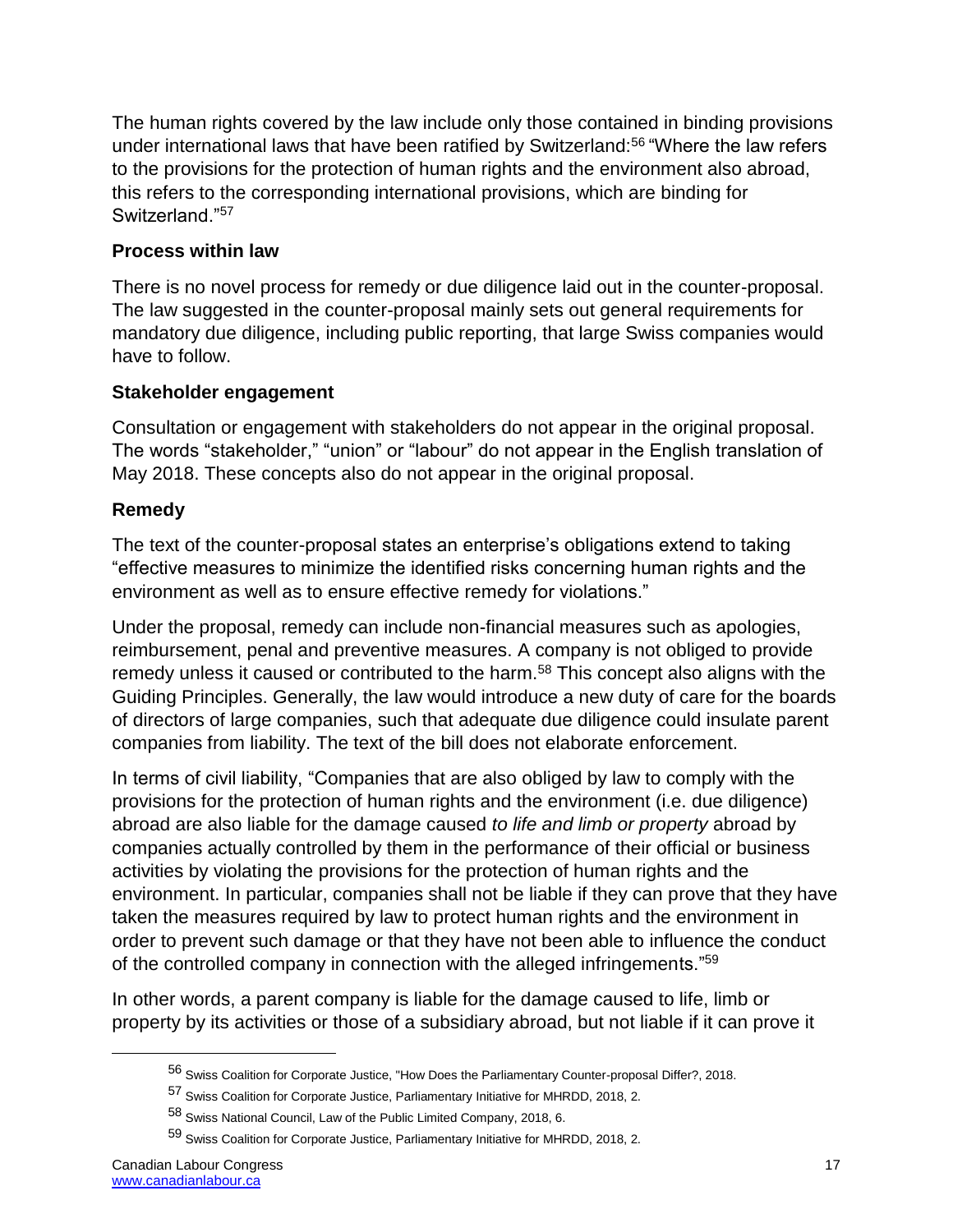The human rights covered by the law include only those contained in binding provisions under international laws that have been ratified by Switzerland:[56] "Where the law refers to the provisions for the protection of human rights and the environment also abroad, this refers to the corresponding international provisions, which are binding for Switzerland."[57]

### Process within law

There is no novel process for remedy or due diligence laid out in the counter-proposal. The law suggested in the counter-proposal mainly sets out general requirements for mandatory due diligence, including public reporting, that large Swiss companies would have to follow.

### Stakeholder engagement

Consultation or engagement with stakeholders do not appear in the original proposal. The words "stakeholder," "union" or "labour" do not appear in the English translation of May 2018. These concepts also do not appear in the original proposal.

### Remedy

The text of the counter-proposal states an enterprise's obligations extend to taking "effective measures to minimize the identified risks concerning human rights and the environment as well as to ensure effective remedy for violations."

Under the proposal, remedy can include non-financial measures such as apologies, reimbursement, penal and preventive measures. A company is not obliged to provide remedy unless it caused or contributed to the harm.[58] This concept also aligns with the Guiding Principles. Generally, the law would introduce a new duty of care for the boards of directors of large companies, such that adequate due diligence could insulate parent companies from liability. The text of the bill does not elaborate enforcement.

In terms of civil liability, "Companies that are also obliged by law to comply with the provisions for the protection of human rights and the environment (i.e. due diligence) abroad are also liable for the damage caused *to life and limb or property* abroad by companies actually controlled by them in the performance of their official or business activities by violating the provisions for the protection of human rights and the environment. In particular, companies shall not be liable if they can prove that they have taken the measures required by law to protect human rights and the environment in order to prevent such damage or that they have not been able to influence the conduct of the controlled company in connection with the alleged infringements."[59]

In other words, a parent company is liable for the damage caused to life, limb or property by its activities or those of a subsidiary abroad, but not liable if it can prove it

---

[56] Swiss Coalition for Corporate Justice, "How Does the Parliamentary Counter-proposal Differ?, 2018.

[57] Swiss Coalition for Corporate Justice, Parliamentary Initiative for MHRDD, 2018, 2.

[58] Swiss National Council, Law of the Public Limited Company, 2018, 6.

[59] Swiss Coalition for Corporate Justice, Parliamentary Initiative for MHRDD, 2018, 2.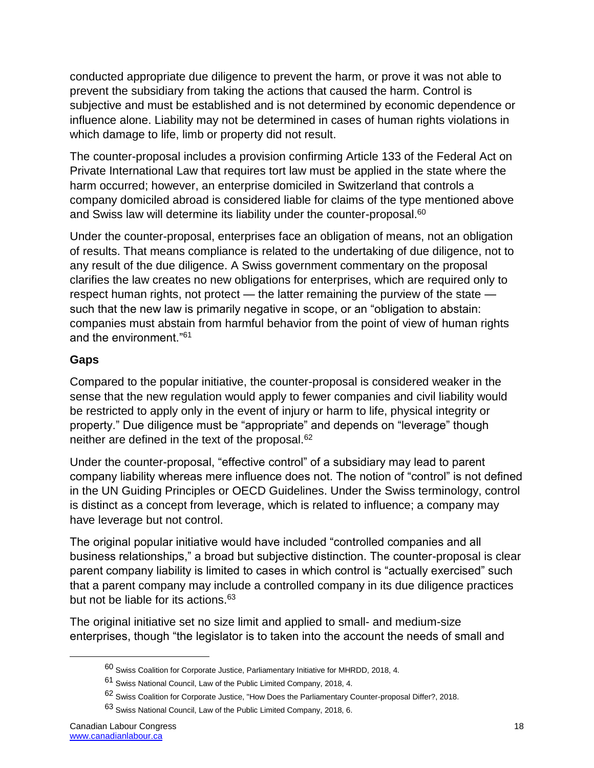conducted appropriate due diligence to prevent the harm, or prove it was not able to prevent the subsidiary from taking the actions that caused the harm. Control is subjective and must be established and is not determined by economic dependence or influence alone. Liability may not be determined in cases of human rights violations in which damage to life, limb or property did not result.

The counter-proposal includes a provision confirming Article 133 of the Federal Act on Private International Law that requires tort law must be applied in the state where the harm occurred; however, an enterprise domiciled in Switzerland that controls a company domiciled abroad is considered liable for claims of the type mentioned above and Swiss law will determine its liability under the counter-proposal.[60]

Under the counter-proposal, enterprises face an obligation of means, not an obligation of results. That means compliance is related to the undertaking of due diligence, not to any result of the due diligence. A Swiss government commentary on the proposal clarifies the law creates no new obligations for enterprises, which are required only to respect human rights, not protect — the latter remaining the purview of the state — such that the new law is primarily negative in scope, or an "obligation to abstain: companies must abstain from harmful behavior from the point of view of human rights and the environment."[61]

### Gaps

Compared to the popular initiative, the counter-proposal is considered weaker in the sense that the new regulation would apply to fewer companies and civil liability would be restricted to apply only in the event of injury or harm to life, physical integrity or property." Due diligence must be "appropriate" and depends on "leverage" though neither are defined in the text of the proposal.[62]

Under the counter-proposal, "effective control" of a subsidiary may lead to parent company liability whereas mere influence does not. The notion of "control" is not defined in the UN Guiding Principles or OECD Guidelines. Under the Swiss terminology, control is distinct as a concept from leverage, which is related to influence; a company may have leverage but not control.

The original popular initiative would have included "controlled companies and all business relationships," a broad but subjective distinction. The counter-proposal is clear parent company liability is limited to cases in which control is "actually exercised" such that a parent company may include a controlled company in its due diligence practices but not be liable for its actions.[63]

The original initiative set no size limit and applied to small- and medium-size enterprises, though "the legislator is to taken into the account the needs of small and

---

[60] Swiss Coalition for Corporate Justice, Parliamentary Initiative for MHRDD, 2018, 4.

[61] Swiss National Council, Law of the Public Limited Company, 2018, 4.

[62] Swiss Coalition for Corporate Justice, "How Does the Parliamentary Counter-proposal Differ?, 2018.

[63] Swiss National Council, Law of the Public Limited Company, 2018, 6.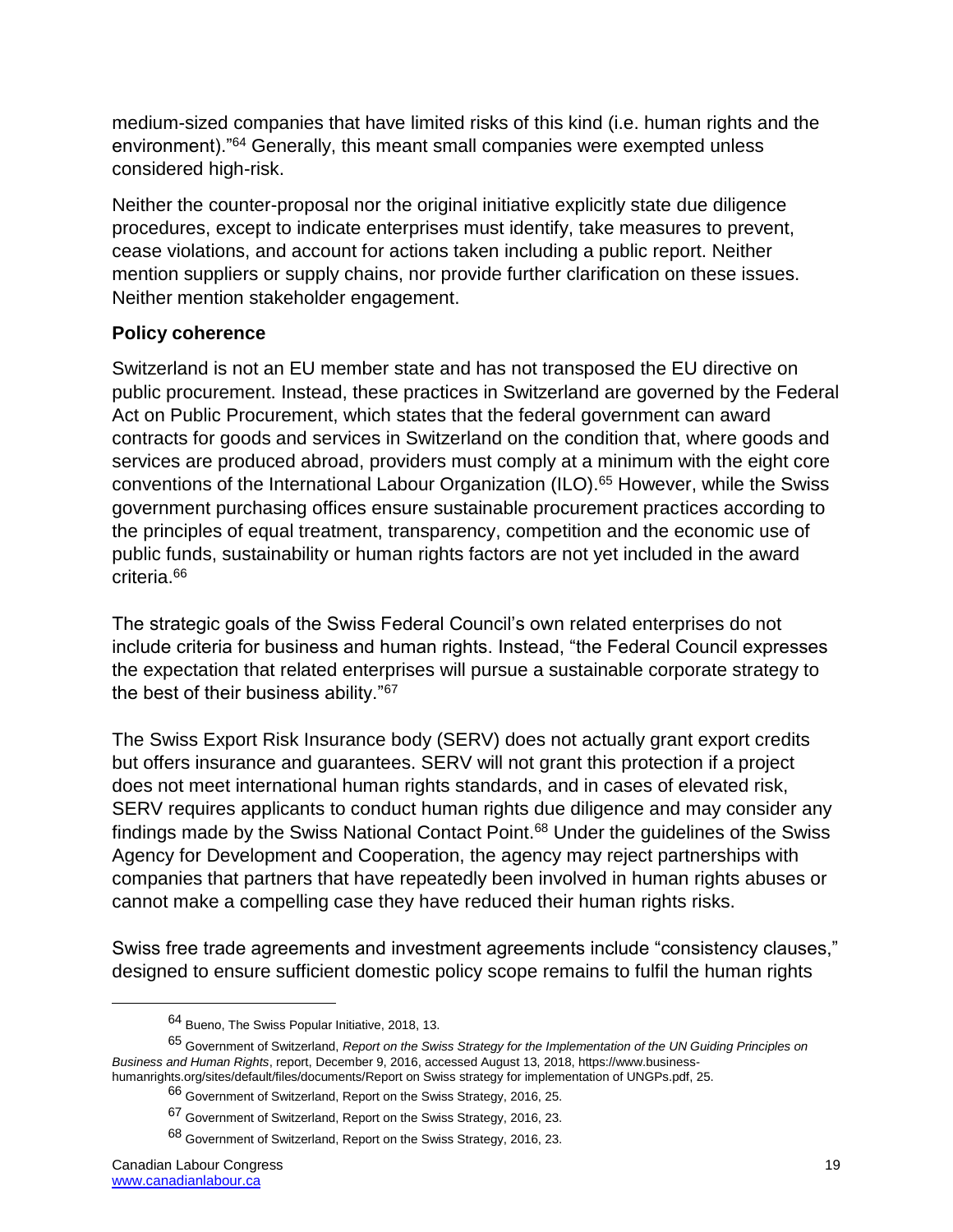medium-sized companies that have limited risks of this kind (i.e. human rights and the environment)."[64] Generally, this meant small companies were exempted unless considered high-risk.

Neither the counter-proposal nor the original initiative explicitly state due diligence procedures, except to indicate enterprises must identify, take measures to prevent, cease violations, and account for actions taken including a public report. Neither mention suppliers or supply chains, nor provide further clarification on these issues. Neither mention stakeholder engagement.

**Policy coherence**

Switzerland is not an EU member state and has not transposed the EU directive on public procurement. Instead, these practices in Switzerland are governed by the Federal Act on Public Procurement, which states that the federal government can award contracts for goods and services in Switzerland on the condition that, where goods and services are produced abroad, providers must comply at a minimum with the eight core conventions of the International Labour Organization (ILO).[65] However, while the Swiss government purchasing offices ensure sustainable procurement practices according to the principles of equal treatment, transparency, competition and the economic use of public funds, sustainability or human rights factors are not yet included in the award criteria.[66]

The strategic goals of the Swiss Federal Council's own related enterprises do not include criteria for business and human rights. Instead, "the Federal Council expresses the expectation that related enterprises will pursue a sustainable corporate strategy to the best of their business ability."[67]

The Swiss Export Risk Insurance body (SERV) does not actually grant export credits but offers insurance and guarantees. SERV will not grant this protection if a project does not meet international human rights standards, and in cases of elevated risk, SERV requires applicants to conduct human rights due diligence and may consider any findings made by the Swiss National Contact Point.[68] Under the guidelines of the Swiss Agency for Development and Cooperation, the agency may reject partnerships with companies that partners that have repeatedly been involved in human rights abuses or cannot make a compelling case they have reduced their human rights risks.

Swiss free trade agreements and investment agreements include "consistency clauses," designed to ensure sufficient domestic policy scope remains to fulfil the human rights

---

[64] Bueno, The Swiss Popular Initiative, 2018, 13.

[65] Government of Switzerland, *Report on the Swiss Strategy for the Implementation of the UN Guiding Principles on Business and Human Rights*, report, December 9, 2016, accessed August 13, 2018, https://www.business-humanrights.org/sites/default/files/documents/Report on Swiss strategy for implementation of UNGPs.pdf, 25.

[66] Government of Switzerland, Report on the Swiss Strategy, 2016, 25.

[67] Government of Switzerland, Report on the Swiss Strategy, 2016, 23.

[68] Government of Switzerland, Report on the Swiss Strategy, 2016, 23.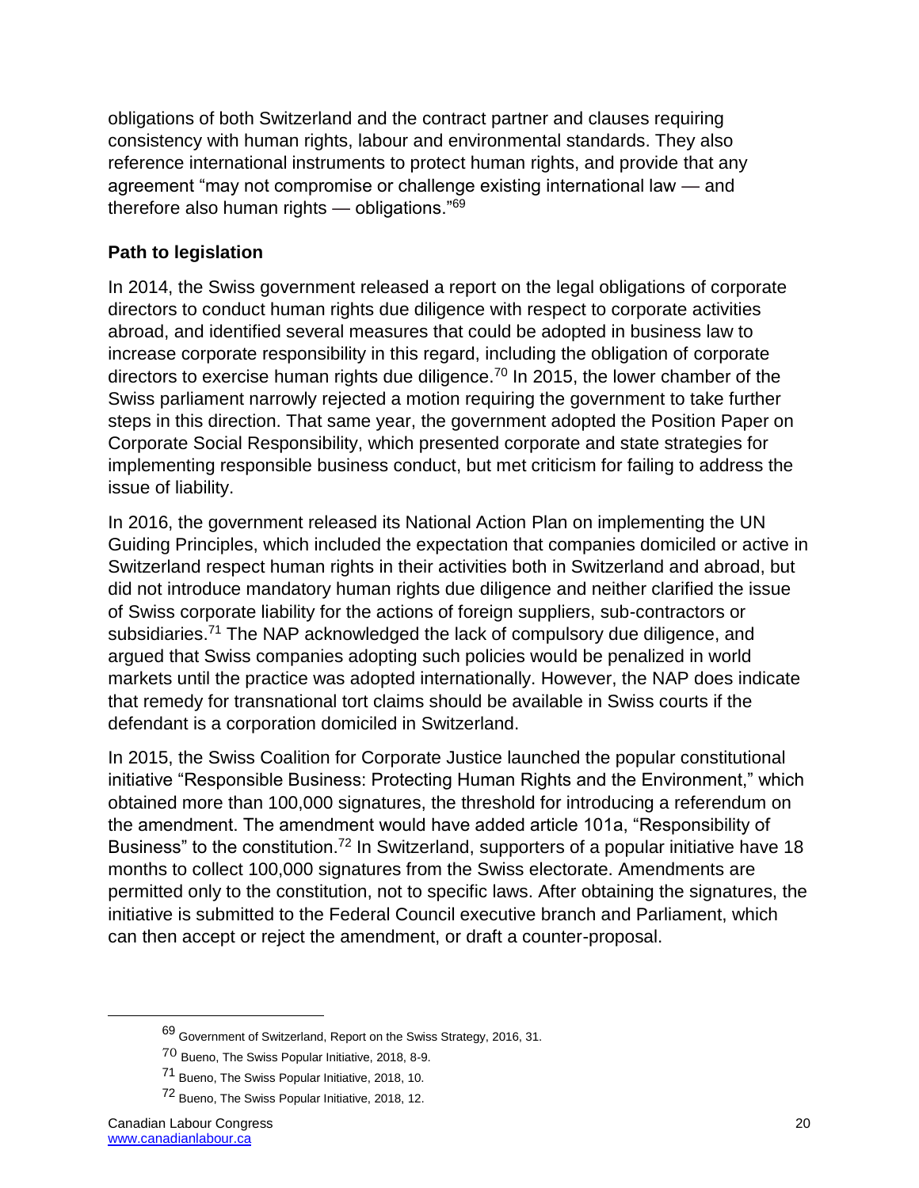obligations of both Switzerland and the contract partner and clauses requiring consistency with human rights, labour and environmental standards. They also reference international instruments to protect human rights, and provide that any agreement "may not compromise or challenge existing international law — and therefore also human rights — obligations."[69]

## Path to legislation

In 2014, the Swiss government released a report on the legal obligations of corporate directors to conduct human rights due diligence with respect to corporate activities abroad, and identified several measures that could be adopted in business law to increase corporate responsibility in this regard, including the obligation of corporate directors to exercise human rights due diligence.[70] In 2015, the lower chamber of the Swiss parliament narrowly rejected a motion requiring the government to take further steps in this direction. That same year, the government adopted the Position Paper on Corporate Social Responsibility, which presented corporate and state strategies for implementing responsible business conduct, but met criticism for failing to address the issue of liability.

In 2016, the government released its National Action Plan on implementing the UN Guiding Principles, which included the expectation that companies domiciled or active in Switzerland respect human rights in their activities both in Switzerland and abroad, but did not introduce mandatory human rights due diligence and neither clarified the issue of Swiss corporate liability for the actions of foreign suppliers, sub-contractors or subsidiaries.[71] The NAP acknowledged the lack of compulsory due diligence, and argued that Swiss companies adopting such policies would be penalized in world markets until the practice was adopted internationally. However, the NAP does indicate that remedy for transnational tort claims should be available in Swiss courts if the defendant is a corporation domiciled in Switzerland.

In 2015, the Swiss Coalition for Corporate Justice launched the popular constitutional initiative "Responsible Business: Protecting Human Rights and the Environment," which obtained more than 100,000 signatures, the threshold for introducing a referendum on the amendment. The amendment would have added article 101a, "Responsibility of Business" to the constitution.[72] In Switzerland, supporters of a popular initiative have 18 months to collect 100,000 signatures from the Swiss electorate. Amendments are permitted only to the constitution, not to specific laws. After obtaining the signatures, the initiative is submitted to the Federal Council executive branch and Parliament, which can then accept or reject the amendment, or draft a counter-proposal.

---

[69] Government of Switzerland, Report on the Swiss Strategy, 2016, 31.

[70] Bueno, The Swiss Popular Initiative, 2018, 8-9.

[71] Bueno, The Swiss Popular Initiative, 2018, 10.

[72] Bueno, The Swiss Popular Initiative, 2018, 12.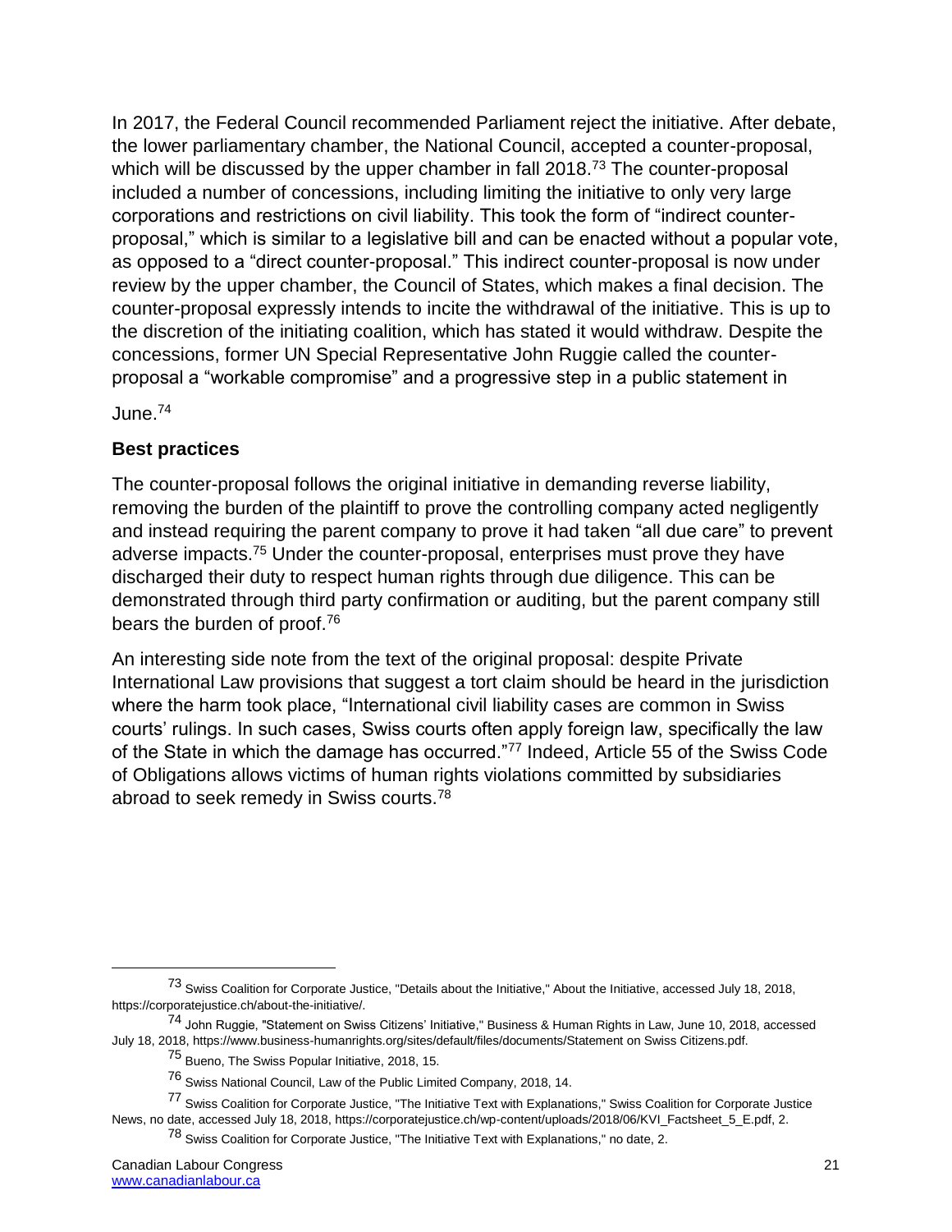In 2017, the Federal Council recommended Parliament reject the initiative. After debate, the lower parliamentary chamber, the National Council, accepted a counter-proposal, which will be discussed by the upper chamber in fall 2018.[73] The counter-proposal included a number of concessions, including limiting the initiative to only very large corporations and restrictions on civil liability. This took the form of "indirect counter-proposal," which is similar to a legislative bill and can be enacted without a popular vote, as opposed to a "direct counter-proposal." This indirect counter-proposal is now under review by the upper chamber, the Council of States, which makes a final decision. The counter-proposal expressly intends to incite the withdrawal of the initiative. This is up to the discretion of the initiating coalition, which has stated it would withdraw. Despite the concessions, former UN Special Representative John Ruggie called the counter-proposal a "workable compromise" and a progressive step in a public statement in June.[74]

## Best practices

The counter-proposal follows the original initiative in demanding reverse liability, removing the burden of the plaintiff to prove the controlling company acted negligently and instead requiring the parent company to prove it had taken "all due care" to prevent adverse impacts.[75] Under the counter-proposal, enterprises must prove they have discharged their duty to respect human rights through due diligence. This can be demonstrated through third party confirmation or auditing, but the parent company still bears the burden of proof.[76]

An interesting side note from the text of the original proposal: despite Private International Law provisions that suggest a tort claim should be heard in the jurisdiction where the harm took place, "International civil liability cases are common in Swiss courts' rulings. In such cases, Swiss courts often apply foreign law, specifically the law of the State in which the damage has occurred."[77] Indeed, Article 55 of the Swiss Code of Obligations allows victims of human rights violations committed by subsidiaries abroad to seek remedy in Swiss courts.[78]

---

[73] Swiss Coalition for Corporate Justice, "Details about the Initiative," About the Initiative, accessed July 18, 2018, https://corporatejustice.ch/about-the-initiative/.

[74] John Ruggie, "Statement on Swiss Citizens' Initiative," Business & Human Rights in Law, June 10, 2018, accessed July 18, 2018, https://www.business-humanrights.org/sites/default/files/documents/Statement on Swiss Citizens.pdf.

[75] Bueno, The Swiss Popular Initiative, 2018, 15.

[76] Swiss National Council, Law of the Public Limited Company, 2018, 14.

[77] Swiss Coalition for Corporate Justice, "The Initiative Text with Explanations," Swiss Coalition for Corporate Justice News, no date, accessed July 18, 2018, https://corporatejustice.ch/wp-content/uploads/2018/06/KVI_Factsheet_5_E.pdf, 2.

[78] Swiss Coalition for Corporate Justice, "The Initiative Text with Explanations," no date, 2.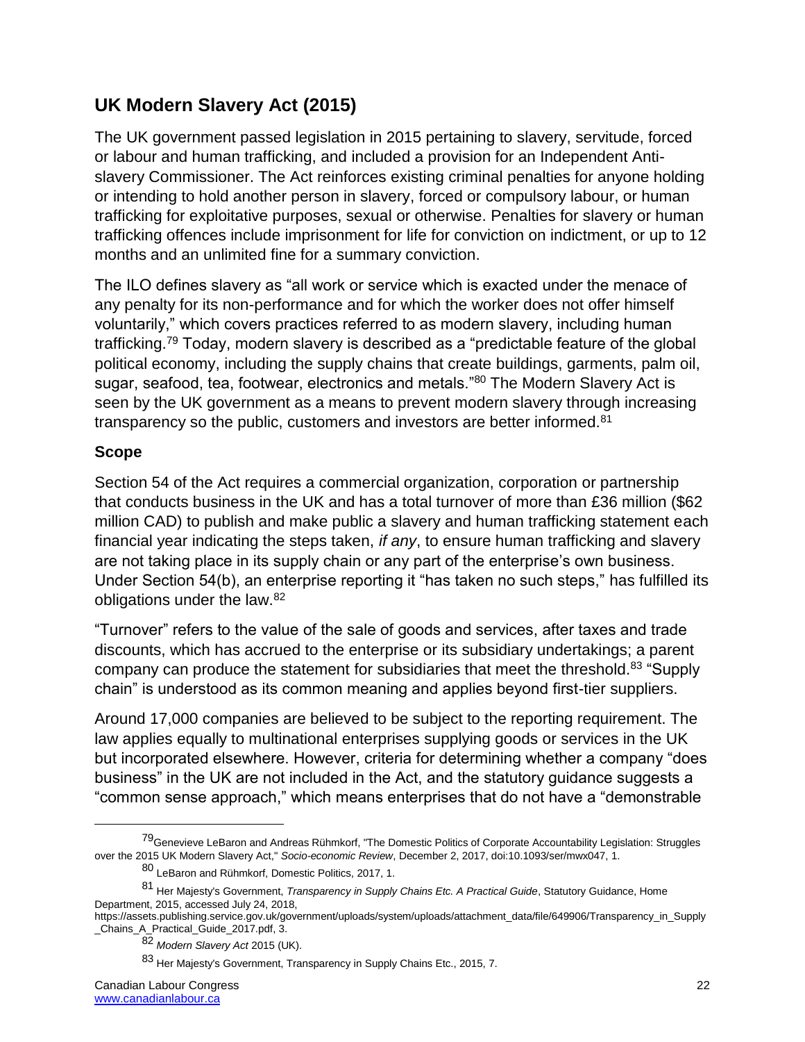## UK Modern Slavery Act (2015)

The UK government passed legislation in 2015 pertaining to slavery, servitude, forced or labour and human trafficking, and included a provision for an Independent Anti-slavery Commissioner. The Act reinforces existing criminal penalties for anyone holding or intending to hold another person in slavery, forced or compulsory labour, or human trafficking for exploitative purposes, sexual or otherwise. Penalties for slavery or human trafficking offences include imprisonment for life for conviction on indictment, or up to 12 months and an unlimited fine for a summary conviction.

The ILO defines slavery as "all work or service which is exacted under the menace of any penalty for its non-performance and for which the worker does not offer himself voluntarily," which covers practices referred to as modern slavery, including human trafficking.[79] Today, modern slavery is described as a "predictable feature of the global political economy, including the supply chains that create buildings, garments, palm oil, sugar, seafood, tea, footwear, electronics and metals."[80] The Modern Slavery Act is seen by the UK government as a means to prevent modern slavery through increasing transparency so the public, customers and investors are better informed.[81]

### Scope

Section 54 of the Act requires a commercial organization, corporation or partnership that conducts business in the UK and has a total turnover of more than £36 million ($62 million CAD) to publish and make public a slavery and human trafficking statement each financial year indicating the steps taken, *if any*, to ensure human trafficking and slavery are not taking place in its supply chain or any part of the enterprise's own business. Under Section 54(b), an enterprise reporting it "has taken no such steps," has fulfilled its obligations under the law.[82]

"Turnover" refers to the value of the sale of goods and services, after taxes and trade discounts, which has accrued to the enterprise or its subsidiary undertakings; a parent company can produce the statement for subsidiaries that meet the threshold.[83] "Supply chain" is understood as its common meaning and applies beyond first-tier suppliers.

Around 17,000 companies are believed to be subject to the reporting requirement. The law applies equally to multinational enterprises supplying goods or services in the UK but incorporated elsewhere. However, criteria for determining whether a company "does business" in the UK are not included in the Act, and the statutory guidance suggests a "common sense approach," which means enterprises that do not have a "demonstrable

[79] Genevieve LeBaron and Andreas Rühmkorf, "The Domestic Politics of Corporate Accountability Legislation: Struggles over the 2015 UK Modern Slavery Act," *Socio-economic Review*, December 2, 2017, doi:10.1093/ser/mwx047, 1.

[80] LeBaron and Rühmkorf, Domestic Politics, 2017, 1.

[81] Her Majesty's Government, *Transparency in Supply Chains Etc. A Practical Guide*, Statutory Guidance, Home Department, 2015, accessed July 24, 2018, https://assets.publishing.service.gov.uk/government/uploads/system/uploads/attachment_data/file/649906/Transparency_in_Supply_Chains_A_Practical_Guide_2017.pdf, 3.

[82] *Modern Slavery Act* 2015 (UK).

[83] Her Majesty's Government, Transparency in Supply Chains Etc., 2015, 7.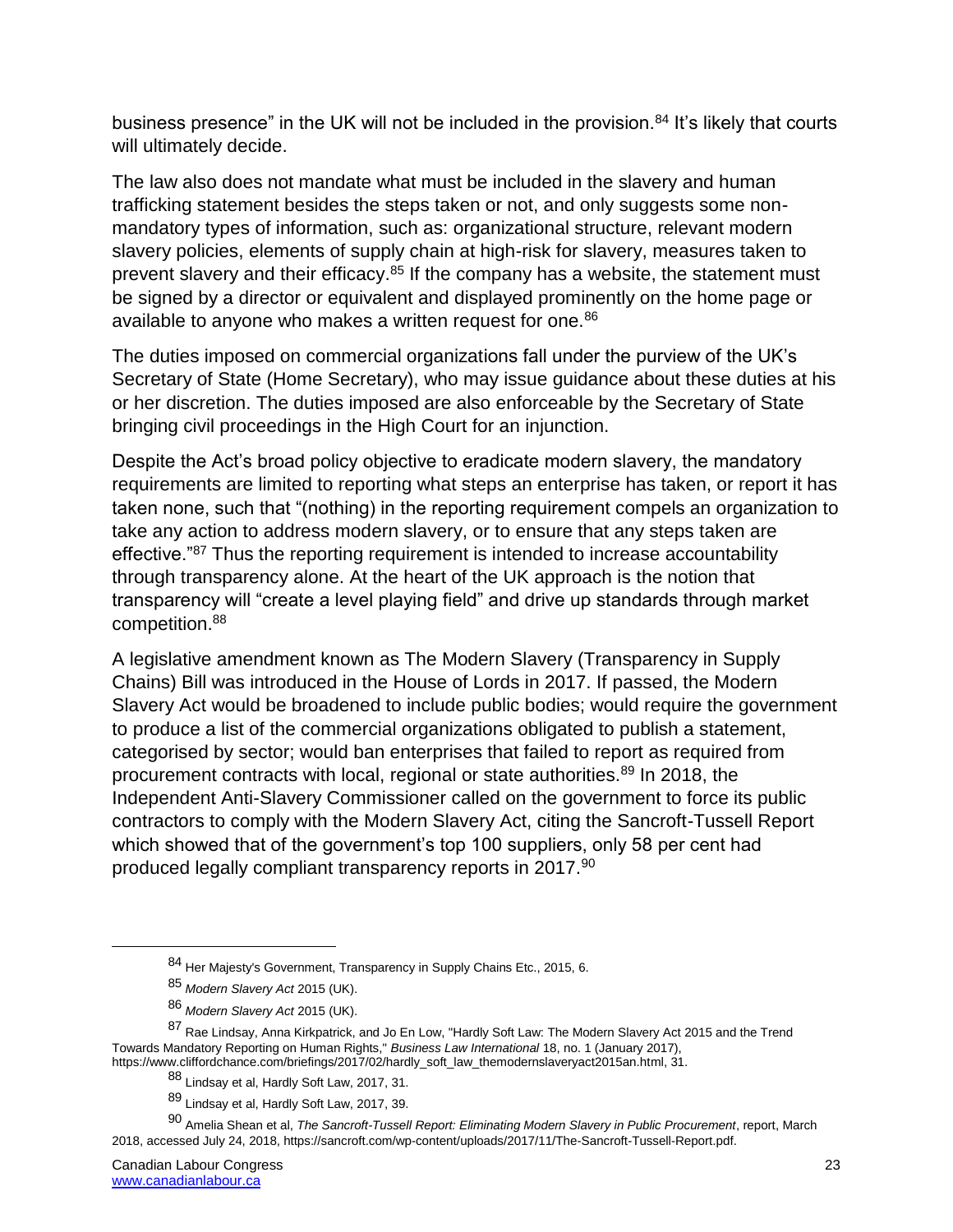business presence" in the UK will not be included in the provision.[84] It's likely that courts will ultimately decide.

The law also does not mandate what must be included in the slavery and human trafficking statement besides the steps taken or not, and only suggests some non-mandatory types of information, such as: organizational structure, relevant modern slavery policies, elements of supply chain at high-risk for slavery, measures taken to prevent slavery and their efficacy.[85] If the company has a website, the statement must be signed by a director or equivalent and displayed prominently on the home page or available to anyone who makes a written request for one.[86]

The duties imposed on commercial organizations fall under the purview of the UK's Secretary of State (Home Secretary), who may issue guidance about these duties at his or her discretion. The duties imposed are also enforceable by the Secretary of State bringing civil proceedings in the High Court for an injunction.

Despite the Act's broad policy objective to eradicate modern slavery, the mandatory requirements are limited to reporting what steps an enterprise has taken, or report it has taken none, such that "(nothing) in the reporting requirement compels an organization to take any action to address modern slavery, or to ensure that any steps taken are effective."[87] Thus the reporting requirement is intended to increase accountability through transparency alone. At the heart of the UK approach is the notion that transparency will "create a level playing field" and drive up standards through market competition.[88]

A legislative amendment known as The Modern Slavery (Transparency in Supply Chains) Bill was introduced in the House of Lords in 2017. If passed, the Modern Slavery Act would be broadened to include public bodies; would require the government to produce a list of the commercial organizations obligated to publish a statement, categorised by sector; would ban enterprises that failed to report as required from procurement contracts with local, regional or state authorities.[89] In 2018, the Independent Anti-Slavery Commissioner called on the government to force its public contractors to comply with the Modern Slavery Act, citing the Sancroft-Tussell Report which showed that of the government's top 100 suppliers, only 58 per cent had produced legally compliant transparency reports in 2017.[90]

---

[84] Her Majesty's Government, Transparency in Supply Chains Etc., 2015, 6.

[85] *Modern Slavery Act* 2015 (UK).

[86] *Modern Slavery Act* 2015 (UK).

[87] Rae Lindsay, Anna Kirkpatrick, and Jo En Low, "Hardly Soft Law: The Modern Slavery Act 2015 and the Trend Towards Mandatory Reporting on Human Rights," *Business Law International* 18, no. 1 (January 2017), https://www.cliffordchance.com/briefings/2017/02/hardly_soft_law_themodernslaveryact2015an.html, 31.

[88] Lindsay et al, Hardly Soft Law, 2017, 31.

[89] Lindsay et al, Hardly Soft Law, 2017, 39.

[90] Amelia Shean et al, *The Sancroft-Tussell Report: Eliminating Modern Slavery in Public Procurement*, report, March 2018, accessed July 24, 2018, https://sancroft.com/wp-content/uploads/2017/11/The-Sancroft-Tussell-Report.pdf.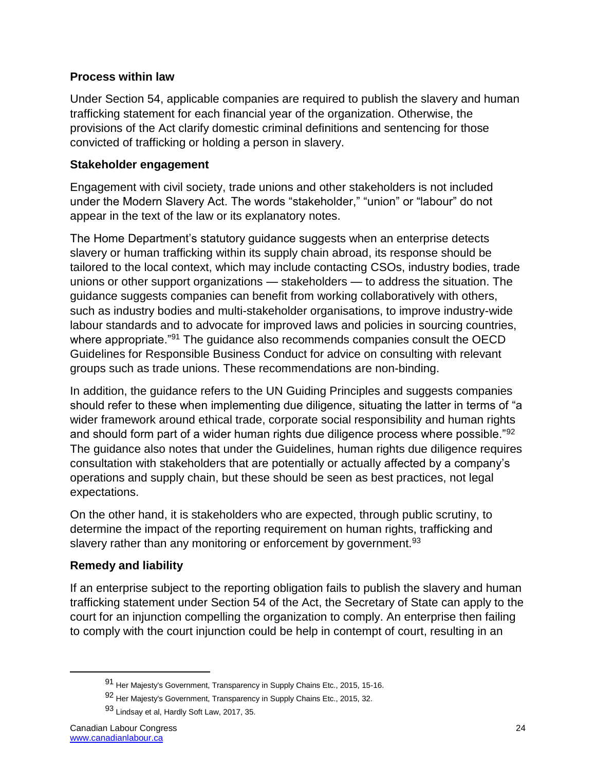### Process within law

Under Section 54, applicable companies are required to publish the slavery and human trafficking statement for each financial year of the organization. Otherwise, the provisions of the Act clarify domestic criminal definitions and sentencing for those convicted of trafficking or holding a person in slavery.

### Stakeholder engagement

Engagement with civil society, trade unions and other stakeholders is not included under the Modern Slavery Act. The words "stakeholder," "union" or "labour" do not appear in the text of the law or its explanatory notes.

The Home Department's statutory guidance suggests when an enterprise detects slavery or human trafficking within its supply chain abroad, its response should be tailored to the local context, which may include contacting CSOs, industry bodies, trade unions or other support organizations — stakeholders — to address the situation. The guidance suggests companies can benefit from working collaboratively with others, such as industry bodies and multi-stakeholder organisations, to improve industry-wide labour standards and to advocate for improved laws and policies in sourcing countries, where appropriate."[91] The guidance also recommends companies consult the OECD Guidelines for Responsible Business Conduct for advice on consulting with relevant groups such as trade unions. These recommendations are non-binding.

In addition, the guidance refers to the UN Guiding Principles and suggests companies should refer to these when implementing due diligence, situating the latter in terms of "a wider framework around ethical trade, corporate social responsibility and human rights and should form part of a wider human rights due diligence process where possible."[92] The guidance also notes that under the Guidelines, human rights due diligence requires consultation with stakeholders that are potentially or actually affected by a company's operations and supply chain, but these should be seen as best practices, not legal expectations.

On the other hand, it is stakeholders who are expected, through public scrutiny, to determine the impact of the reporting requirement on human rights, trafficking and slavery rather than any monitoring or enforcement by government.[93]

### Remedy and liability

If an enterprise subject to the reporting obligation fails to publish the slavery and human trafficking statement under Section 54 of the Act, the Secretary of State can apply to the court for an injunction compelling the organization to comply. An enterprise then failing to comply with the court injunction could be help in contempt of court, resulting in an

---

[91] Her Majesty's Government, Transparency in Supply Chains Etc., 2015, 15-16.

[92] Her Majesty's Government, Transparency in Supply Chains Etc., 2015, 32.

[93] Lindsay et al, Hardly Soft Law, 2017, 35.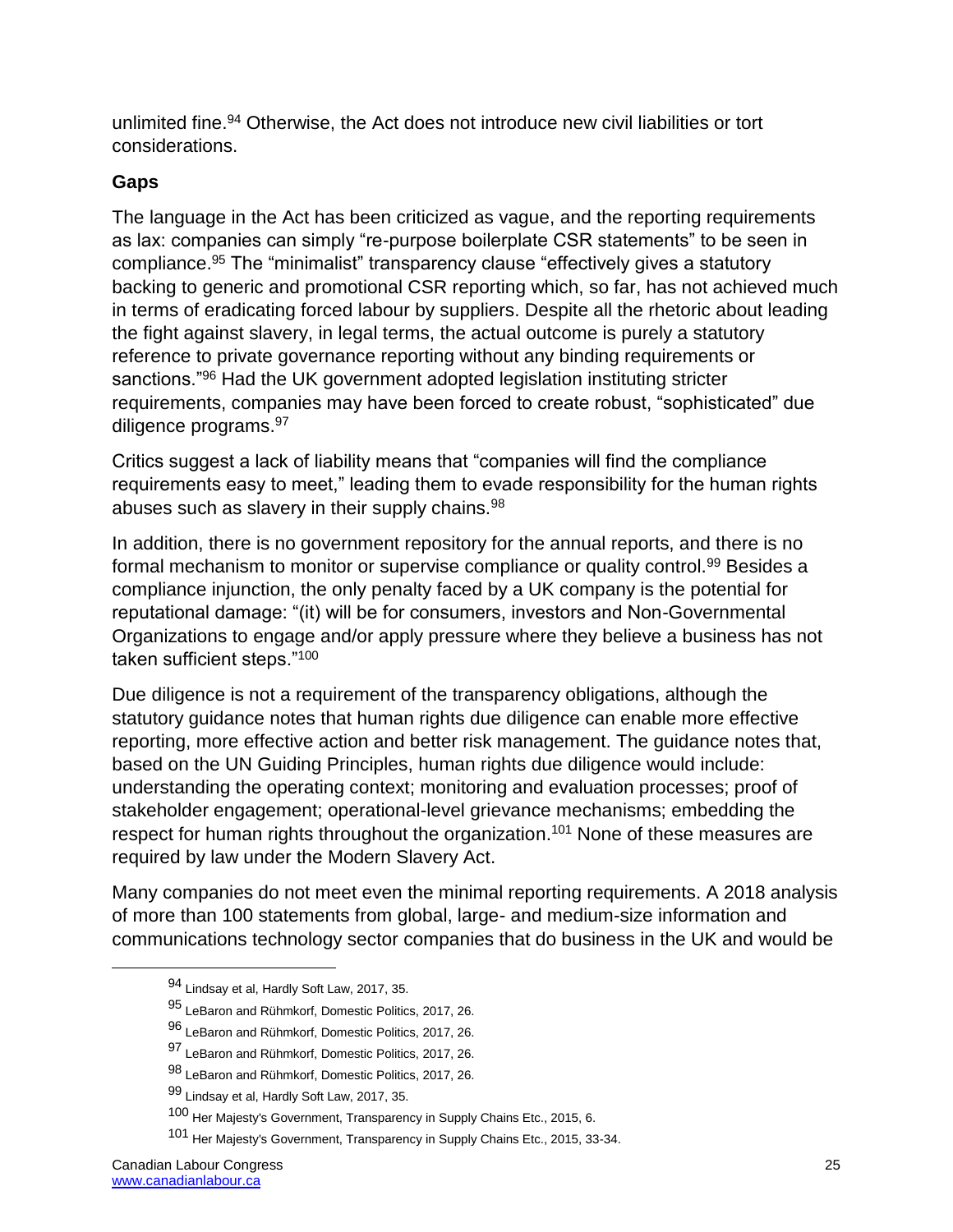unlimited fine.[94] Otherwise, the Act does not introduce new civil liabilities or tort considerations.

### Gaps

The language in the Act has been criticized as vague, and the reporting requirements as lax: companies can simply "re-purpose boilerplate CSR statements" to be seen in compliance.[95] The "minimalist" transparency clause "effectively gives a statutory backing to generic and promotional CSR reporting which, so far, has not achieved much in terms of eradicating forced labour by suppliers. Despite all the rhetoric about leading the fight against slavery, in legal terms, the actual outcome is purely a statutory reference to private governance reporting without any binding requirements or sanctions."[96] Had the UK government adopted legislation instituting stricter requirements, companies may have been forced to create robust, "sophisticated" due diligence programs.[97]

Critics suggest a lack of liability means that "companies will find the compliance requirements easy to meet," leading them to evade responsibility for the human rights abuses such as slavery in their supply chains.[98]

In addition, there is no government repository for the annual reports, and there is no formal mechanism to monitor or supervise compliance or quality control.[99] Besides a compliance injunction, the only penalty faced by a UK company is the potential for reputational damage: "(it) will be for consumers, investors and Non-Governmental Organizations to engage and/or apply pressure where they believe a business has not taken sufficient steps."[100]

Due diligence is not a requirement of the transparency obligations, although the statutory guidance notes that human rights due diligence can enable more effective reporting, more effective action and better risk management. The guidance notes that, based on the UN Guiding Principles, human rights due diligence would include: understanding the operating context; monitoring and evaluation processes; proof of stakeholder engagement; operational-level grievance mechanisms; embedding the respect for human rights throughout the organization.[101] None of these measures are required by law under the Modern Slavery Act.

Many companies do not meet even the minimal reporting requirements. A 2018 analysis of more than 100 statements from global, large- and medium-size information and communications technology sector companies that do business in the UK and would be

---

[94] Lindsay et al, Hardly Soft Law, 2017, 35.

[95] LeBaron and Rühmkorf, Domestic Politics, 2017, 26.

[96] LeBaron and Rühmkorf, Domestic Politics, 2017, 26.

[97] LeBaron and Rühmkorf, Domestic Politics, 2017, 26.

[98] LeBaron and Rühmkorf, Domestic Politics, 2017, 26.

[99] Lindsay et al, Hardly Soft Law, 2017, 35.

[100] Her Majesty's Government, Transparency in Supply Chains Etc., 2015, 6.

[101] Her Majesty's Government, Transparency in Supply Chains Etc., 2015, 33-34.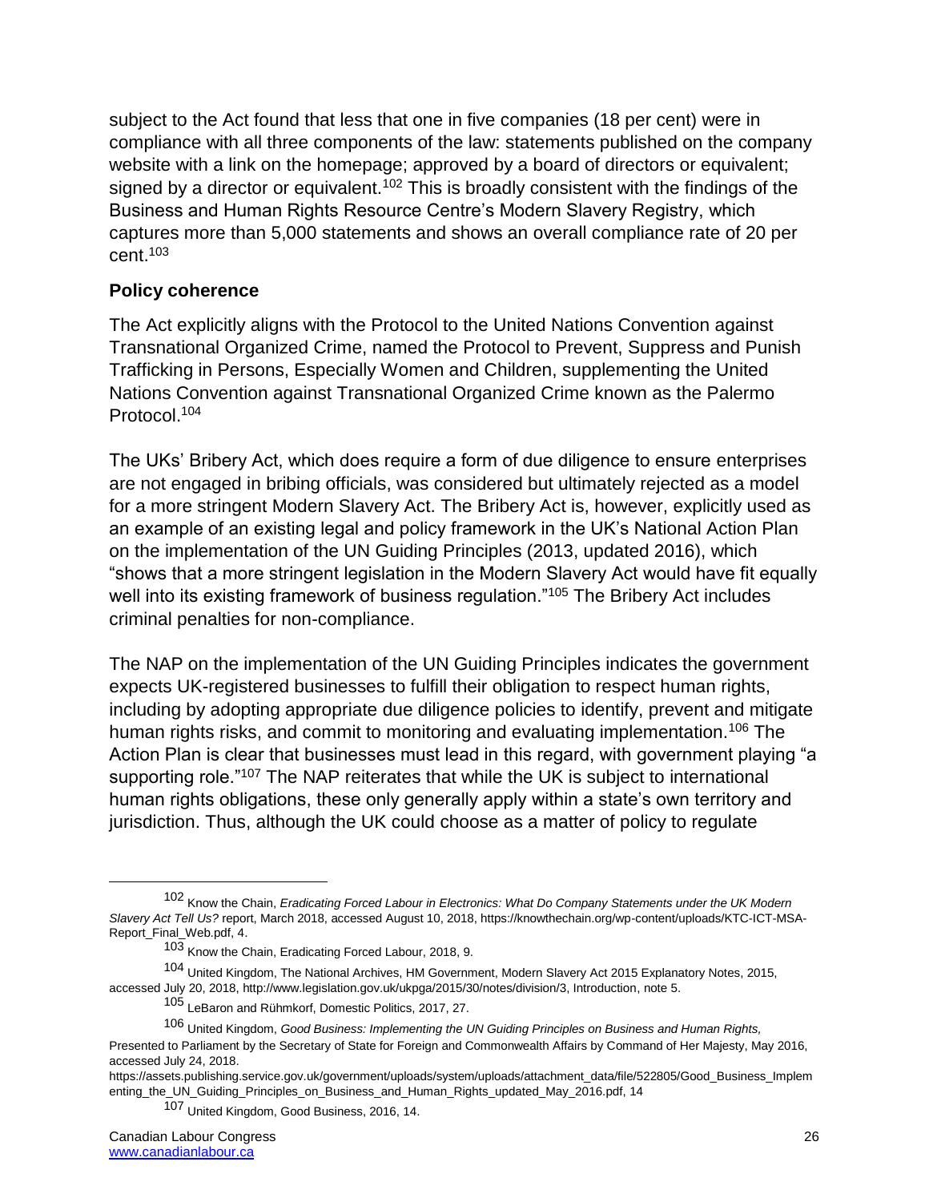subject to the Act found that less that one in five companies (18 per cent) were in compliance with all three components of the law: statements published on the company website with a link on the homepage; approved by a board of directors or equivalent; signed by a director or equivalent.[102] This is broadly consistent with the findings of the Business and Human Rights Resource Centre's Modern Slavery Registry, which captures more than 5,000 statements and shows an overall compliance rate of 20 per cent.[103]

### Policy coherence

The Act explicitly aligns with the Protocol to the United Nations Convention against Transnational Organized Crime, named the Protocol to Prevent, Suppress and Punish Trafficking in Persons, Especially Women and Children, supplementing the United Nations Convention against Transnational Organized Crime known as the Palermo Protocol.[104]

The UKs' Bribery Act, which does require a form of due diligence to ensure enterprises are not engaged in bribing officials, was considered but ultimately rejected as a model for a more stringent Modern Slavery Act. The Bribery Act is, however, explicitly used as an example of an existing legal and policy framework in the UK's National Action Plan on the implementation of the UN Guiding Principles (2013, updated 2016), which "shows that a more stringent legislation in the Modern Slavery Act would have fit equally well into its existing framework of business regulation."[105] The Bribery Act includes criminal penalties for non-compliance.

The NAP on the implementation of the UN Guiding Principles indicates the government expects UK-registered businesses to fulfill their obligation to respect human rights, including by adopting appropriate due diligence policies to identify, prevent and mitigate human rights risks, and commit to monitoring and evaluating implementation.[106] The Action Plan is clear that businesses must lead in this regard, with government playing "a supporting role."[107] The NAP reiterates that while the UK is subject to international human rights obligations, these only generally apply within a state's own territory and jurisdiction. Thus, although the UK could choose as a matter of policy to regulate

---

[102] Know the Chain, *Eradicating Forced Labour in Electronics: What Do Company Statements under the UK Modern Slavery Act Tell Us?* report, March 2018, accessed August 10, 2018, https://knowthechain.org/wp-content/uploads/KTC-ICT-MSA-Report_Final_Web.pdf, 4.

[103] Know the Chain, Eradicating Forced Labour, 2018, 9.

[104] United Kingdom, The National Archives, HM Government, Modern Slavery Act 2015 Explanatory Notes, 2015, accessed July 20, 2018, http://www.legislation.gov.uk/ukpga/2015/30/notes/division/3, Introduction, note 5.

[105] LeBaron and Rühmkorf, Domestic Politics, 2017, 27.

[106] United Kingdom, *Good Business: Implementing the UN Guiding Principles on Business and Human Rights,* Presented to Parliament by the Secretary of State for Foreign and Commonwealth Affairs by Command of Her Majesty, May 2016, accessed July 24, 2018. https://assets.publishing.service.gov.uk/government/uploads/system/uploads/attachment_data/file/522805/Good_Business_Implementing_the_UN_Guiding_Principles_on_Business_and_Human_Rights_updated_May_2016.pdf, 14

[107] United Kingdom, Good Business, 2016, 14.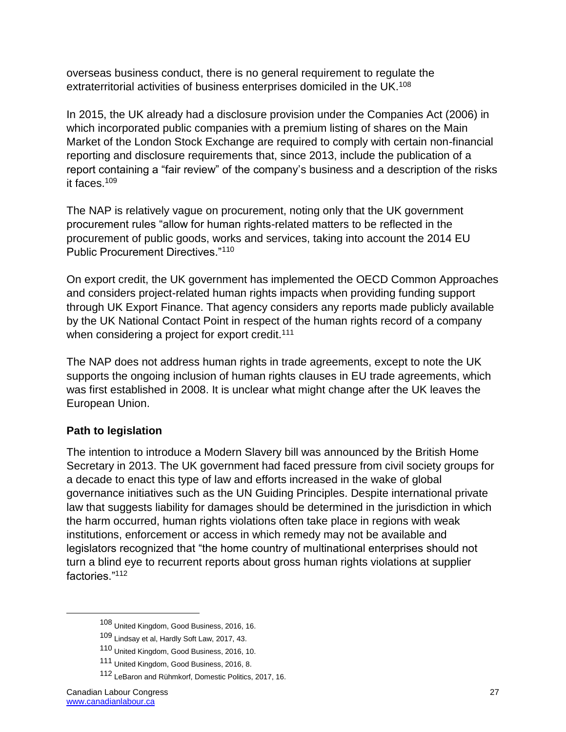overseas business conduct, there is no general requirement to regulate the extraterritorial activities of business enterprises domiciled in the UK.[108]

In 2015, the UK already had a disclosure provision under the Companies Act (2006) in which incorporated public companies with a premium listing of shares on the Main Market of the London Stock Exchange are required to comply with certain non-financial reporting and disclosure requirements that, since 2013, include the publication of a report containing a "fair review" of the company's business and a description of the risks it faces.[109]

The NAP is relatively vague on procurement, noting only that the UK government procurement rules "allow for human rights-related matters to be reflected in the procurement of public goods, works and services, taking into account the 2014 EU Public Procurement Directives."[110]

On export credit, the UK government has implemented the OECD Common Approaches and considers project-related human rights impacts when providing funding support through UK Export Finance. That agency considers any reports made publicly available by the UK National Contact Point in respect of the human rights record of a company when considering a project for export credit.[111]

The NAP does not address human rights in trade agreements, except to note the UK supports the ongoing inclusion of human rights clauses in EU trade agreements, which was first established in 2008. It is unclear what might change after the UK leaves the European Union.

## Path to legislation

The intention to introduce a Modern Slavery bill was announced by the British Home Secretary in 2013. The UK government had faced pressure from civil society groups for a decade to enact this type of law and efforts increased in the wake of global governance initiatives such as the UN Guiding Principles. Despite international private law that suggests liability for damages should be determined in the jurisdiction in which the harm occurred, human rights violations often take place in regions with weak institutions, enforcement or access in which remedy may not be available and legislators recognized that "the home country of multinational enterprises should not turn a blind eye to recurrent reports about gross human rights violations at supplier factories."[112]

---

[108] United Kingdom, Good Business, 2016, 16.

[109] Lindsay et al, Hardly Soft Law, 2017, 43.

[110] United Kingdom, Good Business, 2016, 10.

[111] United Kingdom, Good Business, 2016, 8.

[112] LeBaron and Rühmkorf, Domestic Politics, 2017, 16.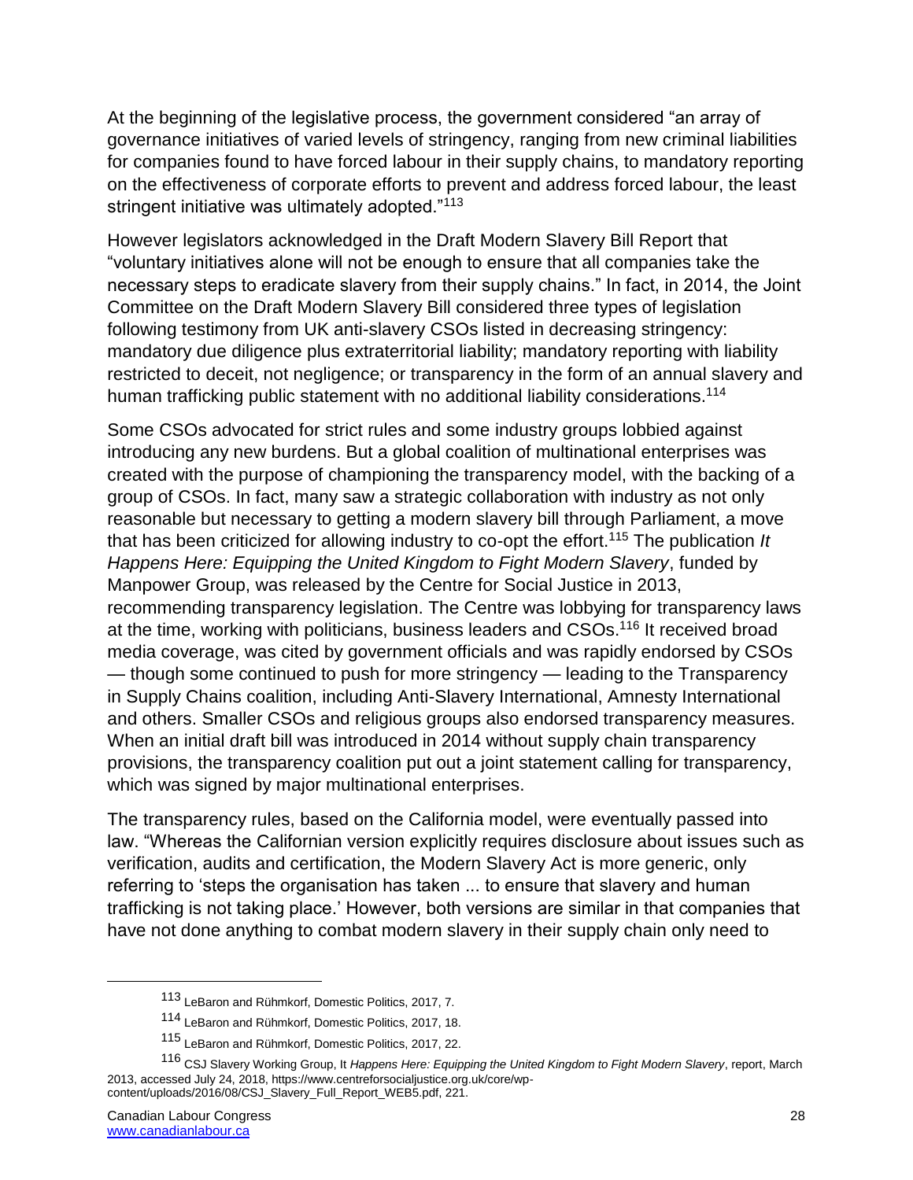At the beginning of the legislative process, the government considered "an array of governance initiatives of varied levels of stringency, ranging from new criminal liabilities for companies found to have forced labour in their supply chains, to mandatory reporting on the effectiveness of corporate efforts to prevent and address forced labour, the least stringent initiative was ultimately adopted."[113]

However legislators acknowledged in the Draft Modern Slavery Bill Report that "voluntary initiatives alone will not be enough to ensure that all companies take the necessary steps to eradicate slavery from their supply chains." In fact, in 2014, the Joint Committee on the Draft Modern Slavery Bill considered three types of legislation following testimony from UK anti-slavery CSOs listed in decreasing stringency: mandatory due diligence plus extraterritorial liability; mandatory reporting with liability restricted to deceit, not negligence; or transparency in the form of an annual slavery and human trafficking public statement with no additional liability considerations.[114]

Some CSOs advocated for strict rules and some industry groups lobbied against introducing any new burdens. But a global coalition of multinational enterprises was created with the purpose of championing the transparency model, with the backing of a group of CSOs. In fact, many saw a strategic collaboration with industry as not only reasonable but necessary to getting a modern slavery bill through Parliament, a move that has been criticized for allowing industry to co-opt the effort.[115] The publication *It Happens Here: Equipping the United Kingdom to Fight Modern Slavery*, funded by Manpower Group, was released by the Centre for Social Justice in 2013, recommending transparency legislation. The Centre was lobbying for transparency laws at the time, working with politicians, business leaders and CSOs.[116] It received broad media coverage, was cited by government officials and was rapidly endorsed by CSOs — though some continued to push for more stringency — leading to the Transparency in Supply Chains coalition, including Anti-Slavery International, Amnesty International and others. Smaller CSOs and religious groups also endorsed transparency measures. When an initial draft bill was introduced in 2014 without supply chain transparency provisions, the transparency coalition put out a joint statement calling for transparency, which was signed by major multinational enterprises.

The transparency rules, based on the California model, were eventually passed into law. "Whereas the Californian version explicitly requires disclosure about issues such as verification, audits and certification, the Modern Slavery Act is more generic, only referring to 'steps the organisation has taken ... to ensure that slavery and human trafficking is not taking place.' However, both versions are similar in that companies that have not done anything to combat modern slavery in their supply chain only need to

---

[113] LeBaron and Rühmkorf, Domestic Politics, 2017, 7.

[114] LeBaron and Rühmkorf, Domestic Politics, 2017, 18.

[115] LeBaron and Rühmkorf, Domestic Politics, 2017, 22.

[116] CSJ Slavery Working Group, It *Happens Here: Equipping the United Kingdom to Fight Modern Slavery*, report, March 2013, accessed July 24, 2018, https://www.centreforsocialjustice.org.uk/core/wp-content/uploads/2016/08/CSJ_Slavery_Full_Report_WEB5.pdf, 221.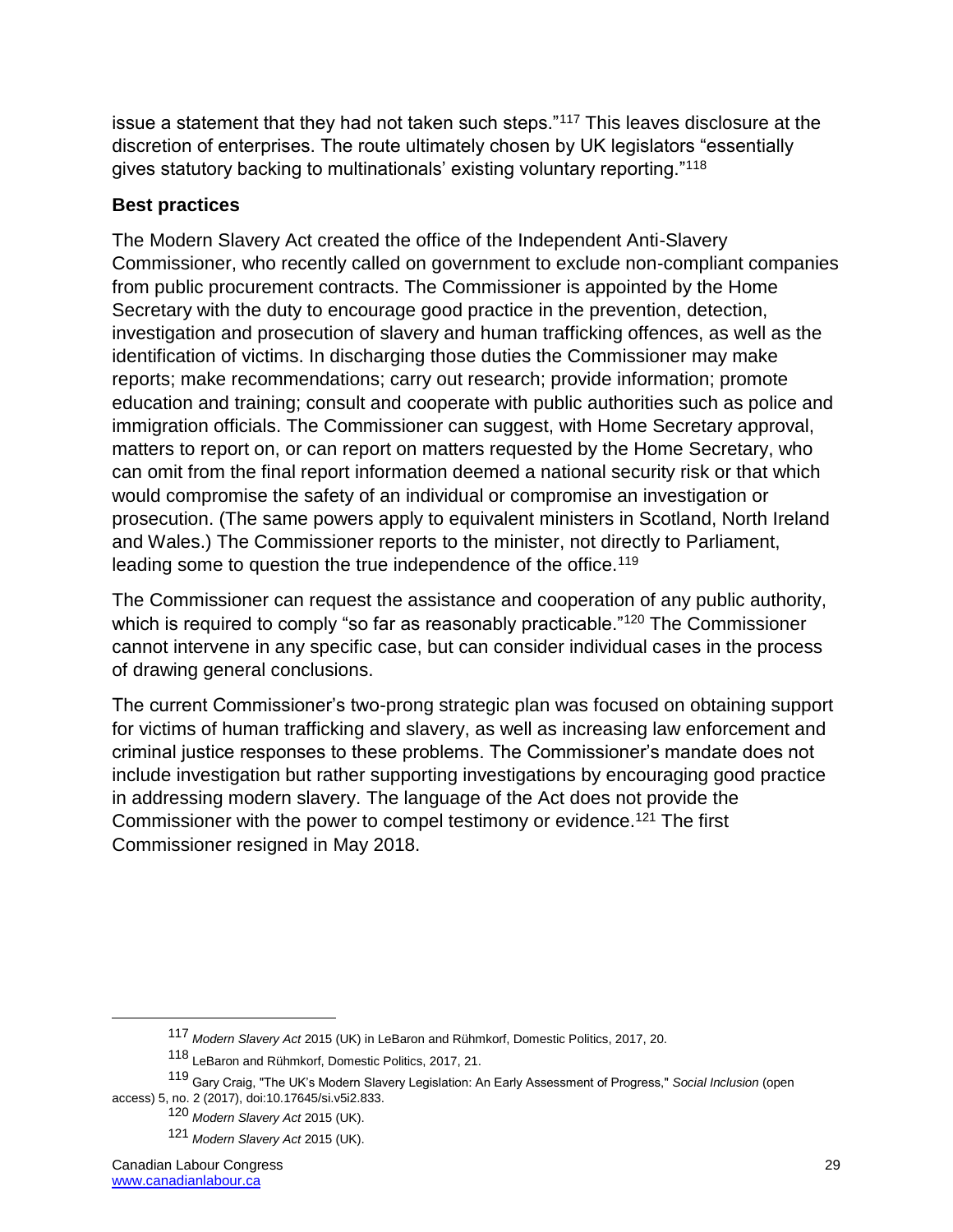issue a statement that they had not taken such steps."[117] This leaves disclosure at the discretion of enterprises. The route ultimately chosen by UK legislators "essentially gives statutory backing to multinationals' existing voluntary reporting."[118]

### Best practices

The Modern Slavery Act created the office of the Independent Anti-Slavery Commissioner, who recently called on government to exclude non-compliant companies from public procurement contracts. The Commissioner is appointed by the Home Secretary with the duty to encourage good practice in the prevention, detection, investigation and prosecution of slavery and human trafficking offences, as well as the identification of victims. In discharging those duties the Commissioner may make reports; make recommendations; carry out research; provide information; promote education and training; consult and cooperate with public authorities such as police and immigration officials. The Commissioner can suggest, with Home Secretary approval, matters to report on, or can report on matters requested by the Home Secretary, who can omit from the final report information deemed a national security risk or that which would compromise the safety of an individual or compromise an investigation or prosecution. (The same powers apply to equivalent ministers in Scotland, North Ireland and Wales.) The Commissioner reports to the minister, not directly to Parliament, leading some to question the true independence of the office.[119]

The Commissioner can request the assistance and cooperation of any public authority, which is required to comply "so far as reasonably practicable."[120] The Commissioner cannot intervene in any specific case, but can consider individual cases in the process of drawing general conclusions.

The current Commissioner's two-prong strategic plan was focused on obtaining support for victims of human trafficking and slavery, as well as increasing law enforcement and criminal justice responses to these problems. The Commissioner's mandate does not include investigation but rather supporting investigations by encouraging good practice in addressing modern slavery. The language of the Act does not provide the Commissioner with the power to compel testimony or evidence.[121] The first Commissioner resigned in May 2018.

---

[117] *Modern Slavery Act* 2015 (UK) in LeBaron and Rühmkorf, Domestic Politics, 2017, 20.

[118] LeBaron and Rühmkorf, Domestic Politics, 2017, 21.

[119] Gary Craig, "The UK's Modern Slavery Legislation: An Early Assessment of Progress," *Social Inclusion* (open access) 5, no. 2 (2017), doi:10.17645/si.v5i2.833.

[120] *Modern Slavery Act* 2015 (UK).

[121] *Modern Slavery Act* 2015 (UK).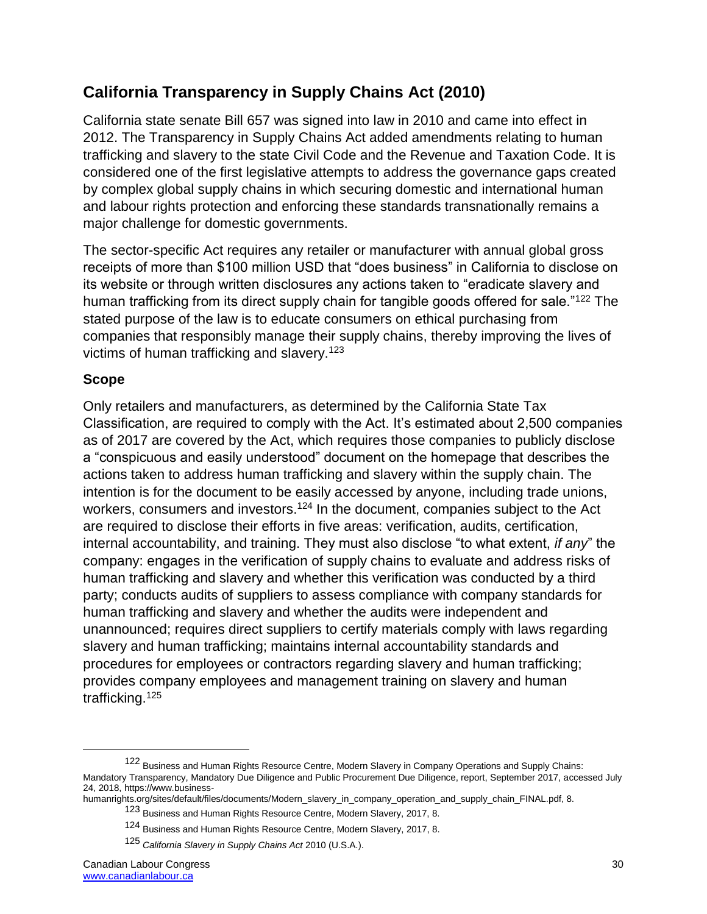## California Transparency in Supply Chains Act (2010)

California state senate Bill 657 was signed into law in 2010 and came into effect in 2012. The Transparency in Supply Chains Act added amendments relating to human trafficking and slavery to the state Civil Code and the Revenue and Taxation Code. It is considered one of the first legislative attempts to address the governance gaps created by complex global supply chains in which securing domestic and international human and labour rights protection and enforcing these standards transnationally remains a major challenge for domestic governments.

The sector-specific Act requires any retailer or manufacturer with annual global gross receipts of more than $100 million USD that "does business" in California to disclose on its website or through written disclosures any actions taken to "eradicate slavery and human trafficking from its direct supply chain for tangible goods offered for sale."[122] The stated purpose of the law is to educate consumers on ethical purchasing from companies that responsibly manage their supply chains, thereby improving the lives of victims of human trafficking and slavery.[123]

### Scope

Only retailers and manufacturers, as determined by the California State Tax Classification, are required to comply with the Act. It's estimated about 2,500 companies as of 2017 are covered by the Act, which requires those companies to publicly disclose a "conspicuous and easily understood" document on the homepage that describes the actions taken to address human trafficking and slavery within the supply chain. The intention is for the document to be easily accessed by anyone, including trade unions, workers, consumers and investors.[124] In the document, companies subject to the Act are required to disclose their efforts in five areas: verification, audits, certification, internal accountability, and training. They must also disclose "to what extent, *if any*" the company: engages in the verification of supply chains to evaluate and address risks of human trafficking and slavery and whether this verification was conducted by a third party; conducts audits of suppliers to assess compliance with company standards for human trafficking and slavery and whether the audits were independent and unannounced; requires direct suppliers to certify materials comply with laws regarding slavery and human trafficking; maintains internal accountability standards and procedures for employees or contractors regarding slavery and human trafficking; provides company employees and management training on slavery and human trafficking.[125]

---

[122] Business and Human Rights Resource Centre, Modern Slavery in Company Operations and Supply Chains: Mandatory Transparency, Mandatory Due Diligence and Public Procurement Due Diligence, report, September 2017, accessed July 24, 2018, https://www.business-humanrights.org/sites/default/files/documents/Modern_slavery_in_company_operation_and_supply_chain_FINAL.pdf, 8.

[123] Business and Human Rights Resource Centre, Modern Slavery, 2017, 8.

[124] Business and Human Rights Resource Centre, Modern Slavery, 2017, 8.

[125] *California Slavery in Supply Chains Act* 2010 (U.S.A.).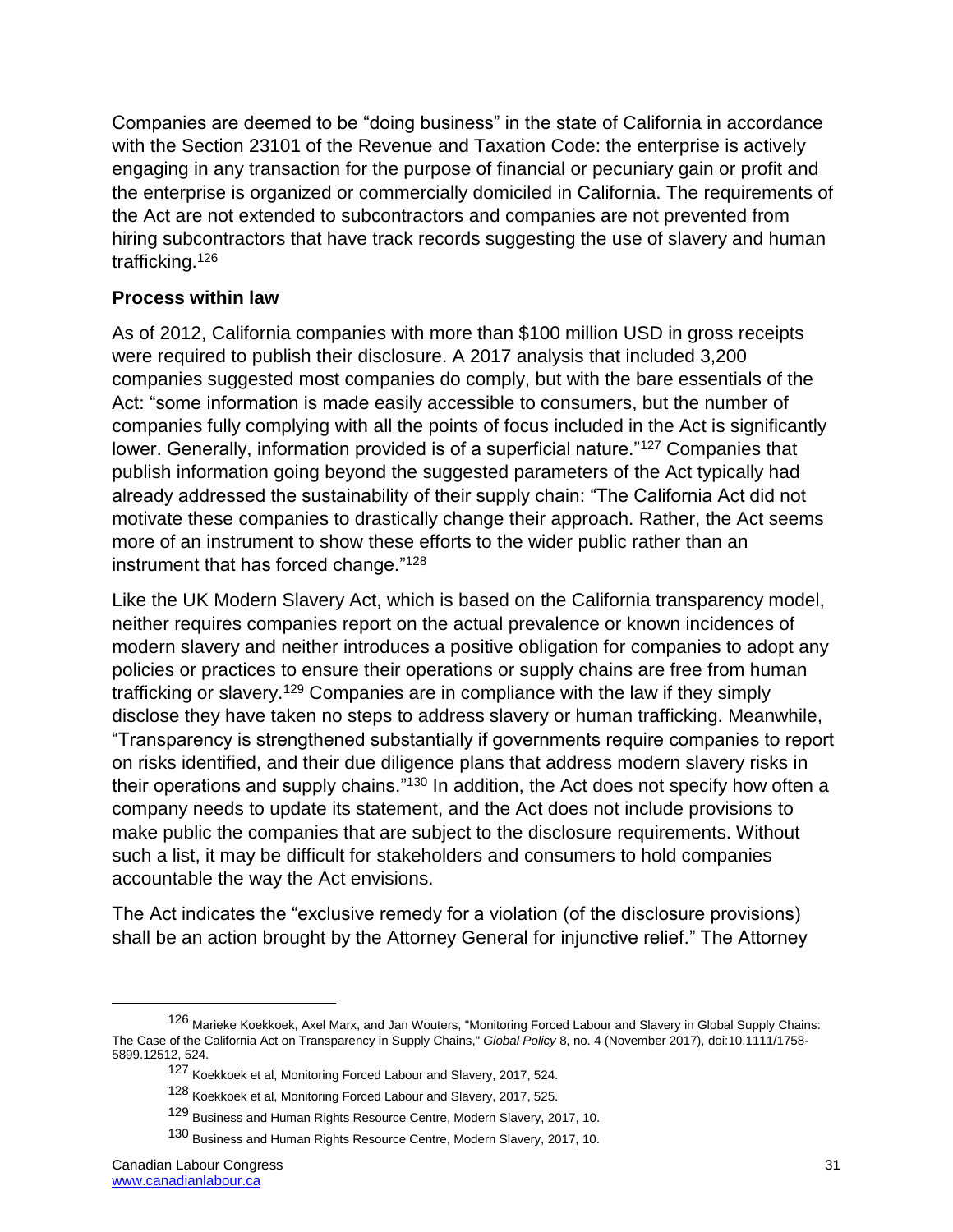Companies are deemed to be "doing business" in the state of California in accordance with the Section 23101 of the Revenue and Taxation Code: the enterprise is actively engaging in any transaction for the purpose of financial or pecuniary gain or profit and the enterprise is organized or commercially domiciled in California. The requirements of the Act are not extended to subcontractors and companies are not prevented from hiring subcontractors that have track records suggesting the use of slavery and human trafficking.[126]

### Process within law

As of 2012, California companies with more than $100 million USD in gross receipts were required to publish their disclosure. A 2017 analysis that included 3,200 companies suggested most companies do comply, but with the bare essentials of the Act: "some information is made easily accessible to consumers, but the number of companies fully complying with all the points of focus included in the Act is significantly lower. Generally, information provided is of a superficial nature."[127] Companies that publish information going beyond the suggested parameters of the Act typically had already addressed the sustainability of their supply chain: "The California Act did not motivate these companies to drastically change their approach. Rather, the Act seems more of an instrument to show these efforts to the wider public rather than an instrument that has forced change."[128]

Like the UK Modern Slavery Act, which is based on the California transparency model, neither requires companies report on the actual prevalence or known incidences of modern slavery and neither introduces a positive obligation for companies to adopt any policies or practices to ensure their operations or supply chains are free from human trafficking or slavery.[129] Companies are in compliance with the law if they simply disclose they have taken no steps to address slavery or human trafficking. Meanwhile, "Transparency is strengthened substantially if governments require companies to report on risks identified, and their due diligence plans that address modern slavery risks in their operations and supply chains."[130] In addition, the Act does not specify how often a company needs to update its statement, and the Act does not include provisions to make public the companies that are subject to the disclosure requirements. Without such a list, it may be difficult for stakeholders and consumers to hold companies accountable the way the Act envisions.

The Act indicates the "exclusive remedy for a violation (of the disclosure provisions) shall be an action brought by the Attorney General for injunctive relief." The Attorney

---

[126] Marieke Koekkoek, Axel Marx, and Jan Wouters, "Monitoring Forced Labour and Slavery in Global Supply Chains: The Case of the California Act on Transparency in Supply Chains," *Global Policy* 8, no. 4 (November 2017), doi:10.1111/1758-5899.12512, 524.

[127] Koekkoek et al, Monitoring Forced Labour and Slavery, 2017, 524.

[128] Koekkoek et al, Monitoring Forced Labour and Slavery, 2017, 525.

[129] Business and Human Rights Resource Centre, Modern Slavery, 2017, 10.

[130] Business and Human Rights Resource Centre, Modern Slavery, 2017, 10.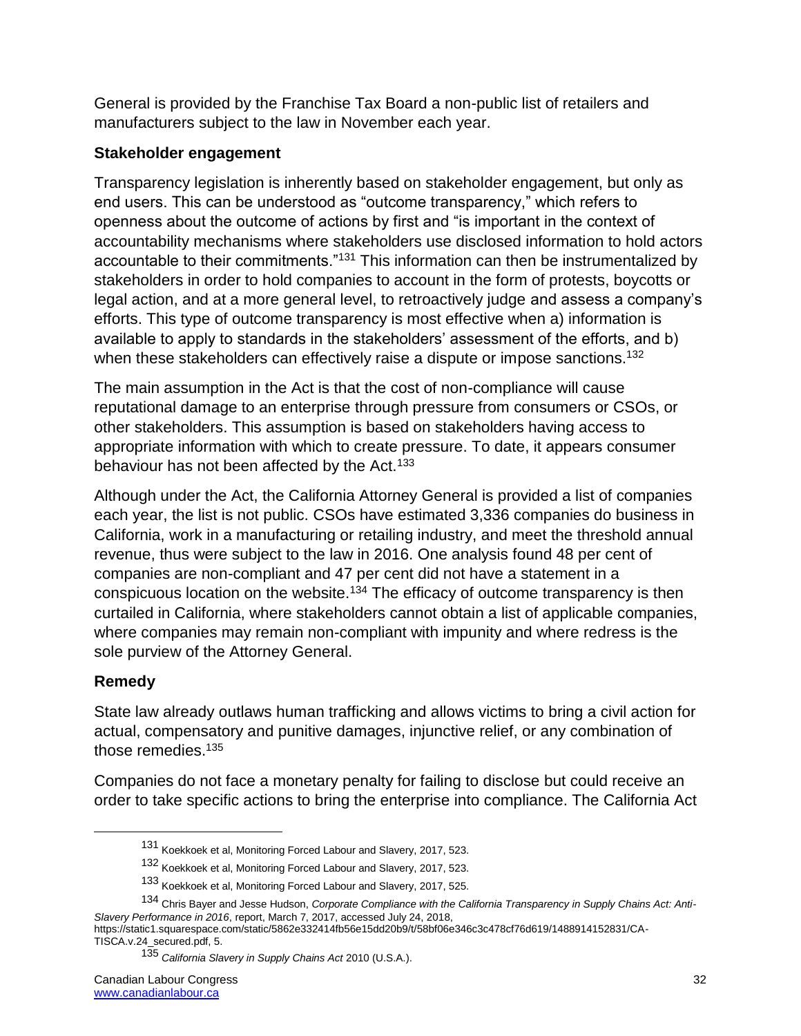General is provided by the Franchise Tax Board a non-public list of retailers and manufacturers subject to the law in November each year.

### Stakeholder engagement

Transparency legislation is inherently based on stakeholder engagement, but only as end users. This can be understood as "outcome transparency," which refers to openness about the outcome of actions by first and "is important in the context of accountability mechanisms where stakeholders use disclosed information to hold actors accountable to their commitments."[131] This information can then be instrumentalized by stakeholders in order to hold companies to account in the form of protests, boycotts or legal action, and at a more general level, to retroactively judge and assess a company's efforts. This type of outcome transparency is most effective when a) information is available to apply to standards in the stakeholders' assessment of the efforts, and b) when these stakeholders can effectively raise a dispute or impose sanctions.[132]

The main assumption in the Act is that the cost of non-compliance will cause reputational damage to an enterprise through pressure from consumers or CSOs, or other stakeholders. This assumption is based on stakeholders having access to appropriate information with which to create pressure. To date, it appears consumer behaviour has not been affected by the Act.[133]

Although under the Act, the California Attorney General is provided a list of companies each year, the list is not public. CSOs have estimated 3,336 companies do business in California, work in a manufacturing or retailing industry, and meet the threshold annual revenue, thus were subject to the law in 2016. One analysis found 48 per cent of companies are non-compliant and 47 per cent did not have a statement in a conspicuous location on the website.[134] The efficacy of outcome transparency is then curtailed in California, where stakeholders cannot obtain a list of applicable companies, where companies may remain non-compliant with impunity and where redress is the sole purview of the Attorney General.

### Remedy

State law already outlaws human trafficking and allows victims to bring a civil action for actual, compensatory and punitive damages, injunctive relief, or any combination of those remedies.[135]

Companies do not face a monetary penalty for failing to disclose but could receive an order to take specific actions to bring the enterprise into compliance. The California Act

---

131 Koekkoek et al, Monitoring Forced Labour and Slavery, 2017, 523.

132 Koekkoek et al, Monitoring Forced Labour and Slavery, 2017, 523.

133 Koekkoek et al, Monitoring Forced Labour and Slavery, 2017, 525.

134 Chris Bayer and Jesse Hudson, *Corporate Compliance with the California Transparency in Supply Chains Act: Anti-Slavery Performance in 2016*, report, March 7, 2017, accessed July 24, 2018, https://static1.squarespace.com/static/5862e332414fb56e15dd20b9/t/58bf06e346c3c478cf76d619/1488914152831/CA-TISCA.v.24_secured.pdf, 5.

135 *California Slavery in Supply Chains Act* 2010 (U.S.A.).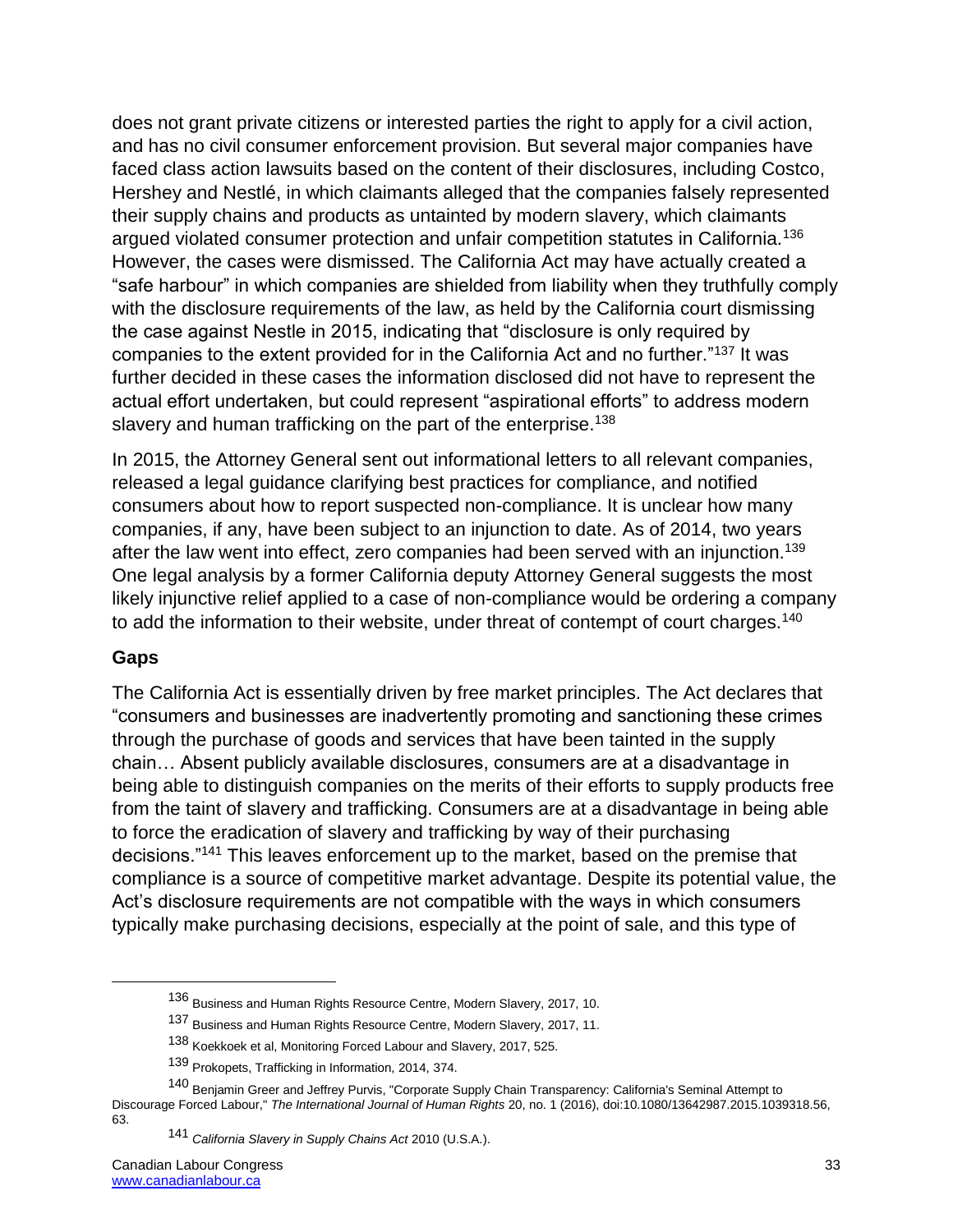does not grant private citizens or interested parties the right to apply for a civil action, and has no civil consumer enforcement provision. But several major companies have faced class action lawsuits based on the content of their disclosures, including Costco, Hershey and Nestlé, in which claimants alleged that the companies falsely represented their supply chains and products as untainted by modern slavery, which claimants argued violated consumer protection and unfair competition statutes in California.[136] However, the cases were dismissed. The California Act may have actually created a "safe harbour" in which companies are shielded from liability when they truthfully comply with the disclosure requirements of the law, as held by the California court dismissing the case against Nestle in 2015, indicating that "disclosure is only required by companies to the extent provided for in the California Act and no further."[137] It was further decided in these cases the information disclosed did not have to represent the actual effort undertaken, but could represent "aspirational efforts" to address modern slavery and human trafficking on the part of the enterprise.[138]

In 2015, the Attorney General sent out informational letters to all relevant companies, released a legal guidance clarifying best practices for compliance, and notified consumers about how to report suspected non-compliance. It is unclear how many companies, if any, have been subject to an injunction to date. As of 2014, two years after the law went into effect, zero companies had been served with an injunction.[139] One legal analysis by a former California deputy Attorney General suggests the most likely injunctive relief applied to a case of non-compliance would be ordering a company to add the information to their website, under threat of contempt of court charges.[140]

### Gaps

The California Act is essentially driven by free market principles. The Act declares that "consumers and businesses are inadvertently promoting and sanctioning these crimes through the purchase of goods and services that have been tainted in the supply chain… Absent publicly available disclosures, consumers are at a disadvantage in being able to distinguish companies on the merits of their efforts to supply products free from the taint of slavery and trafficking. Consumers are at a disadvantage in being able to force the eradication of slavery and trafficking by way of their purchasing decisions."[141] This leaves enforcement up to the market, based on the premise that compliance is a source of competitive market advantage. Despite its potential value, the Act's disclosure requirements are not compatible with the ways in which consumers typically make purchasing decisions, especially at the point of sale, and this type of

---

[136] Business and Human Rights Resource Centre, Modern Slavery, 2017, 10.

[137] Business and Human Rights Resource Centre, Modern Slavery, 2017, 11.

[138] Koekkoek et al, Monitoring Forced Labour and Slavery, 2017, 525.

[139] Prokopets, Trafficking in Information, 2014, 374.

[140] Benjamin Greer and Jeffrey Purvis, "Corporate Supply Chain Transparency: California's Seminal Attempt to Discourage Forced Labour," *The International Journal of Human Rights* 20, no. 1 (2016), doi:10.1080/13642987.2015.1039318.56, 63.

[141] *California Slavery in Supply Chains Act* 2010 (U.S.A.).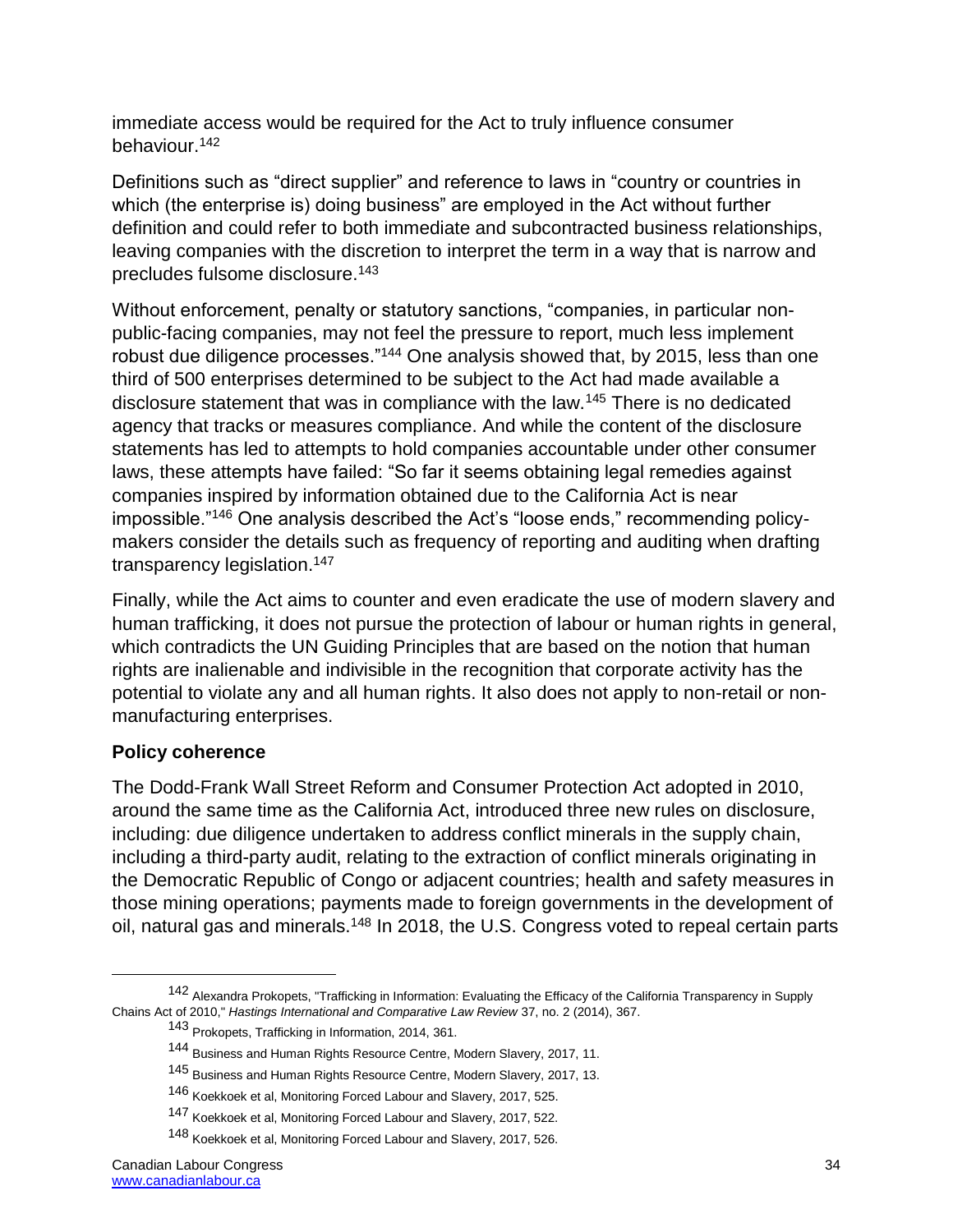immediate access would be required for the Act to truly influence consumer behaviour.[142]

Definitions such as "direct supplier" and reference to laws in "country or countries in which (the enterprise is) doing business" are employed in the Act without further definition and could refer to both immediate and subcontracted business relationships, leaving companies with the discretion to interpret the term in a way that is narrow and precludes fulsome disclosure.[143]

Without enforcement, penalty or statutory sanctions, "companies, in particular non-public-facing companies, may not feel the pressure to report, much less implement robust due diligence processes."[144] One analysis showed that, by 2015, less than one third of 500 enterprises determined to be subject to the Act had made available a disclosure statement that was in compliance with the law.[145] There is no dedicated agency that tracks or measures compliance. And while the content of the disclosure statements has led to attempts to hold companies accountable under other consumer laws, these attempts have failed: "So far it seems obtaining legal remedies against companies inspired by information obtained due to the California Act is near impossible."[146] One analysis described the Act's "loose ends," recommending policy-makers consider the details such as frequency of reporting and auditing when drafting transparency legislation.[147]

Finally, while the Act aims to counter and even eradicate the use of modern slavery and human trafficking, it does not pursue the protection of labour or human rights in general, which contradicts the UN Guiding Principles that are based on the notion that human rights are inalienable and indivisible in the recognition that corporate activity has the potential to violate any and all human rights. It also does not apply to non-retail or non-manufacturing enterprises.

### Policy coherence

The Dodd-Frank Wall Street Reform and Consumer Protection Act adopted in 2010, around the same time as the California Act, introduced three new rules on disclosure, including: due diligence undertaken to address conflict minerals in the supply chain, including a third-party audit, relating to the extraction of conflict minerals originating in the Democratic Republic of Congo or adjacent countries; health and safety measures in those mining operations; payments made to foreign governments in the development of oil, natural gas and minerals.[148] In 2018, the U.S. Congress voted to repeal certain parts

---

[142] Alexandra Prokopets, "Trafficking in Information: Evaluating the Efficacy of the California Transparency in Supply Chains Act of 2010," *Hastings International and Comparative Law Review* 37, no. 2 (2014), 367.

[143] Prokopets, Trafficking in Information, 2014, 361.

[144] Business and Human Rights Resource Centre, Modern Slavery, 2017, 11.

[145] Business and Human Rights Resource Centre, Modern Slavery, 2017, 13.

[146] Koekkoek et al, Monitoring Forced Labour and Slavery, 2017, 525.

[147] Koekkoek et al, Monitoring Forced Labour and Slavery, 2017, 522.

[148] Koekkoek et al, Monitoring Forced Labour and Slavery, 2017, 526.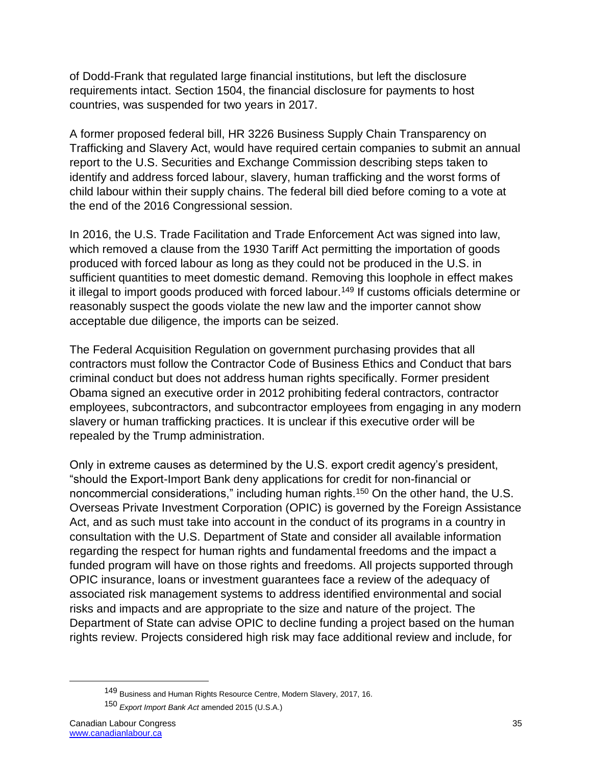of Dodd-Frank that regulated large financial institutions, but left the disclosure requirements intact. Section 1504, the financial disclosure for payments to host countries, was suspended for two years in 2017.

A former proposed federal bill, HR 3226 Business Supply Chain Transparency on Trafficking and Slavery Act, would have required certain companies to submit an annual report to the U.S. Securities and Exchange Commission describing steps taken to identify and address forced labour, slavery, human trafficking and the worst forms of child labour within their supply chains. The federal bill died before coming to a vote at the end of the 2016 Congressional session.

In 2016, the U.S. Trade Facilitation and Trade Enforcement Act was signed into law, which removed a clause from the 1930 Tariff Act permitting the importation of goods produced with forced labour as long as they could not be produced in the U.S. in sufficient quantities to meet domestic demand. Removing this loophole in effect makes it illegal to import goods produced with forced labour.[149] If customs officials determine or reasonably suspect the goods violate the new law and the importer cannot show acceptable due diligence, the imports can be seized.

The Federal Acquisition Regulation on government purchasing provides that all contractors must follow the Contractor Code of Business Ethics and Conduct that bars criminal conduct but does not address human rights specifically. Former president Obama signed an executive order in 2012 prohibiting federal contractors, contractor employees, subcontractors, and subcontractor employees from engaging in any modern slavery or human trafficking practices. It is unclear if this executive order will be repealed by the Trump administration.

Only in extreme causes as determined by the U.S. export credit agency's president, "should the Export-Import Bank deny applications for credit for non-financial or noncommercial considerations," including human rights.[150] On the other hand, the U.S. Overseas Private Investment Corporation (OPIC) is governed by the Foreign Assistance Act, and as such must take into account in the conduct of its programs in a country in consultation with the U.S. Department of State and consider all available information regarding the respect for human rights and fundamental freedoms and the impact a funded program will have on those rights and freedoms. All projects supported through OPIC insurance, loans or investment guarantees face a review of the adequacy of associated risk management systems to address identified environmental and social risks and impacts and are appropriate to the size and nature of the project. The Department of State can advise OPIC to decline funding a project based on the human rights review. Projects considered high risk may face additional review and include, for

[149] Business and Human Rights Resource Centre, Modern Slavery, 2017, 16.

[150] *Export Import Bank Act* amended 2015 (U.S.A.)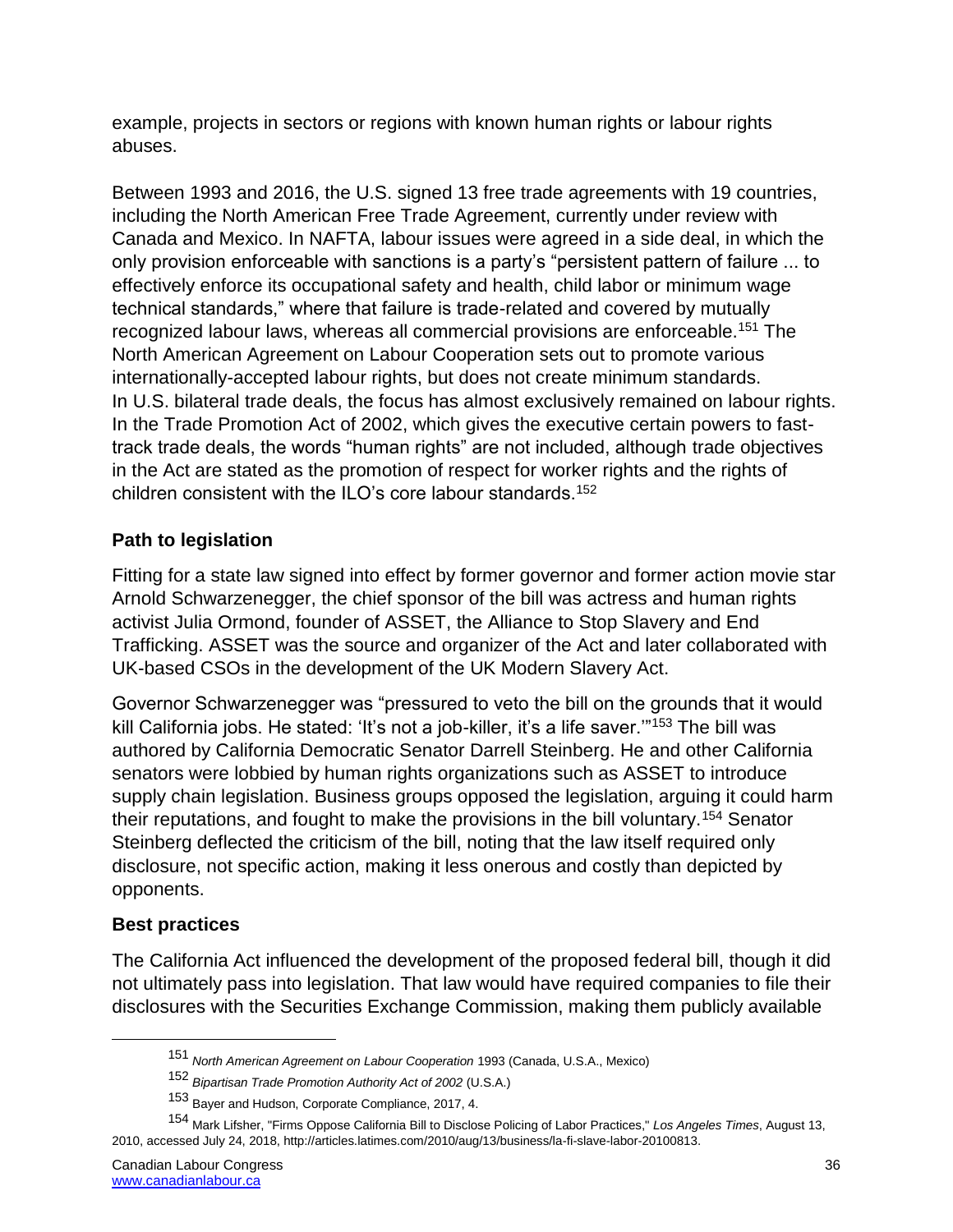example, projects in sectors or regions with known human rights or labour rights abuses.

Between 1993 and 2016, the U.S. signed 13 free trade agreements with 19 countries, including the North American Free Trade Agreement, currently under review with Canada and Mexico. In NAFTA, labour issues were agreed in a side deal, in which the only provision enforceable with sanctions is a party's "persistent pattern of failure ... to effectively enforce its occupational safety and health, child labor or minimum wage technical standards," where that failure is trade-related and covered by mutually recognized labour laws, whereas all commercial provisions are enforceable.[151] The North American Agreement on Labour Cooperation sets out to promote various internationally-accepted labour rights, but does not create minimum standards. In U.S. bilateral trade deals, the focus has almost exclusively remained on labour rights. In the Trade Promotion Act of 2002, which gives the executive certain powers to fast-track trade deals, the words "human rights" are not included, although trade objectives in the Act are stated as the promotion of respect for worker rights and the rights of children consistent with the ILO's core labour standards.[152]

### Path to legislation

Fitting for a state law signed into effect by former governor and former action movie star Arnold Schwarzenegger, the chief sponsor of the bill was actress and human rights activist Julia Ormond, founder of ASSET, the Alliance to Stop Slavery and End Trafficking. ASSET was the source and organizer of the Act and later collaborated with UK-based CSOs in the development of the UK Modern Slavery Act.

Governor Schwarzenegger was "pressured to veto the bill on the grounds that it would kill California jobs. He stated: 'It's not a job-killer, it's a life saver.'"[153] The bill was authored by California Democratic Senator Darrell Steinberg. He and other California senators were lobbied by human rights organizations such as ASSET to introduce supply chain legislation. Business groups opposed the legislation, arguing it could harm their reputations, and fought to make the provisions in the bill voluntary.[154] Senator Steinberg deflected the criticism of the bill, noting that the law itself required only disclosure, not specific action, making it less onerous and costly than depicted by opponents.

### Best practices

The California Act influenced the development of the proposed federal bill, though it did not ultimately pass into legislation. That law would have required companies to file their disclosures with the Securities Exchange Commission, making them publicly available

---

[151] *North American Agreement on Labour Cooperation* 1993 (Canada, U.S.A., Mexico)

[152] *Bipartisan Trade Promotion Authority Act of 2002* (U.S.A.)

[153] Bayer and Hudson, Corporate Compliance, 2017, 4.

[154] Mark Lifsher, "Firms Oppose California Bill to Disclose Policing of Labor Practices," *Los Angeles Times*, August 13, 2010, accessed July 24, 2018, http://articles.latimes.com/2010/aug/13/business/la-fi-slave-labor-20100813.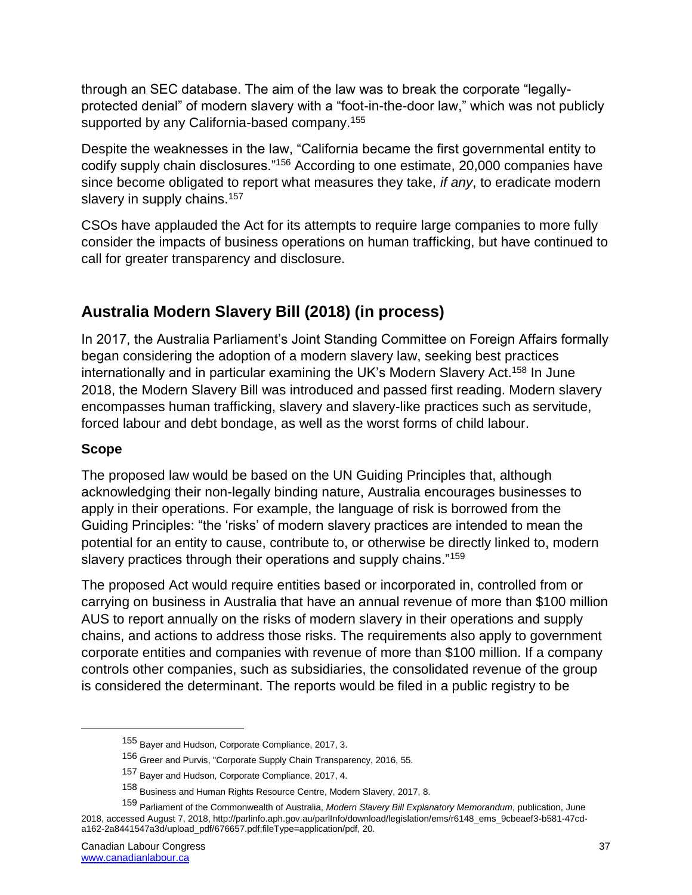through an SEC database. The aim of the law was to break the corporate "legally-protected denial" of modern slavery with a "foot-in-the-door law," which was not publicly supported by any California-based company.[155]

Despite the weaknesses in the law, "California became the first governmental entity to codify supply chain disclosures."[156] According to one estimate, 20,000 companies have since become obligated to report what measures they take, *if any*, to eradicate modern slavery in supply chains.[157]

CSOs have applauded the Act for its attempts to require large companies to more fully consider the impacts of business operations on human trafficking, but have continued to call for greater transparency and disclosure.

## Australia Modern Slavery Bill (2018) (in process)

In 2017, the Australia Parliament's Joint Standing Committee on Foreign Affairs formally began considering the adoption of a modern slavery law, seeking best practices internationally and in particular examining the UK's Modern Slavery Act.[158] In June 2018, the Modern Slavery Bill was introduced and passed first reading. Modern slavery encompasses human trafficking, slavery and slavery-like practices such as servitude, forced labour and debt bondage, as well as the worst forms of child labour.

### Scope

The proposed law would be based on the UN Guiding Principles that, although acknowledging their non-legally binding nature, Australia encourages businesses to apply in their operations. For example, the language of risk is borrowed from the Guiding Principles: "the 'risks' of modern slavery practices are intended to mean the potential for an entity to cause, contribute to, or otherwise be directly linked to, modern slavery practices through their operations and supply chains."[159]

The proposed Act would require entities based or incorporated in, controlled from or carrying on business in Australia that have an annual revenue of more than $100 million AUS to report annually on the risks of modern slavery in their operations and supply chains, and actions to address those risks. The requirements also apply to government corporate entities and companies with revenue of more than $100 million. If a company controls other companies, such as subsidiaries, the consolidated revenue of the group is considered the determinant. The reports would be filed in a public registry to be

---

155 Bayer and Hudson, Corporate Compliance, 2017, 3.

156 Greer and Purvis, "Corporate Supply Chain Transparency, 2016, 55.

157 Bayer and Hudson, Corporate Compliance, 2017, 4.

158 Business and Human Rights Resource Centre, Modern Slavery, 2017, 8.

159 Parliament of the Commonwealth of Australia, *Modern Slavery Bill Explanatory Memorandum*, publication, June 2018, accessed August 7, 2018, http://parlinfo.aph.gov.au/parlInfo/download/legislation/ems/r6148_ems_9cbeaef3-b581-47cd-a162-2a8441547a3d/upload_pdf/676657.pdf;fileType=application/pdf, 20.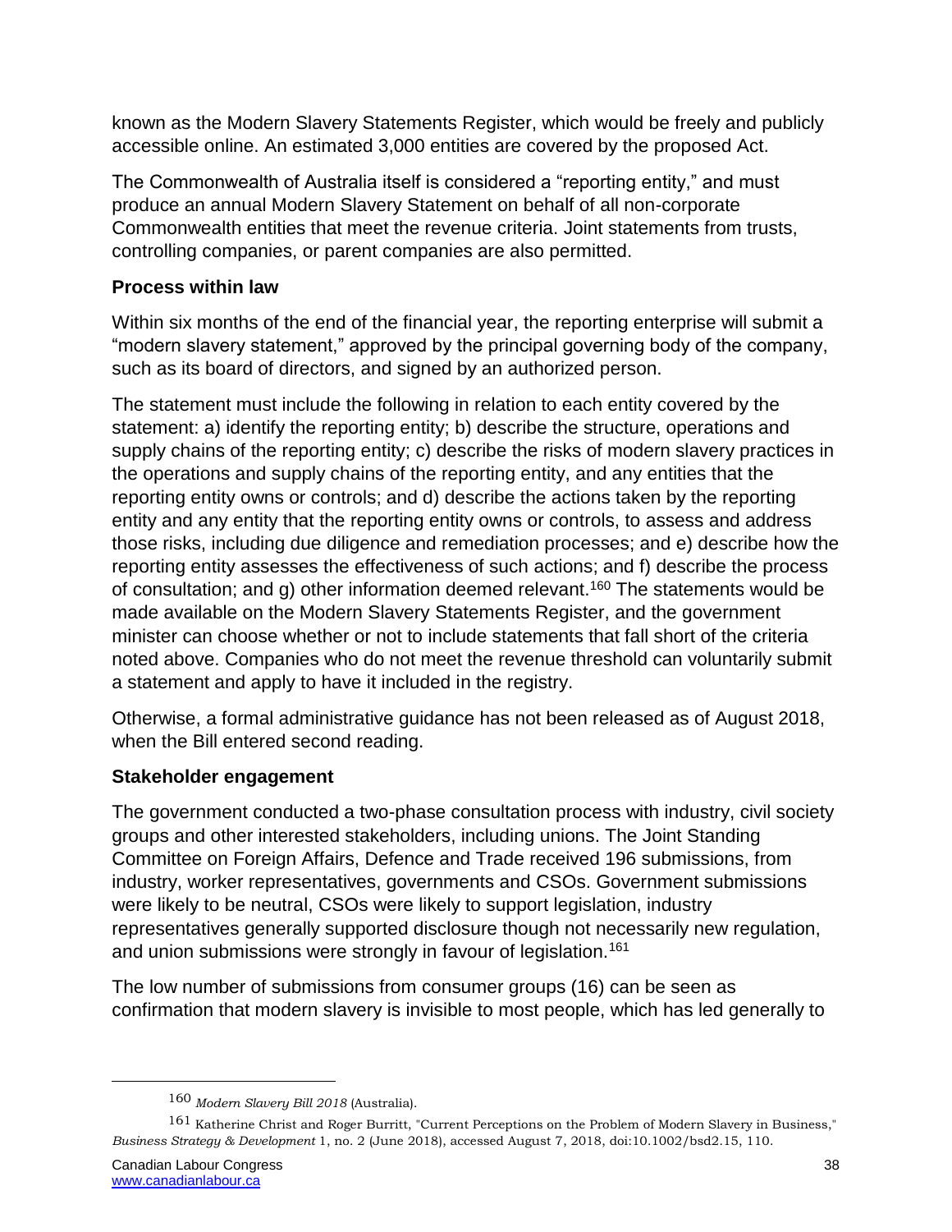known as the Modern Slavery Statements Register, which would be freely and publicly accessible online. An estimated 3,000 entities are covered by the proposed Act.

The Commonwealth of Australia itself is considered a "reporting entity," and must produce an annual Modern Slavery Statement on behalf of all non-corporate Commonwealth entities that meet the revenue criteria. Joint statements from trusts, controlling companies, or parent companies are also permitted.

### Process within law

Within six months of the end of the financial year, the reporting enterprise will submit a "modern slavery statement," approved by the principal governing body of the company, such as its board of directors, and signed by an authorized person.

The statement must include the following in relation to each entity covered by the statement: a) identify the reporting entity; b) describe the structure, operations and supply chains of the reporting entity; c) describe the risks of modern slavery practices in the operations and supply chains of the reporting entity, and any entities that the reporting entity owns or controls; and d) describe the actions taken by the reporting entity and any entity that the reporting entity owns or controls, to assess and address those risks, including due diligence and remediation processes; and e) describe how the reporting entity assesses the effectiveness of such actions; and f) describe the process of consultation; and g) other information deemed relevant.[160] The statements would be made available on the Modern Slavery Statements Register, and the government minister can choose whether or not to include statements that fall short of the criteria noted above. Companies who do not meet the revenue threshold can voluntarily submit a statement and apply to have it included in the registry.

Otherwise, a formal administrative guidance has not been released as of August 2018, when the Bill entered second reading.

### Stakeholder engagement

The government conducted a two-phase consultation process with industry, civil society groups and other interested stakeholders, including unions. The Joint Standing Committee on Foreign Affairs, Defence and Trade received 196 submissions, from industry, worker representatives, governments and CSOs. Government submissions were likely to be neutral, CSOs were likely to support legislation, industry representatives generally supported disclosure though not necessarily new regulation, and union submissions were strongly in favour of legislation.[161]

The low number of submissions from consumer groups (16) can be seen as confirmation that modern slavery is invisible to most people, which has led generally to

---

[160] *Modern Slavery Bill 2018* (Australia).

[161] Katherine Christ and Roger Burritt, "Current Perceptions on the Problem of Modern Slavery in Business," *Business Strategy & Development* 1, no. 2 (June 2018), accessed August 7, 2018, doi:10.1002/bsd2.15, 110.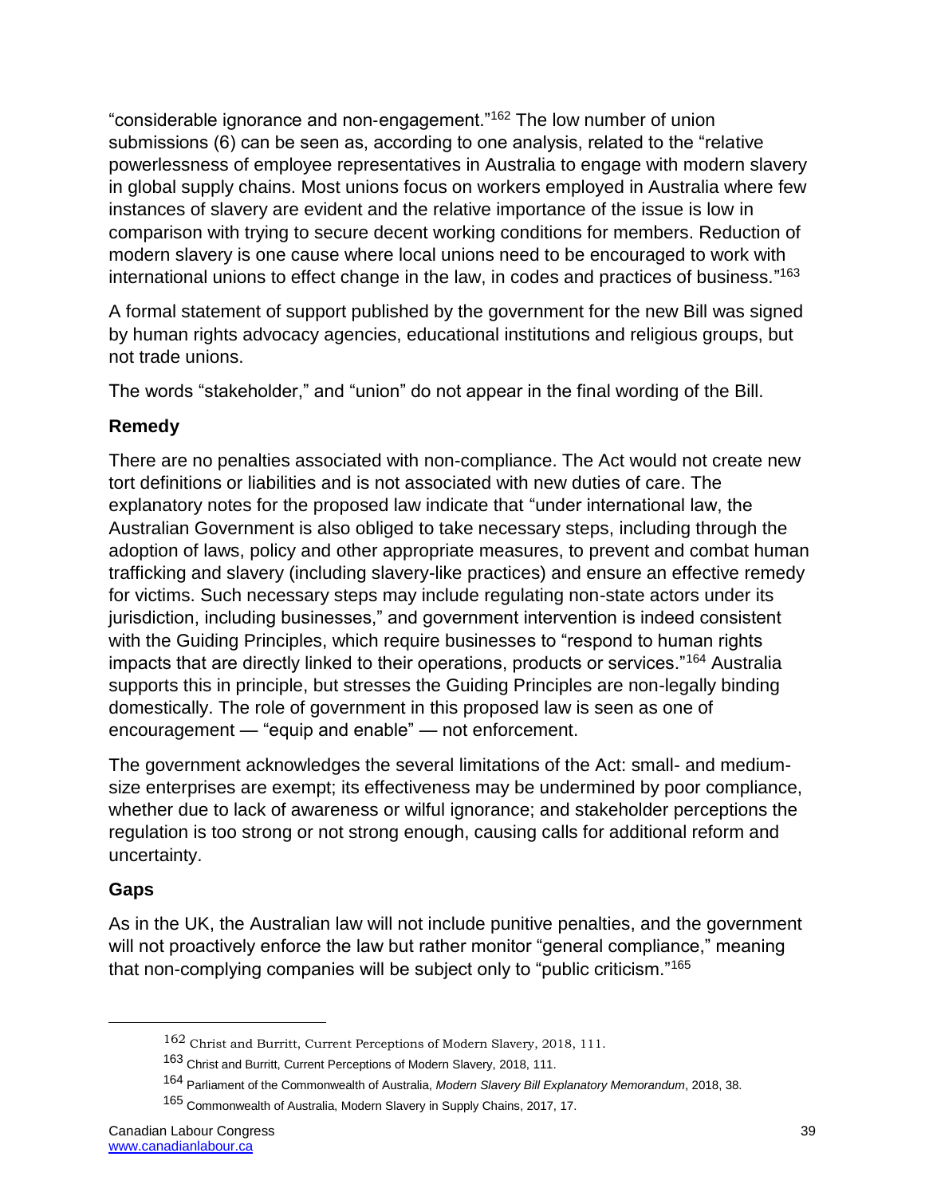"considerable ignorance and non-engagement."[162] The low number of union submissions (6) can be seen as, according to one analysis, related to the "relative powerlessness of employee representatives in Australia to engage with modern slavery in global supply chains. Most unions focus on workers employed in Australia where few instances of slavery are evident and the relative importance of the issue is low in comparison with trying to secure decent working conditions for members. Reduction of modern slavery is one cause where local unions need to be encouraged to work with international unions to effect change in the law, in codes and practices of business."[163]

A formal statement of support published by the government for the new Bill was signed by human rights advocacy agencies, educational institutions and religious groups, but not trade unions.

The words "stakeholder," and "union" do not appear in the final wording of the Bill.

### Remedy

There are no penalties associated with non-compliance. The Act would not create new tort definitions or liabilities and is not associated with new duties of care. The explanatory notes for the proposed law indicate that "under international law, the Australian Government is also obliged to take necessary steps, including through the adoption of laws, policy and other appropriate measures, to prevent and combat human trafficking and slavery (including slavery-like practices) and ensure an effective remedy for victims. Such necessary steps may include regulating non-state actors under its jurisdiction, including businesses," and government intervention is indeed consistent with the Guiding Principles, which require businesses to "respond to human rights impacts that are directly linked to their operations, products or services."[164] Australia supports this in principle, but stresses the Guiding Principles are non-legally binding domestically. The role of government in this proposed law is seen as one of encouragement — "equip and enable" — not enforcement.

The government acknowledges the several limitations of the Act: small- and medium-size enterprises are exempt; its effectiveness may be undermined by poor compliance, whether due to lack of awareness or wilful ignorance; and stakeholder perceptions the regulation is too strong or not strong enough, causing calls for additional reform and uncertainty.

### Gaps

As in the UK, the Australian law will not include punitive penalties, and the government will not proactively enforce the law but rather monitor "general compliance," meaning that non-complying companies will be subject only to "public criticism."[165]

---

[162] Christ and Burritt, Current Perceptions of Modern Slavery, 2018, 111.

[163] Christ and Burritt, Current Perceptions of Modern Slavery, 2018, 111.

[164] Parliament of the Commonwealth of Australia, *Modern Slavery Bill Explanatory Memorandum*, 2018, 38.

[165] Commonwealth of Australia, Modern Slavery in Supply Chains, 2017, 17.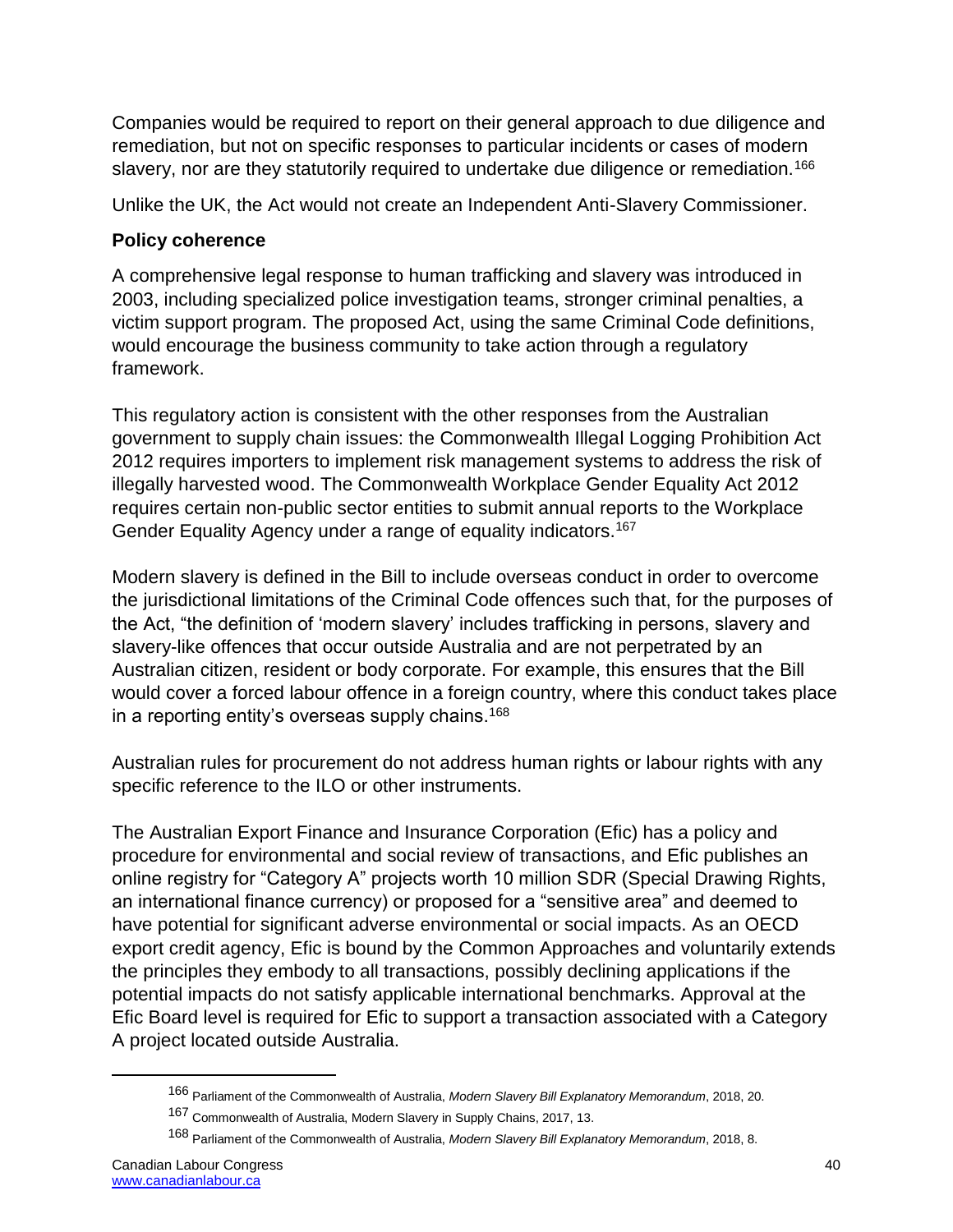Companies would be required to report on their general approach to due diligence and remediation, but not on specific responses to particular incidents or cases of modern slavery, nor are they statutorily required to undertake due diligence or remediation.[166]

Unlike the UK, the Act would not create an Independent Anti-Slavery Commissioner.

**Policy coherence**

A comprehensive legal response to human trafficking and slavery was introduced in 2003, including specialized police investigation teams, stronger criminal penalties, a victim support program. The proposed Act, using the same Criminal Code definitions, would encourage the business community to take action through a regulatory framework.

This regulatory action is consistent with the other responses from the Australian government to supply chain issues: the Commonwealth Illegal Logging Prohibition Act 2012 requires importers to implement risk management systems to address the risk of illegally harvested wood. The Commonwealth Workplace Gender Equality Act 2012 requires certain non-public sector entities to submit annual reports to the Workplace Gender Equality Agency under a range of equality indicators.[167]

Modern slavery is defined in the Bill to include overseas conduct in order to overcome the jurisdictional limitations of the Criminal Code offences such that, for the purposes of the Act, "the definition of 'modern slavery' includes trafficking in persons, slavery and slavery-like offences that occur outside Australia and are not perpetrated by an Australian citizen, resident or body corporate. For example, this ensures that the Bill would cover a forced labour offence in a foreign country, where this conduct takes place in a reporting entity's overseas supply chains.[168]

Australian rules for procurement do not address human rights or labour rights with any specific reference to the ILO or other instruments.

The Australian Export Finance and Insurance Corporation (Efic) has a policy and procedure for environmental and social review of transactions, and Efic publishes an online registry for "Category A" projects worth 10 million SDR (Special Drawing Rights, an international finance currency) or proposed for a "sensitive area" and deemed to have potential for significant adverse environmental or social impacts. As an OECD export credit agency, Efic is bound by the Common Approaches and voluntarily extends the principles they embody to all transactions, possibly declining applications if the potential impacts do not satisfy applicable international benchmarks. Approval at the Efic Board level is required for Efic to support a transaction associated with a Category A project located outside Australia.

---

[166] Parliament of the Commonwealth of Australia, *Modern Slavery Bill Explanatory Memorandum*, 2018, 20.

[167] Commonwealth of Australia, Modern Slavery in Supply Chains, 2017, 13.

[168] Parliament of the Commonwealth of Australia, *Modern Slavery Bill Explanatory Memorandum*, 2018, 8.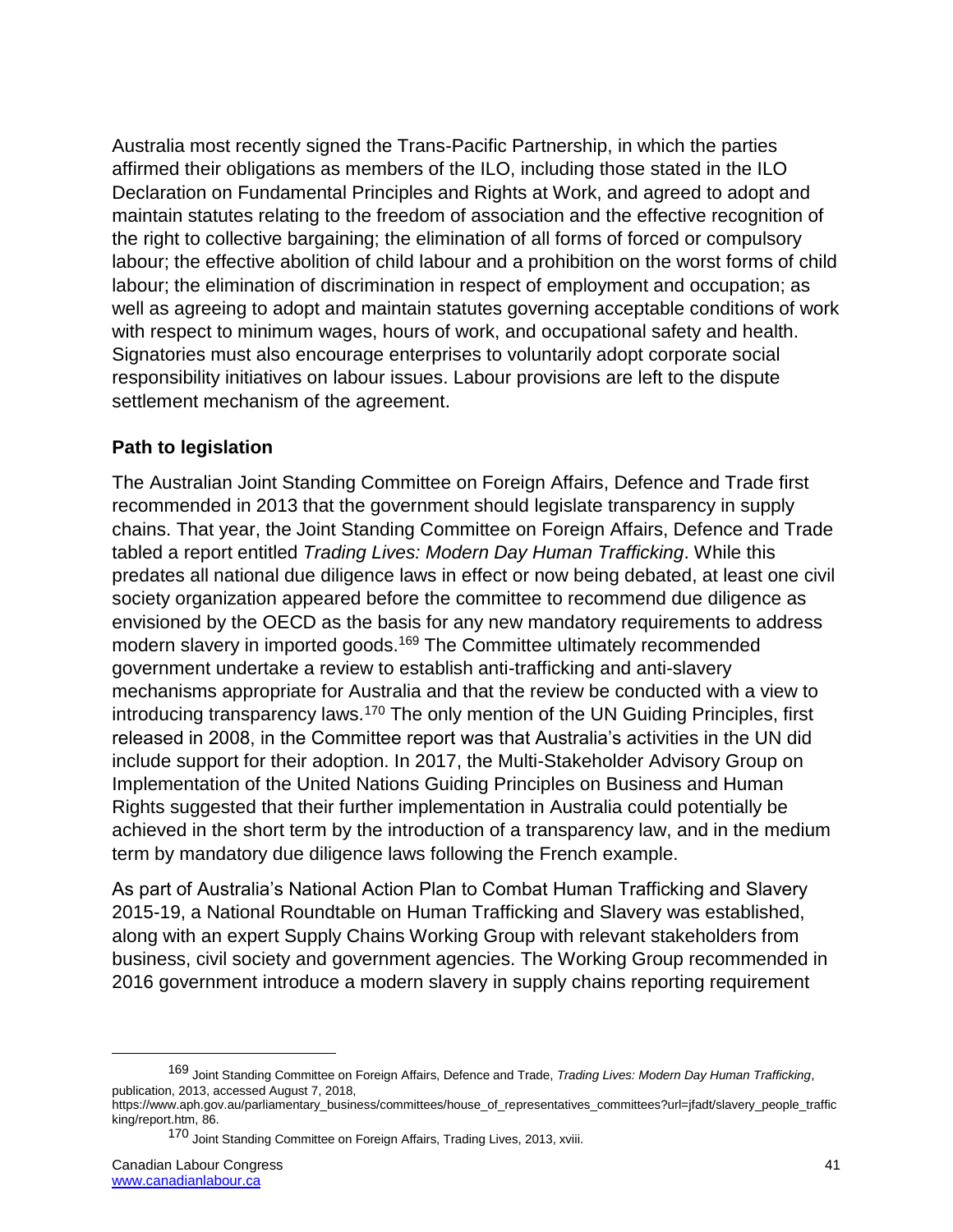Australia most recently signed the Trans-Pacific Partnership, in which the parties affirmed their obligations as members of the ILO, including those stated in the ILO Declaration on Fundamental Principles and Rights at Work, and agreed to adopt and maintain statutes relating to the freedom of association and the effective recognition of the right to collective bargaining; the elimination of all forms of forced or compulsory labour; the effective abolition of child labour and a prohibition on the worst forms of child labour; the elimination of discrimination in respect of employment and occupation; as well as agreeing to adopt and maintain statutes governing acceptable conditions of work with respect to minimum wages, hours of work, and occupational safety and health. Signatories must also encourage enterprises to voluntarily adopt corporate social responsibility initiatives on labour issues. Labour provisions are left to the dispute settlement mechanism of the agreement.

### Path to legislation

The Australian Joint Standing Committee on Foreign Affairs, Defence and Trade first recommended in 2013 that the government should legislate transparency in supply chains. That year, the Joint Standing Committee on Foreign Affairs, Defence and Trade tabled a report entitled *Trading Lives: Modern Day Human Trafficking*. While this predates all national due diligence laws in effect or now being debated, at least one civil society organization appeared before the committee to recommend due diligence as envisioned by the OECD as the basis for any new mandatory requirements to address modern slavery in imported goods.[169] The Committee ultimately recommended government undertake a review to establish anti-trafficking and anti-slavery mechanisms appropriate for Australia and that the review be conducted with a view to introducing transparency laws.[170] The only mention of the UN Guiding Principles, first released in 2008, in the Committee report was that Australia's activities in the UN did include support for their adoption. In 2017, the Multi-Stakeholder Advisory Group on Implementation of the United Nations Guiding Principles on Business and Human Rights suggested that their further implementation in Australia could potentially be achieved in the short term by the introduction of a transparency law, and in the medium term by mandatory due diligence laws following the French example.

As part of Australia's National Action Plan to Combat Human Trafficking and Slavery 2015-19, a National Roundtable on Human Trafficking and Slavery was established, along with an expert Supply Chains Working Group with relevant stakeholders from business, civil society and government agencies. The Working Group recommended in 2016 government introduce a modern slavery in supply chains reporting requirement

---

169 Joint Standing Committee on Foreign Affairs, Defence and Trade, *Trading Lives: Modern Day Human Trafficking*, publication, 2013, accessed August 7, 2018, https://www.aph.gov.au/parliamentary_business/committees/house_of_representatives_committees?url=jfadt/slavery_people_trafficking/report.htm, 86.

170 Joint Standing Committee on Foreign Affairs, Trading Lives, 2013, xviii.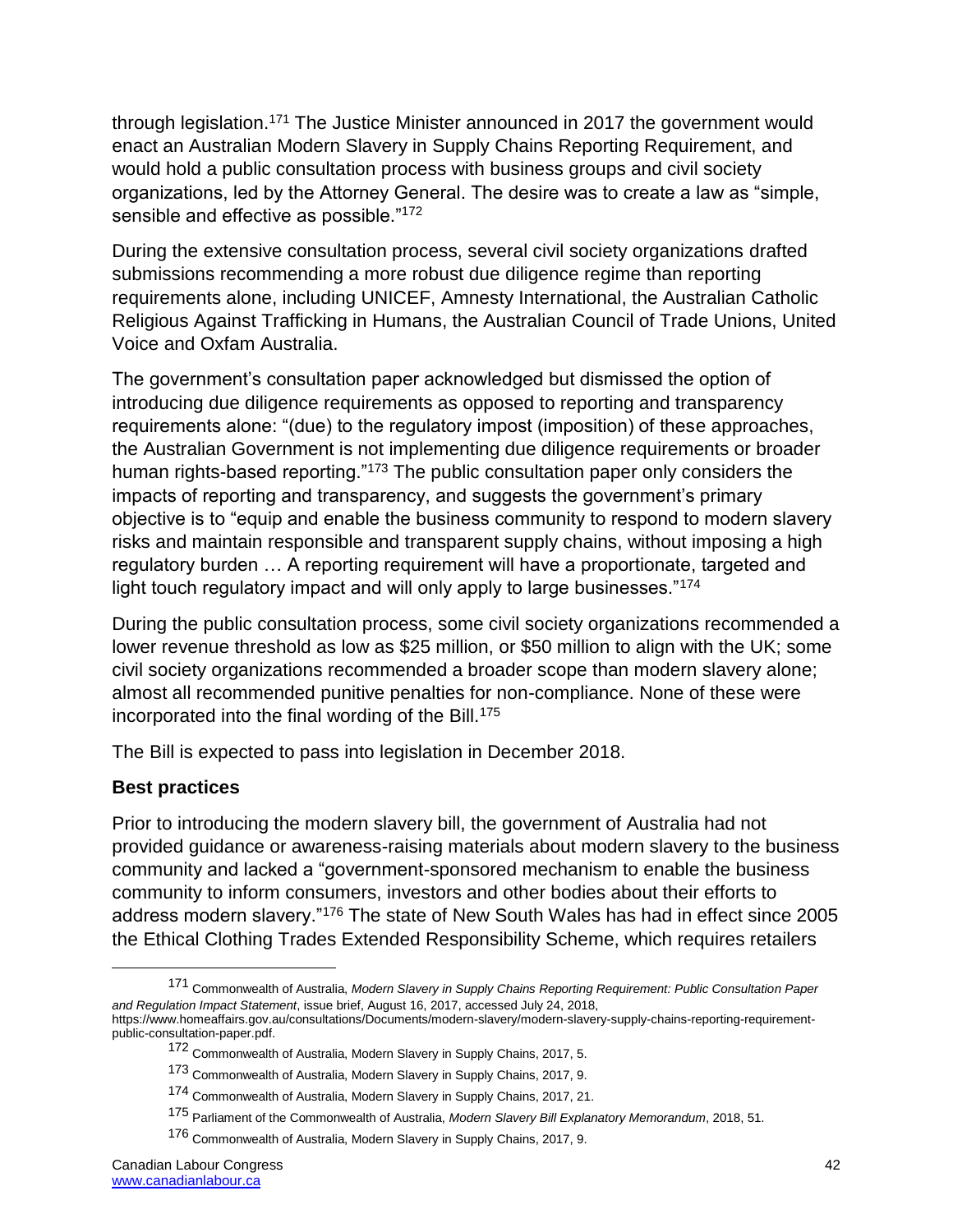through legislation.[171] The Justice Minister announced in 2017 the government would enact an Australian Modern Slavery in Supply Chains Reporting Requirement, and would hold a public consultation process with business groups and civil society organizations, led by the Attorney General. The desire was to create a law as "simple, sensible and effective as possible."[172]

During the extensive consultation process, several civil society organizations drafted submissions recommending a more robust due diligence regime than reporting requirements alone, including UNICEF, Amnesty International, the Australian Catholic Religious Against Trafficking in Humans, the Australian Council of Trade Unions, United Voice and Oxfam Australia.

The government's consultation paper acknowledged but dismissed the option of introducing due diligence requirements as opposed to reporting and transparency requirements alone: "(due) to the regulatory impost (imposition) of these approaches, the Australian Government is not implementing due diligence requirements or broader human rights-based reporting."[173] The public consultation paper only considers the impacts of reporting and transparency, and suggests the government's primary objective is to "equip and enable the business community to respond to modern slavery risks and maintain responsible and transparent supply chains, without imposing a high regulatory burden … A reporting requirement will have a proportionate, targeted and light touch regulatory impact and will only apply to large businesses."[174]

During the public consultation process, some civil society organizations recommended a lower revenue threshold as low as $25 million, or $50 million to align with the UK; some civil society organizations recommended a broader scope than modern slavery alone; almost all recommended punitive penalties for non-compliance. None of these were incorporated into the final wording of the Bill.[175]

The Bill is expected to pass into legislation in December 2018.

### Best practices

Prior to introducing the modern slavery bill, the government of Australia had not provided guidance or awareness-raising materials about modern slavery to the business community and lacked a "government-sponsored mechanism to enable the business community to inform consumers, investors and other bodies about their efforts to address modern slavery."[176] The state of New South Wales has had in effect since 2005 the Ethical Clothing Trades Extended Responsibility Scheme, which requires retailers

---

[171] Commonwealth of Australia, *Modern Slavery in Supply Chains Reporting Requirement: Public Consultation Paper and Regulation Impact Statement*, issue brief, August 16, 2017, accessed July 24, 2018, https://www.homeaffairs.gov.au/consultations/Documents/modern-slavery/modern-slavery-supply-chains-reporting-requirement-public-consultation-paper.pdf.

[172] Commonwealth of Australia, Modern Slavery in Supply Chains, 2017, 5.

[173] Commonwealth of Australia, Modern Slavery in Supply Chains, 2017, 9.

[174] Commonwealth of Australia, Modern Slavery in Supply Chains, 2017, 21.

[175] Parliament of the Commonwealth of Australia, *Modern Slavery Bill Explanatory Memorandum*, 2018, 51.

[176] Commonwealth of Australia, Modern Slavery in Supply Chains, 2017, 9.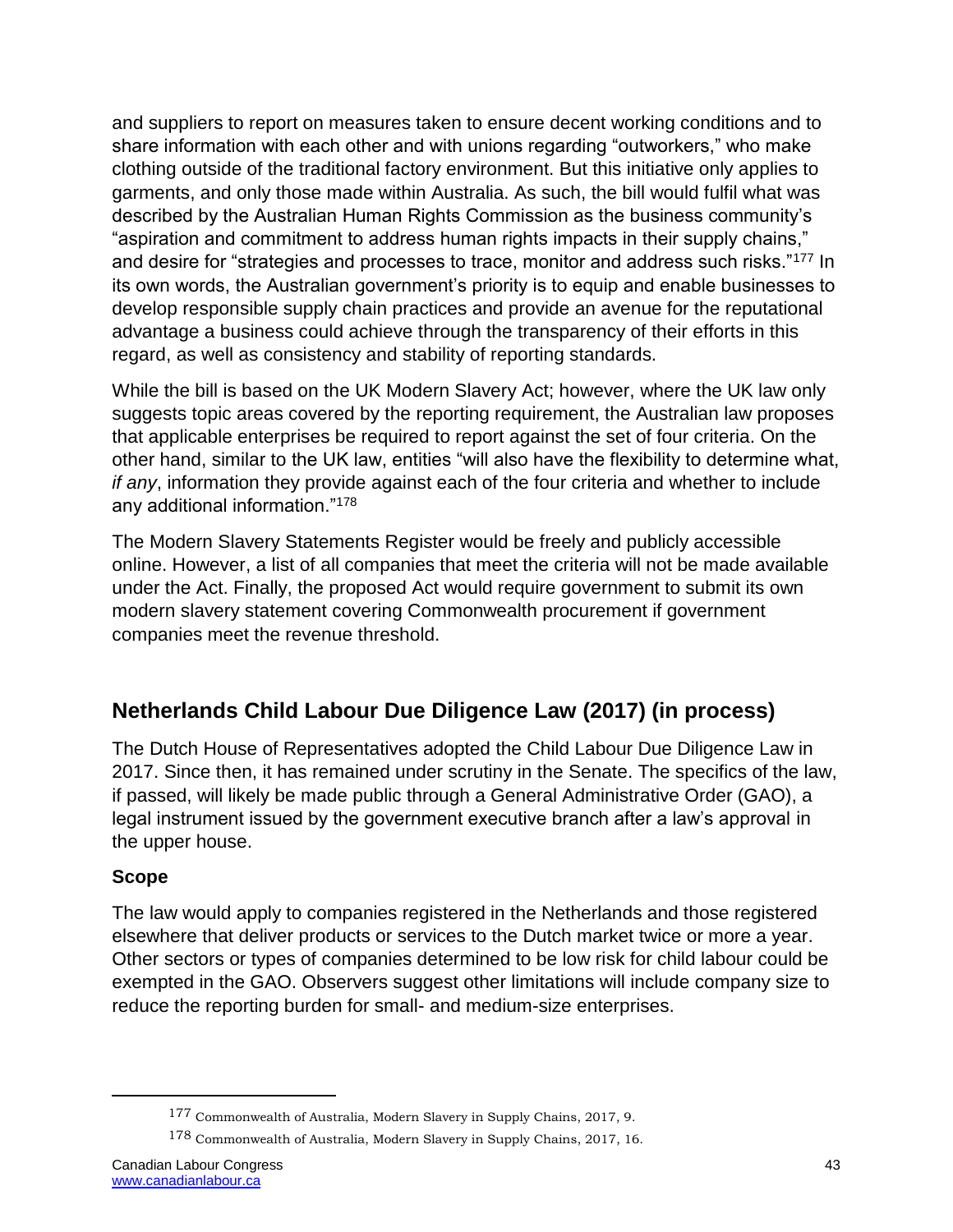and suppliers to report on measures taken to ensure decent working conditions and to share information with each other and with unions regarding "outworkers," who make clothing outside of the traditional factory environment. But this initiative only applies to garments, and only those made within Australia. As such, the bill would fulfil what was described by the Australian Human Rights Commission as the business community's "aspiration and commitment to address human rights impacts in their supply chains," and desire for "strategies and processes to trace, monitor and address such risks."[177] In its own words, the Australian government's priority is to equip and enable businesses to develop responsible supply chain practices and provide an avenue for the reputational advantage a business could achieve through the transparency of their efforts in this regard, as well as consistency and stability of reporting standards.

While the bill is based on the UK Modern Slavery Act; however, where the UK law only suggests topic areas covered by the reporting requirement, the Australian law proposes that applicable enterprises be required to report against the set of four criteria. On the other hand, similar to the UK law, entities "will also have the flexibility to determine what, *if any*, information they provide against each of the four criteria and whether to include any additional information."[178]

The Modern Slavery Statements Register would be freely and publicly accessible online. However, a list of all companies that meet the criteria will not be made available under the Act. Finally, the proposed Act would require government to submit its own modern slavery statement covering Commonwealth procurement if government companies meet the revenue threshold.

## Netherlands Child Labour Due Diligence Law (2017) (in process)

The Dutch House of Representatives adopted the Child Labour Due Diligence Law in 2017. Since then, it has remained under scrutiny in the Senate. The specifics of the law, if passed, will likely be made public through a General Administrative Order (GAO), a legal instrument issued by the government executive branch after a law's approval in the upper house.

### Scope

The law would apply to companies registered in the Netherlands and those registered elsewhere that deliver products or services to the Dutch market twice or more a year. Other sectors or types of companies determined to be low risk for child labour could be exempted in the GAO. Observers suggest other limitations will include company size to reduce the reporting burden for small- and medium-size enterprises.

---

[177] Commonwealth of Australia, Modern Slavery in Supply Chains, 2017, 9.

[178] Commonwealth of Australia, Modern Slavery in Supply Chains, 2017, 16.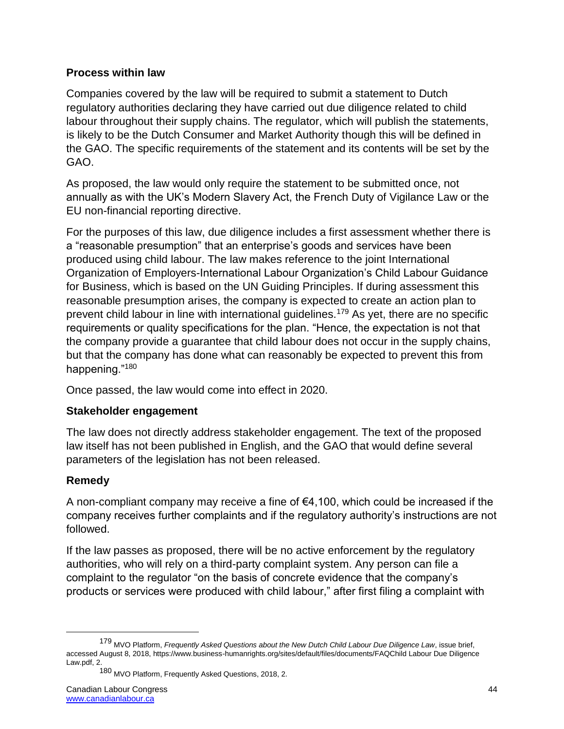### Process within law

Companies covered by the law will be required to submit a statement to Dutch regulatory authorities declaring they have carried out due diligence related to child labour throughout their supply chains. The regulator, which will publish the statements, is likely to be the Dutch Consumer and Market Authority though this will be defined in the GAO. The specific requirements of the statement and its contents will be set by the GAO.

As proposed, the law would only require the statement to be submitted once, not annually as with the UK's Modern Slavery Act, the French Duty of Vigilance Law or the EU non-financial reporting directive.

For the purposes of this law, due diligence includes a first assessment whether there is a "reasonable presumption" that an enterprise's goods and services have been produced using child labour. The law makes reference to the joint International Organization of Employers-International Labour Organization's Child Labour Guidance for Business, which is based on the UN Guiding Principles. If during assessment this reasonable presumption arises, the company is expected to create an action plan to prevent child labour in line with international guidelines.[179] As yet, there are no specific requirements or quality specifications for the plan. "Hence, the expectation is not that the company provide a guarantee that child labour does not occur in the supply chains, but that the company has done what can reasonably be expected to prevent this from happening."[180]

Once passed, the law would come into effect in 2020.

### Stakeholder engagement

The law does not directly address stakeholder engagement. The text of the proposed law itself has not been published in English, and the GAO that would define several parameters of the legislation has not been released.

### Remedy

A non-compliant company may receive a fine of €4,100, which could be increased if the company receives further complaints and if the regulatory authority's instructions are not followed.

If the law passes as proposed, there will be no active enforcement by the regulatory authorities, who will rely on a third-party complaint system. Any person can file a complaint to the regulator "on the basis of concrete evidence that the company's products or services were produced with child labour," after first filing a complaint with

---

[179] MVO Platform, *Frequently Asked Questions about the New Dutch Child Labour Due Diligence Law*, issue brief, accessed August 8, 2018, https://www.business-humanrights.org/sites/default/files/documents/FAQChild Labour Due Diligence Law.pdf, 2.

[180] MVO Platform, Frequently Asked Questions, 2018, 2.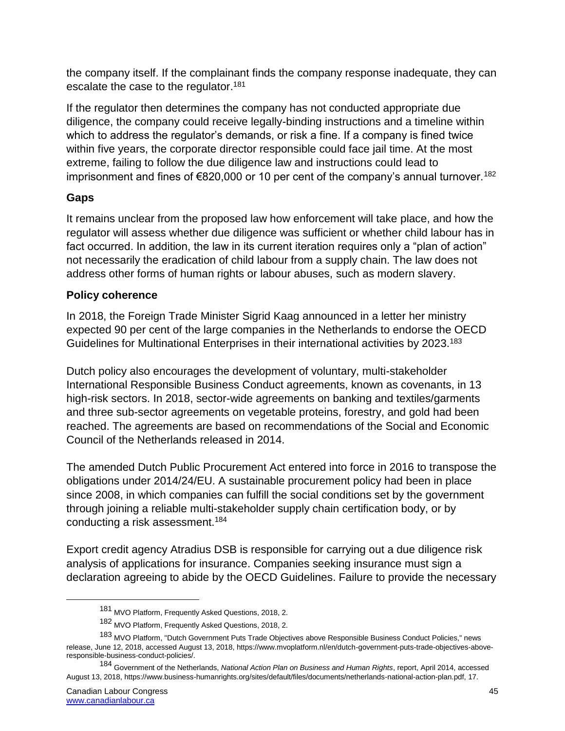the company itself. If the complainant finds the company response inadequate, they can escalate the case to the regulator.[181]

If the regulator then determines the company has not conducted appropriate due diligence, the company could receive legally-binding instructions and a timeline within which to address the regulator's demands, or risk a fine. If a company is fined twice within five years, the corporate director responsible could face jail time. At the most extreme, failing to follow the due diligence law and instructions could lead to imprisonment and fines of €820,000 or 10 per cent of the company's annual turnover.[182]

### Gaps

It remains unclear from the proposed law how enforcement will take place, and how the regulator will assess whether due diligence was sufficient or whether child labour has in fact occurred. In addition, the law in its current iteration requires only a "plan of action" not necessarily the eradication of child labour from a supply chain. The law does not address other forms of human rights or labour abuses, such as modern slavery.

### Policy coherence

In 2018, the Foreign Trade Minister Sigrid Kaag announced in a letter her ministry expected 90 per cent of the large companies in the Netherlands to endorse the OECD Guidelines for Multinational Enterprises in their international activities by 2023.[183]

Dutch policy also encourages the development of voluntary, multi-stakeholder International Responsible Business Conduct agreements, known as covenants, in 13 high-risk sectors. In 2018, sector-wide agreements on banking and textiles/garments and three sub-sector agreements on vegetable proteins, forestry, and gold had been reached. The agreements are based on recommendations of the Social and Economic Council of the Netherlands released in 2014.

The amended Dutch Public Procurement Act entered into force in 2016 to transpose the obligations under 2014/24/EU. A sustainable procurement policy had been in place since 2008, in which companies can fulfill the social conditions set by the government through joining a reliable multi-stakeholder supply chain certification body, or by conducting a risk assessment.[184]

Export credit agency Atradius DSB is responsible for carrying out a due diligence risk analysis of applications for insurance. Companies seeking insurance must sign a declaration agreeing to abide by the OECD Guidelines. Failure to provide the necessary

---

[181] MVO Platform, Frequently Asked Questions, 2018, 2.

[182] MVO Platform, Frequently Asked Questions, 2018, 2.

[183] MVO Platform, "Dutch Government Puts Trade Objectives above Responsible Business Conduct Policies," news release, June 12, 2018, accessed August 13, 2018, https://www.mvoplatform.nl/en/dutch-government-puts-trade-objectives-above-responsible-business-conduct-policies/.

[184] Government of the Netherlands, *National Action Plan on Business and Human Rights*, report, April 2014, accessed August 13, 2018, https://www.business-humanrights.org/sites/default/files/documents/netherlands-national-action-plan.pdf, 17.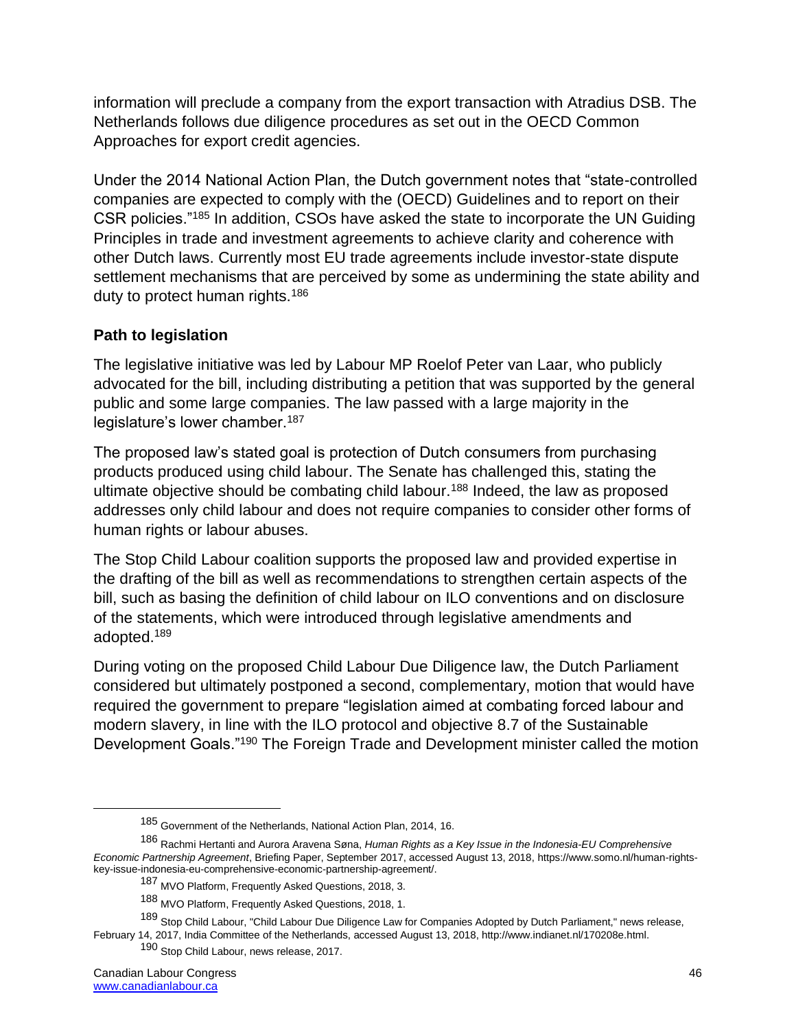information will preclude a company from the export transaction with Atradius DSB. The Netherlands follows due diligence procedures as set out in the OECD Common Approaches for export credit agencies.

Under the 2014 National Action Plan, the Dutch government notes that "state-controlled companies are expected to comply with the (OECD) Guidelines and to report on their CSR policies."[185] In addition, CSOs have asked the state to incorporate the UN Guiding Principles in trade and investment agreements to achieve clarity and coherence with other Dutch laws. Currently most EU trade agreements include investor-state dispute settlement mechanisms that are perceived by some as undermining the state ability and duty to protect human rights.[186]

### Path to legislation

The legislative initiative was led by Labour MP Roelof Peter van Laar, who publicly advocated for the bill, including distributing a petition that was supported by the general public and some large companies. The law passed with a large majority in the legislature's lower chamber.[187]

The proposed law's stated goal is protection of Dutch consumers from purchasing products produced using child labour. The Senate has challenged this, stating the ultimate objective should be combating child labour.[188] Indeed, the law as proposed addresses only child labour and does not require companies to consider other forms of human rights or labour abuses.

The Stop Child Labour coalition supports the proposed law and provided expertise in the drafting of the bill as well as recommendations to strengthen certain aspects of the bill, such as basing the definition of child labour on ILO conventions and on disclosure of the statements, which were introduced through legislative amendments and adopted.[189]

During voting on the proposed Child Labour Due Diligence law, the Dutch Parliament considered but ultimately postponed a second, complementary, motion that would have required the government to prepare "legislation aimed at combating forced labour and modern slavery, in line with the ILO protocol and objective 8.7 of the Sustainable Development Goals."[190] The Foreign Trade and Development minister called the motion

---

[185] Government of the Netherlands, National Action Plan, 2014, 16.

[186] Rachmi Hertanti and Aurora Aravena Søna, *Human Rights as a Key Issue in the Indonesia-EU Comprehensive Economic Partnership Agreement*, Briefing Paper, September 2017, accessed August 13, 2018, https://www.somo.nl/human-rights-key-issue-indonesia-eu-comprehensive-economic-partnership-agreement/.

[187] MVO Platform, Frequently Asked Questions, 2018, 3.

[188] MVO Platform, Frequently Asked Questions, 2018, 1.

[189] Stop Child Labour, "Child Labour Due Diligence Law for Companies Adopted by Dutch Parliament," news release, February 14, 2017, India Committee of the Netherlands, accessed August 13, 2018, http://www.indianet.nl/170208e.html.

[190] Stop Child Labour, news release, 2017.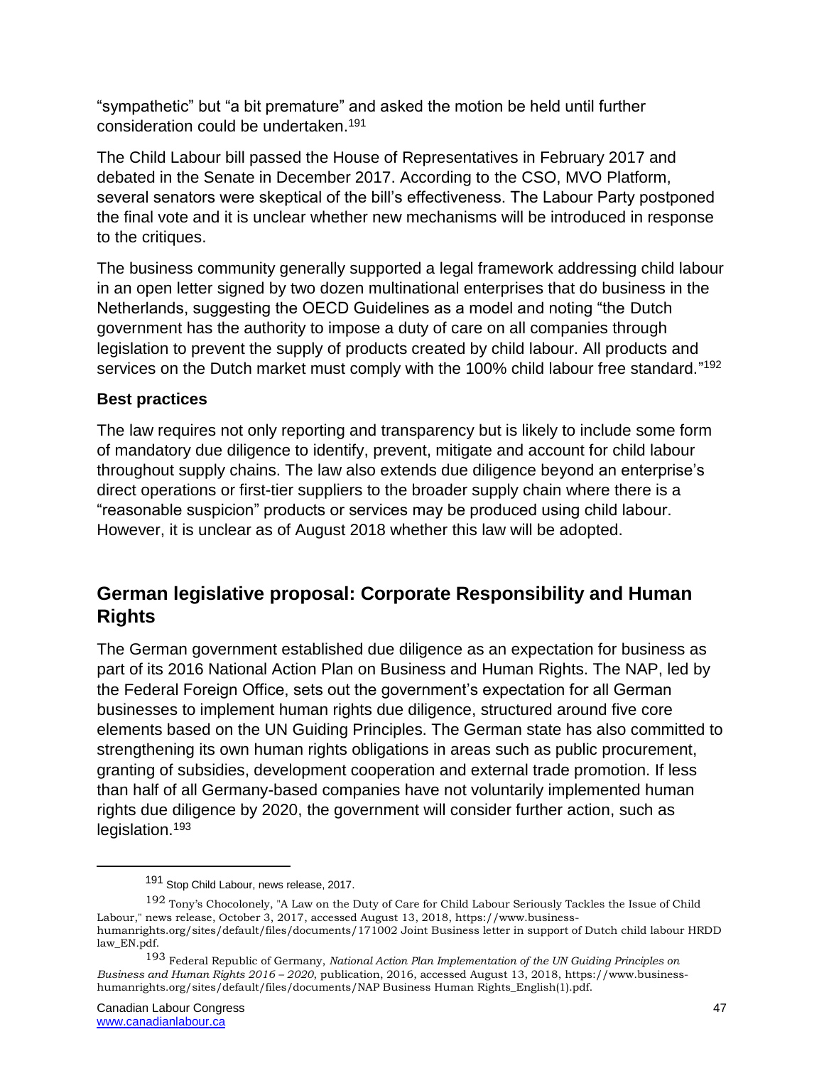"sympathetic" but "a bit premature" and asked the motion be held until further consideration could be undertaken.[191]

The Child Labour bill passed the House of Representatives in February 2017 and debated in the Senate in December 2017. According to the CSO, MVO Platform, several senators were skeptical of the bill's effectiveness. The Labour Party postponed the final vote and it is unclear whether new mechanisms will be introduced in response to the critiques.

The business community generally supported a legal framework addressing child labour in an open letter signed by two dozen multinational enterprises that do business in the Netherlands, suggesting the OECD Guidelines as a model and noting "the Dutch government has the authority to impose a duty of care on all companies through legislation to prevent the supply of products created by child labour. All products and services on the Dutch market must comply with the 100% child labour free standard."[192]

### Best practices

The law requires not only reporting and transparency but is likely to include some form of mandatory due diligence to identify, prevent, mitigate and account for child labour throughout supply chains. The law also extends due diligence beyond an enterprise's direct operations or first-tier suppliers to the broader supply chain where there is a "reasonable suspicion" products or services may be produced using child labour. However, it is unclear as of August 2018 whether this law will be adopted.

## German legislative proposal: Corporate Responsibility and Human Rights

The German government established due diligence as an expectation for business as part of its 2016 National Action Plan on Business and Human Rights. The NAP, led by the Federal Foreign Office, sets out the government's expectation for all German businesses to implement human rights due diligence, structured around five core elements based on the UN Guiding Principles. The German state has also committed to strengthening its own human rights obligations in areas such as public procurement, granting of subsidies, development cooperation and external trade promotion. If less than half of all Germany-based companies have not voluntarily implemented human rights due diligence by 2020, the government will consider further action, such as legislation.[193]

---

[191] Stop Child Labour, news release, 2017.

[192] Tony's Chocolonely, "A Law on the Duty of Care for Child Labour Seriously Tackles the Issue of Child Labour," news release, October 3, 2017, accessed August 13, 2018, https://www.business-humanrights.org/sites/default/files/documents/171002 Joint Business letter in support of Dutch child labour HRDD law_EN.pdf.

[193] Federal Republic of Germany, *National Action Plan Implementation of the UN Guiding Principles on Business and Human Rights 2016 – 2020*, publication, 2016, accessed August 13, 2018, https://www.business-humanrights.org/sites/default/files/documents/NAP Business Human Rights_English(1).pdf.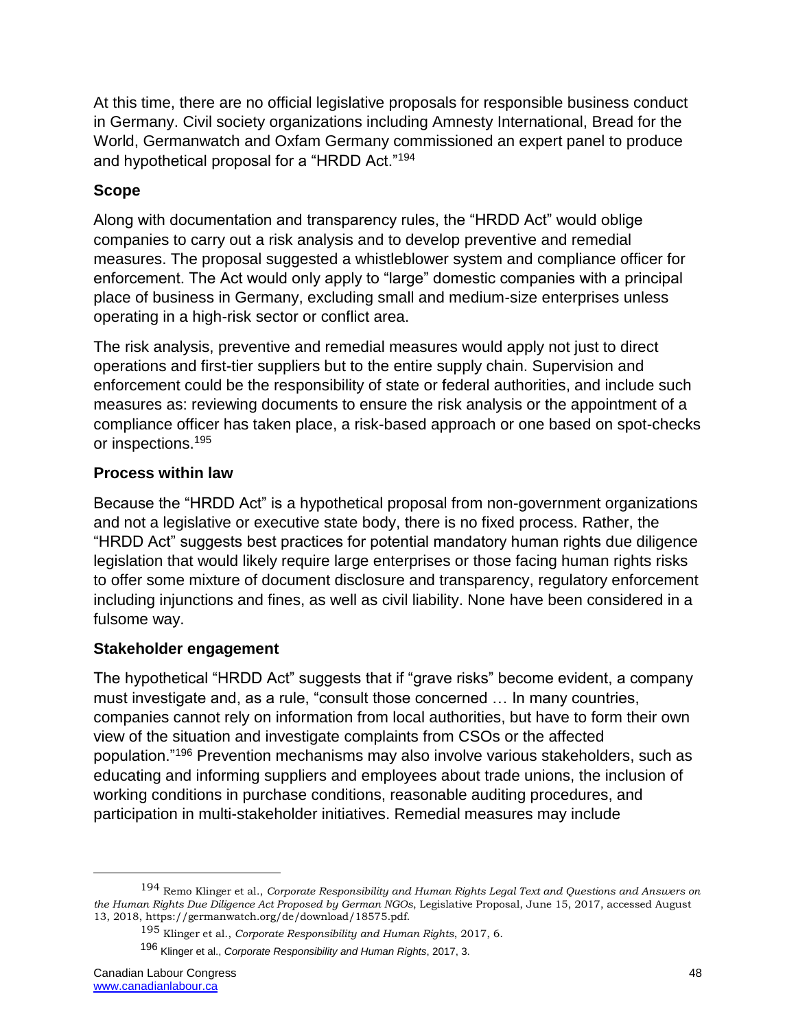At this time, there are no official legislative proposals for responsible business conduct in Germany. Civil society organizations including Amnesty International, Bread for the World, Germanwatch and Oxfam Germany commissioned an expert panel to produce and hypothetical proposal for a "HRDD Act."[194]

### Scope

Along with documentation and transparency rules, the "HRDD Act" would oblige companies to carry out a risk analysis and to develop preventive and remedial measures. The proposal suggested a whistleblower system and compliance officer for enforcement. The Act would only apply to "large" domestic companies with a principal place of business in Germany, excluding small and medium-size enterprises unless operating in a high-risk sector or conflict area.

The risk analysis, preventive and remedial measures would apply not just to direct operations and first-tier suppliers but to the entire supply chain. Supervision and enforcement could be the responsibility of state or federal authorities, and include such measures as: reviewing documents to ensure the risk analysis or the appointment of a compliance officer has taken place, a risk-based approach or one based on spot-checks or inspections.[195]

### Process within law

Because the "HRDD Act" is a hypothetical proposal from non-government organizations and not a legislative or executive state body, there is no fixed process. Rather, the "HRDD Act" suggests best practices for potential mandatory human rights due diligence legislation that would likely require large enterprises or those facing human rights risks to offer some mixture of document disclosure and transparency, regulatory enforcement including injunctions and fines, as well as civil liability. None have been considered in a fulsome way.

### Stakeholder engagement

The hypothetical "HRDD Act" suggests that if "grave risks" become evident, a company must investigate and, as a rule, "consult those concerned … In many countries, companies cannot rely on information from local authorities, but have to form their own view of the situation and investigate complaints from CSOs or the affected population."[196] Prevention mechanisms may also involve various stakeholders, such as educating and informing suppliers and employees about trade unions, the inclusion of working conditions in purchase conditions, reasonable auditing procedures, and participation in multi-stakeholder initiatives. Remedial measures may include

---

[194] Remo Klinger et al., *Corporate Responsibility and Human Rights Legal Text and Questions and Answers on the Human Rights Due Diligence Act Proposed by German NGOs*, Legislative Proposal, June 15, 2017, accessed August 13, 2018, https://germanwatch.org/de/download/18575.pdf.

[195] Klinger et al., *Corporate Responsibility and Human Rights*, 2017, 6.

[196] Klinger et al., *Corporate Responsibility and Human Rights*, 2017, 3.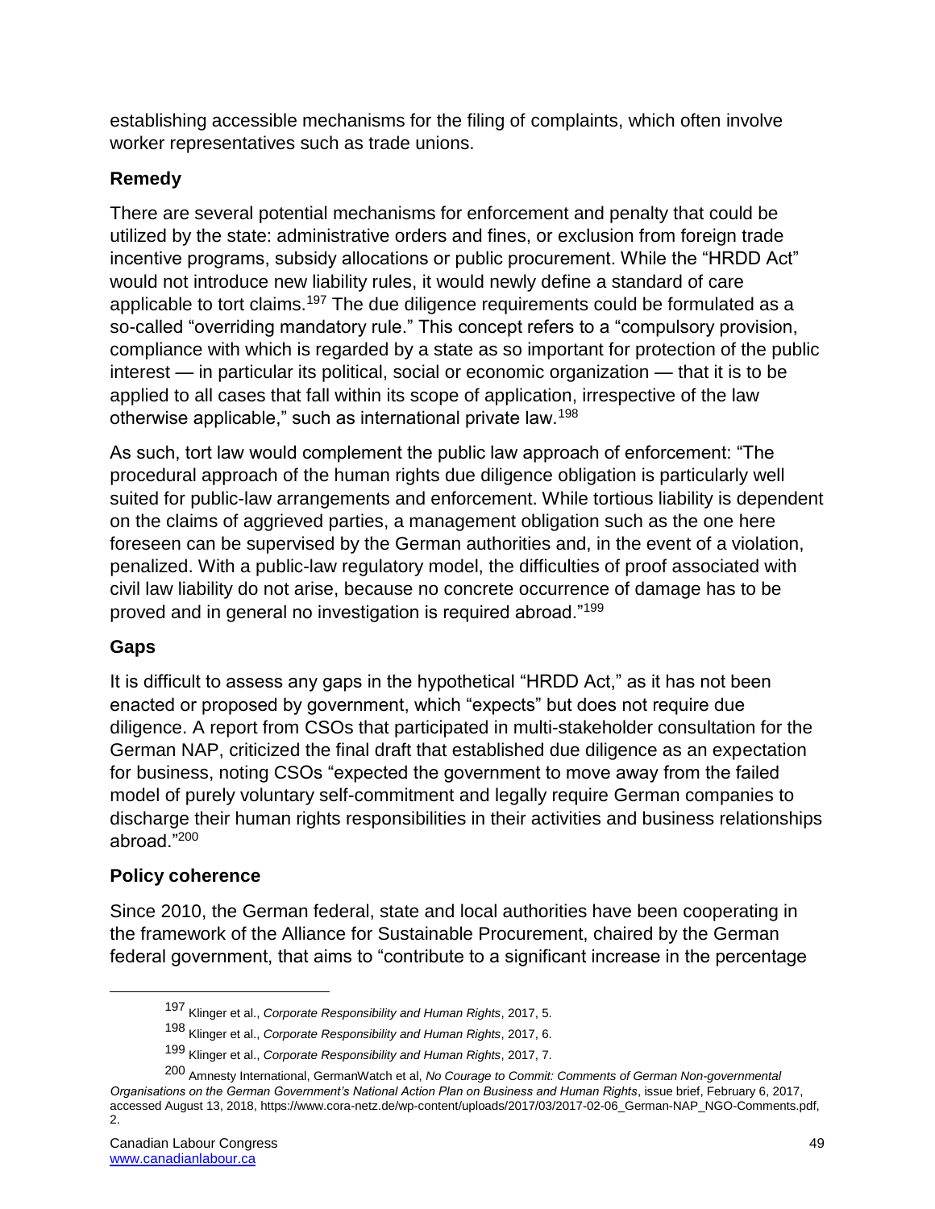establishing accessible mechanisms for the filing of complaints, which often involve worker representatives such as trade unions.

### Remedy

There are several potential mechanisms for enforcement and penalty that could be utilized by the state: administrative orders and fines, or exclusion from foreign trade incentive programs, subsidy allocations or public procurement. While the "HRDD Act" would not introduce new liability rules, it would newly define a standard of care applicable to tort claims.[197] The due diligence requirements could be formulated as a so-called "overriding mandatory rule." This concept refers to a "compulsory provision, compliance with which is regarded by a state as so important for protection of the public interest — in particular its political, social or economic organization — that it is to be applied to all cases that fall within its scope of application, irrespective of the law otherwise applicable," such as international private law.[198]

As such, tort law would complement the public law approach of enforcement: "The procedural approach of the human rights due diligence obligation is particularly well suited for public-law arrangements and enforcement. While tortious liability is dependent on the claims of aggrieved parties, a management obligation such as the one here foreseen can be supervised by the German authorities and, in the event of a violation, penalized. With a public-law regulatory model, the difficulties of proof associated with civil law liability do not arise, because no concrete occurrence of damage has to be proved and in general no investigation is required abroad."[199]

### Gaps

It is difficult to assess any gaps in the hypothetical "HRDD Act," as it has not been enacted or proposed by government, which "expects" but does not require due diligence. A report from CSOs that participated in multi-stakeholder consultation for the German NAP, criticized the final draft that established due diligence as an expectation for business, noting CSOs "expected the government to move away from the failed model of purely voluntary self-commitment and legally require German companies to discharge their human rights responsibilities in their activities and business relationships abroad."[200]

### Policy coherence

Since 2010, the German federal, state and local authorities have been cooperating in the framework of the Alliance for Sustainable Procurement, chaired by the German federal government, that aims to "contribute to a significant increase in the percentage

---

[197] Klinger et al., *Corporate Responsibility and Human Rights*, 2017, 5.

[198] Klinger et al., *Corporate Responsibility and Human Rights*, 2017, 6.

[199] Klinger et al., *Corporate Responsibility and Human Rights*, 2017, 7.

[200] Amnesty International, GermanWatch et al, *No Courage to Commit: Comments of German Non-governmental Organisations on the German Government's National Action Plan on Business and Human Rights*, issue brief, February 6, 2017, accessed August 13, 2018, https://www.cora-netz.de/wp-content/uploads/2017/03/2017-02-06_German-NAP_NGO-Comments.pdf, 2.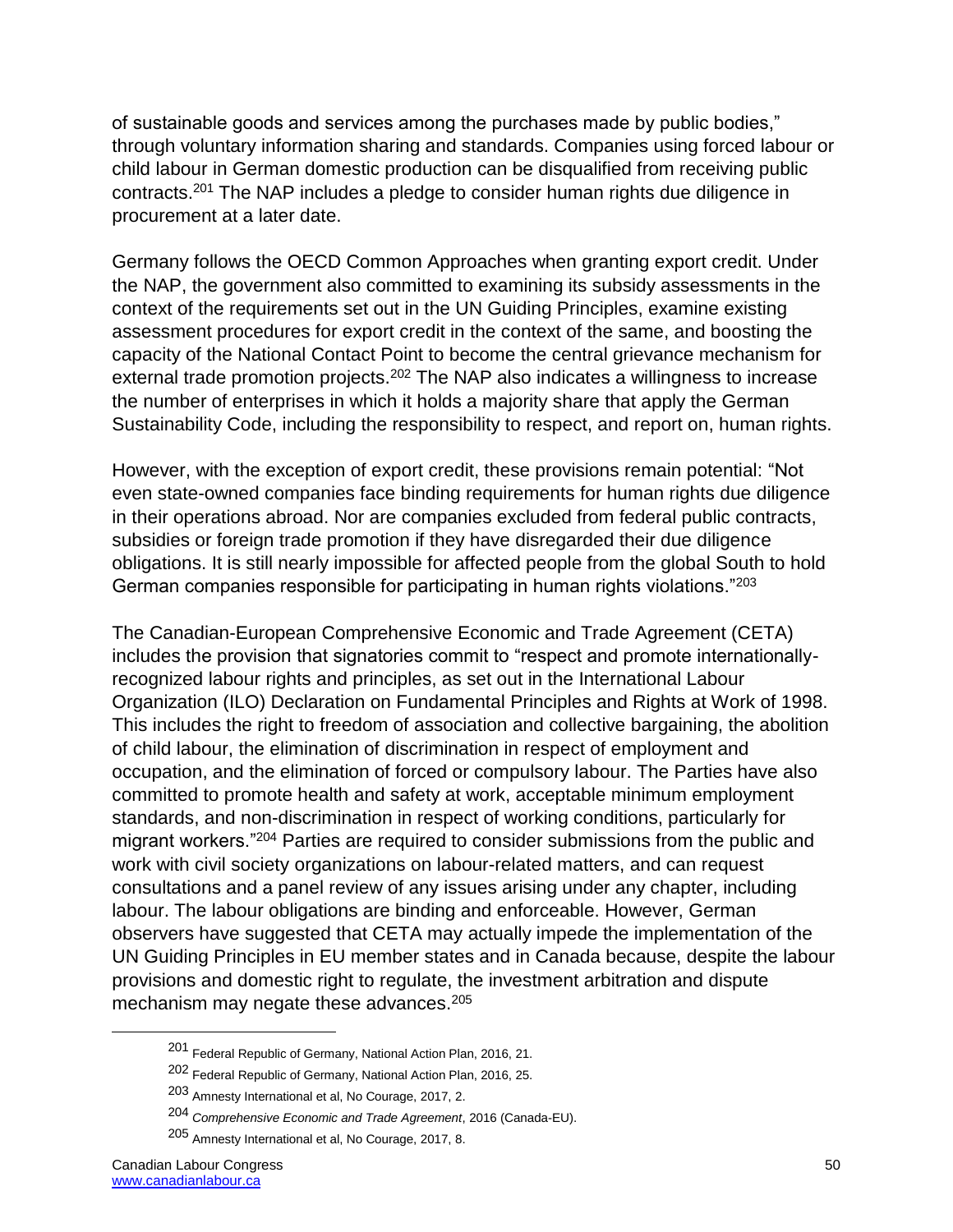of sustainable goods and services among the purchases made by public bodies," through voluntary information sharing and standards. Companies using forced labour or child labour in German domestic production can be disqualified from receiving public contracts.[201] The NAP includes a pledge to consider human rights due diligence in procurement at a later date.

Germany follows the OECD Common Approaches when granting export credit. Under the NAP, the government also committed to examining its subsidy assessments in the context of the requirements set out in the UN Guiding Principles, examine existing assessment procedures for export credit in the context of the same, and boosting the capacity of the National Contact Point to become the central grievance mechanism for external trade promotion projects.[202] The NAP also indicates a willingness to increase the number of enterprises in which it holds a majority share that apply the German Sustainability Code, including the responsibility to respect, and report on, human rights.

However, with the exception of export credit, these provisions remain potential: "Not even state-owned companies face binding requirements for human rights due diligence in their operations abroad. Nor are companies excluded from federal public contracts, subsidies or foreign trade promotion if they have disregarded their due diligence obligations. It is still nearly impossible for affected people from the global South to hold German companies responsible for participating in human rights violations."[203]

The Canadian-European Comprehensive Economic and Trade Agreement (CETA) includes the provision that signatories commit to "respect and promote internationally-recognized labour rights and principles, as set out in the International Labour Organization (ILO) Declaration on Fundamental Principles and Rights at Work of 1998. This includes the right to freedom of association and collective bargaining, the abolition of child labour, the elimination of discrimination in respect of employment and occupation, and the elimination of forced or compulsory labour. The Parties have also committed to promote health and safety at work, acceptable minimum employment standards, and non-discrimination in respect of working conditions, particularly for migrant workers."[204] Parties are required to consider submissions from the public and work with civil society organizations on labour-related matters, and can request consultations and a panel review of any issues arising under any chapter, including labour. The labour obligations are binding and enforceable. However, German observers have suggested that CETA may actually impede the implementation of the UN Guiding Principles in EU member states and in Canada because, despite the labour provisions and domestic right to regulate, the investment arbitration and dispute mechanism may negate these advances.[205]

---

[201] Federal Republic of Germany, National Action Plan, 2016, 21.

[202] Federal Republic of Germany, National Action Plan, 2016, 25.

[203] Amnesty International et al, No Courage, 2017, 2.

[204] *Comprehensive Economic and Trade Agreement*, 2016 (Canada-EU).

[205] Amnesty International et al, No Courage, 2017, 8.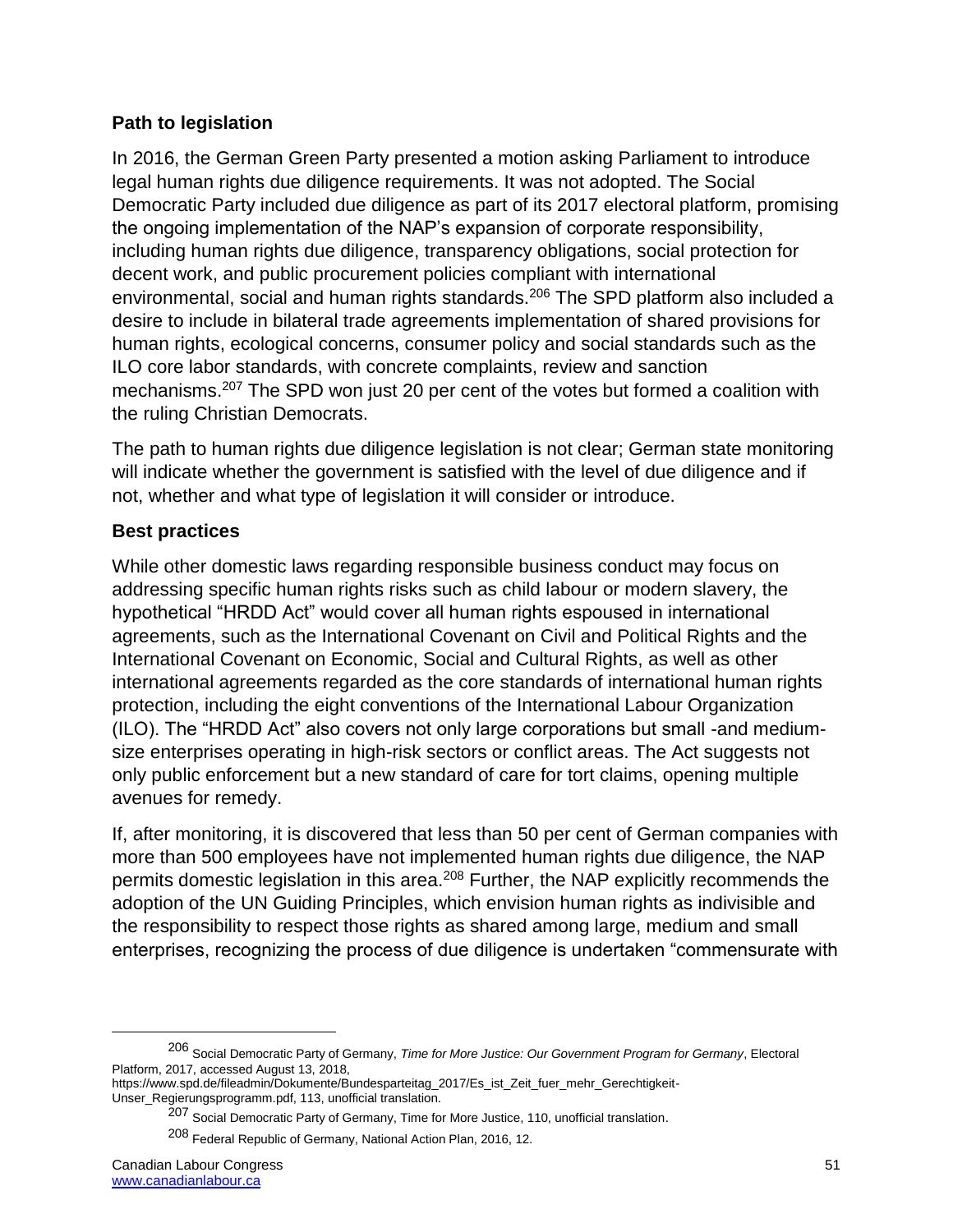### Path to legislation

In 2016, the German Green Party presented a motion asking Parliament to introduce legal human rights due diligence requirements. It was not adopted. The Social Democratic Party included due diligence as part of its 2017 electoral platform, promising the ongoing implementation of the NAP's expansion of corporate responsibility, including human rights due diligence, transparency obligations, social protection for decent work, and public procurement policies compliant with international environmental, social and human rights standards.[206] The SPD platform also included a desire to include in bilateral trade agreements implementation of shared provisions for human rights, ecological concerns, consumer policy and social standards such as the ILO core labor standards, with concrete complaints, review and sanction mechanisms.[207] The SPD won just 20 per cent of the votes but formed a coalition with the ruling Christian Democrats.

The path to human rights due diligence legislation is not clear; German state monitoring will indicate whether the government is satisfied with the level of due diligence and if not, whether and what type of legislation it will consider or introduce.

### Best practices

While other domestic laws regarding responsible business conduct may focus on addressing specific human rights risks such as child labour or modern slavery, the hypothetical "HRDD Act" would cover all human rights espoused in international agreements, such as the International Covenant on Civil and Political Rights and the International Covenant on Economic, Social and Cultural Rights, as well as other international agreements regarded as the core standards of international human rights protection, including the eight conventions of the International Labour Organization (ILO). The "HRDD Act" also covers not only large corporations but small -and medium-size enterprises operating in high-risk sectors or conflict areas. The Act suggests not only public enforcement but a new standard of care for tort claims, opening multiple avenues for remedy.

If, after monitoring, it is discovered that less than 50 per cent of German companies with more than 500 employees have not implemented human rights due diligence, the NAP permits domestic legislation in this area.[208] Further, the NAP explicitly recommends the adoption of the UN Guiding Principles, which envision human rights as indivisible and the responsibility to respect those rights as shared among large, medium and small enterprises, recognizing the process of due diligence is undertaken "commensurate with

---

[206] Social Democratic Party of Germany, *Time for More Justice: Our Government Program for Germany*, Electoral Platform, 2017, accessed August 13, 2018, https://www.spd.de/fileadmin/Dokumente/Bundesparteitag_2017/Es_ist_Zeit_fuer_mehr_Gerechtigkeit-Unser_Regierungsprogramm.pdf, 113, unofficial translation.

[207] Social Democratic Party of Germany, Time for More Justice, 110, unofficial translation.

[208] Federal Republic of Germany, National Action Plan, 2016, 12.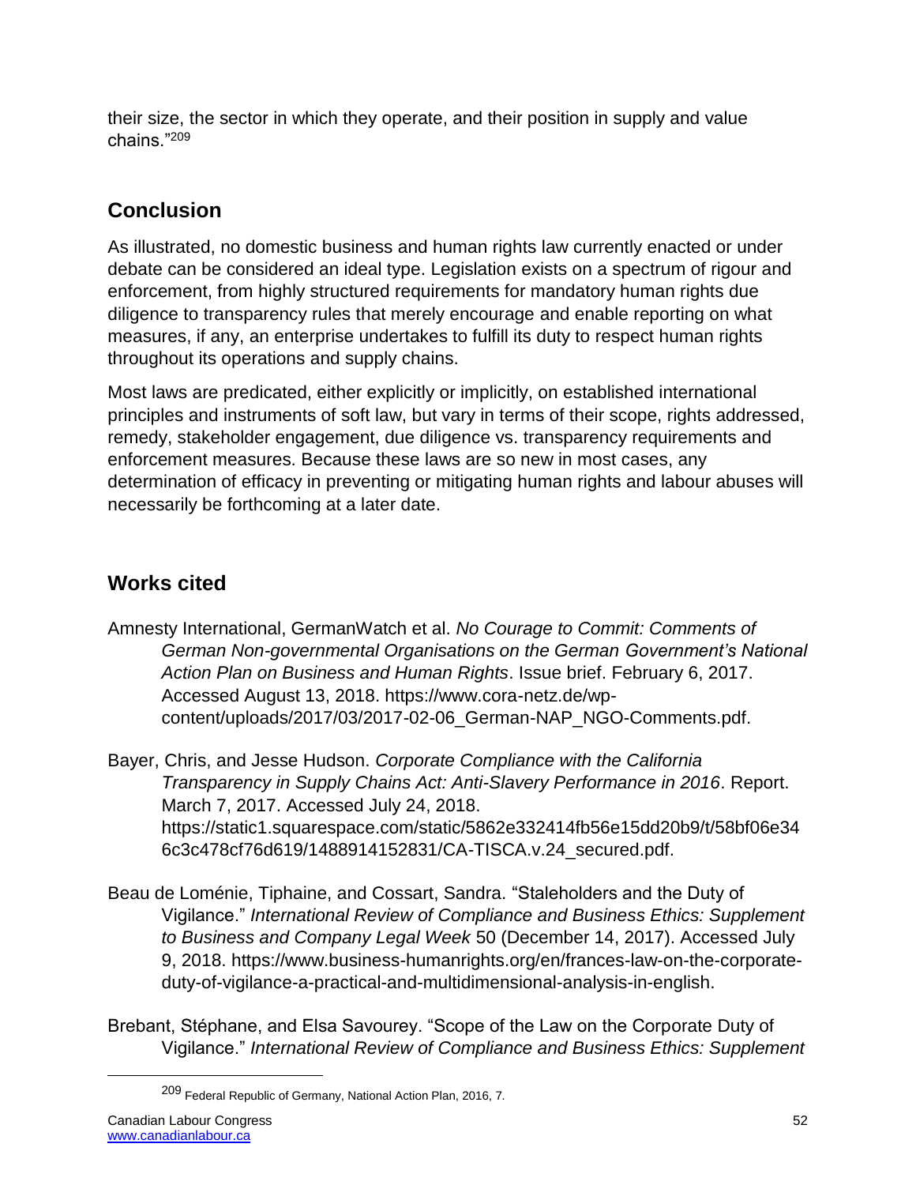their size, the sector in which they operate, and their position in supply and value chains."[209]

## Conclusion

As illustrated, no domestic business and human rights law currently enacted or under debate can be considered an ideal type. Legislation exists on a spectrum of rigour and enforcement, from highly structured requirements for mandatory human rights due diligence to transparency rules that merely encourage and enable reporting on what measures, if any, an enterprise undertakes to fulfill its duty to respect human rights throughout its operations and supply chains.

Most laws are predicated, either explicitly or implicitly, on established international principles and instruments of soft law, but vary in terms of their scope, rights addressed, remedy, stakeholder engagement, due diligence vs. transparency requirements and enforcement measures. Because these laws are so new in most cases, any determination of efficacy in preventing or mitigating human rights and labour abuses will necessarily be forthcoming at a later date.

## Works cited

Amnesty International, GermanWatch et al. *No Courage to Commit: Comments of German Non-governmental Organisations on the German Government's National Action Plan on Business and Human Rights*. Issue brief. February 6, 2017. Accessed August 13, 2018. https://www.cora-netz.de/wp-content/uploads/2017/03/2017-02-06_German-NAP_NGO-Comments.pdf.

Bayer, Chris, and Jesse Hudson. *Corporate Compliance with the California Transparency in Supply Chains Act: Anti-Slavery Performance in 2016*. Report. March 7, 2017. Accessed July 24, 2018. https://static1.squarespace.com/static/5862e332414fb56e15dd20b9/t/58bf06e346c3c478cf76d619/1488914152831/CA-TISCA.v.24_secured.pdf.

Beau de Loménie, Tiphaine, and Cossart, Sandra. "Staleholders and the Duty of Vigilance." *International Review of Compliance and Business Ethics: Supplement to Business and Company Legal Week* 50 (December 14, 2017). Accessed July 9, 2018. https://www.business-humanrights.org/en/frances-law-on-the-corporate-duty-of-vigilance-a-practical-and-multidimensional-analysis-in-english.

Brebant, Stéphane, and Elsa Savourey. "Scope of the Law on the Corporate Duty of Vigilance." *International Review of Compliance and Business Ethics: Supplement*

[209] Federal Republic of Germany, National Action Plan, 2016, 7.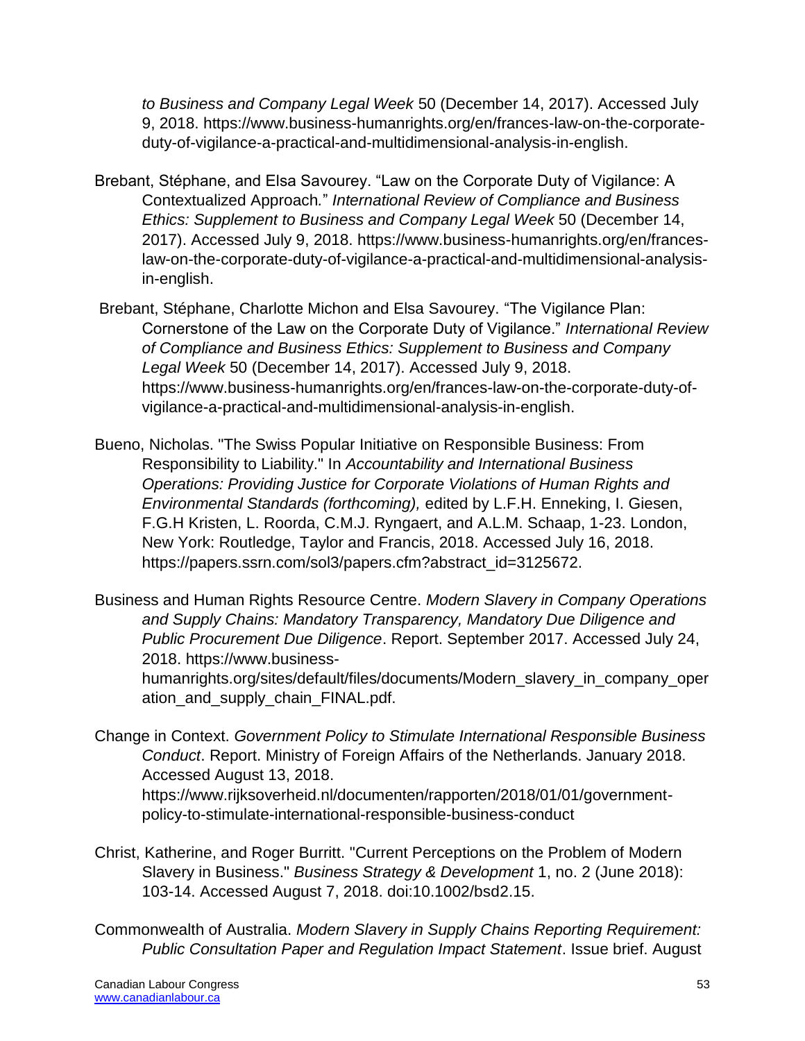*to Business and Company Legal Week* 50 (December 14, 2017). Accessed July 9, 2018. https://www.business-humanrights.org/en/frances-law-on-the-corporate-duty-of-vigilance-a-practical-and-multidimensional-analysis-in-english.

Brebant, Stéphane, and Elsa Savourey. "Law on the Corporate Duty of Vigilance: A Contextualized Approach." *International Review of Compliance and Business Ethics: Supplement to Business and Company Legal Week* 50 (December 14, 2017). Accessed July 9, 2018. https://www.business-humanrights.org/en/frances-law-on-the-corporate-duty-of-vigilance-a-practical-and-multidimensional-analysis-in-english.

Brebant, Stéphane, Charlotte Michon and Elsa Savourey. "The Vigilance Plan: Cornerstone of the Law on the Corporate Duty of Vigilance." *International Review of Compliance and Business Ethics: Supplement to Business and Company Legal Week* 50 (December 14, 2017). Accessed July 9, 2018. https://www.business-humanrights.org/en/frances-law-on-the-corporate-duty-of-vigilance-a-practical-and-multidimensional-analysis-in-english.

Bueno, Nicholas. "The Swiss Popular Initiative on Responsible Business: From Responsibility to Liability." In *Accountability and International Business Operations: Providing Justice for Corporate Violations of Human Rights and Environmental Standards (forthcoming),* edited by L.F.H. Enneking, I. Giesen, F.G.H Kristen, L. Roorda, C.M.J. Ryngaert, and A.L.M. Schaap, 1-23. London, New York: Routledge, Taylor and Francis, 2018. Accessed July 16, 2018. https://papers.ssrn.com/sol3/papers.cfm?abstract_id=3125672.

Business and Human Rights Resource Centre. *Modern Slavery in Company Operations and Supply Chains: Mandatory Transparency, Mandatory Due Diligence and Public Procurement Due Diligence*. Report. September 2017. Accessed July 24, 2018. https://www.business-humanrights.org/sites/default/files/documents/Modern_slavery_in_company_operation_and_supply_chain_FINAL.pdf.

Change in Context. *Government Policy to Stimulate International Responsible Business Conduct*. Report. Ministry of Foreign Affairs of the Netherlands. January 2018. Accessed August 13, 2018. https://www.rijksoverheid.nl/documenten/rapporten/2018/01/01/government-policy-to-stimulate-international-responsible-business-conduct

Christ, Katherine, and Roger Burritt. "Current Perceptions on the Problem of Modern Slavery in Business." *Business Strategy & Development* 1, no. 2 (June 2018): 103-14. Accessed August 7, 2018. doi:10.1002/bsd2.15.

Commonwealth of Australia. *Modern Slavery in Supply Chains Reporting Requirement: Public Consultation Paper and Regulation Impact Statement*. Issue brief. August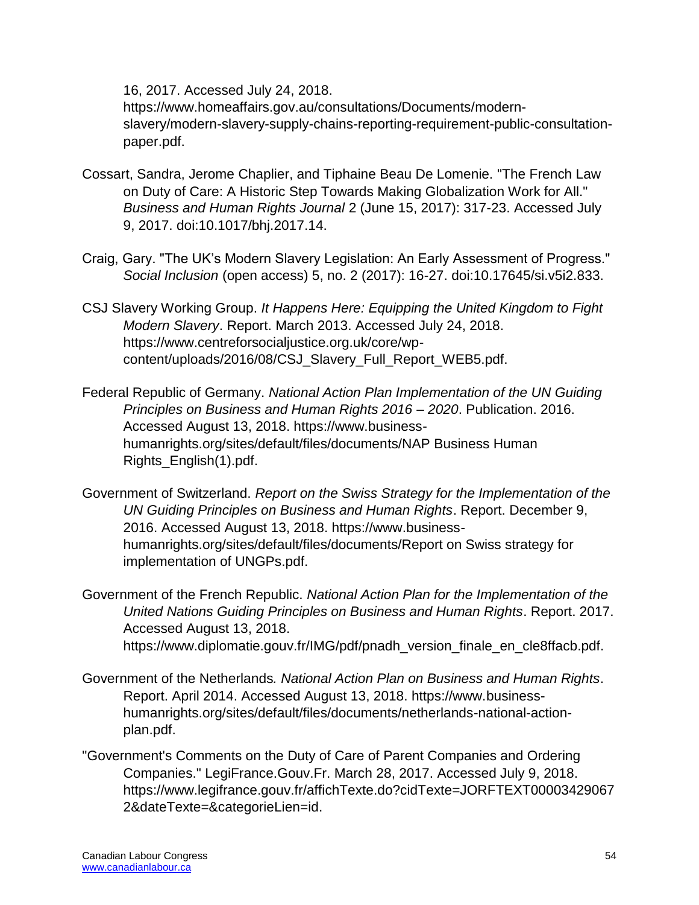16, 2017. Accessed July 24, 2018. https://www.homeaffairs.gov.au/consultations/Documents/modern-slavery/modern-slavery-supply-chains-reporting-requirement-public-consultation-paper.pdf.

Cossart, Sandra, Jerome Chaplier, and Tiphaine Beau De Lomenie. "The French Law on Duty of Care: A Historic Step Towards Making Globalization Work for All." *Business and Human Rights Journal* 2 (June 15, 2017): 317-23. Accessed July 9, 2017. doi:10.1017/bhj.2017.14.

Craig, Gary. "The UK's Modern Slavery Legislation: An Early Assessment of Progress." *Social Inclusion* (open access) 5, no. 2 (2017): 16-27. doi:10.17645/si.v5i2.833.

CSJ Slavery Working Group. *It Happens Here: Equipping the United Kingdom to Fight Modern Slavery*. Report. March 2013. Accessed July 24, 2018. https://www.centreforsocialjustice.org.uk/core/wp-content/uploads/2016/08/CSJ_Slavery_Full_Report_WEB5.pdf.

Federal Republic of Germany. *National Action Plan Implementation of the UN Guiding Principles on Business and Human Rights 2016 – 2020*. Publication. 2016. Accessed August 13, 2018. https://www.business-humanrights.org/sites/default/files/documents/NAP Business Human Rights_English(1).pdf.

Government of Switzerland. *Report on the Swiss Strategy for the Implementation of the UN Guiding Principles on Business and Human Rights*. Report. December 9, 2016. Accessed August 13, 2018. https://www.business-humanrights.org/sites/default/files/documents/Report on Swiss strategy for implementation of UNGPs.pdf.

Government of the French Republic. *National Action Plan for the Implementation of the United Nations Guiding Principles on Business and Human Rights*. Report. 2017. Accessed August 13, 2018. https://www.diplomatie.gouv.fr/IMG/pdf/pnadh_version_finale_en_cle8ffacb.pdf.

Government of the Netherlands*. National Action Plan on Business and Human Rights*. Report. April 2014. Accessed August 13, 2018. https://www.business-humanrights.org/sites/default/files/documents/netherlands-national-action-plan.pdf.

"Government's Comments on the Duty of Care of Parent Companies and Ordering Companies." LegiFrance.Gouv.Fr. March 28, 2017. Accessed July 9, 2018. https://www.legifrance.gouv.fr/affichTexte.do?cidTexte=JORFTEXT000034290672&dateTexte=&categorieLien=id.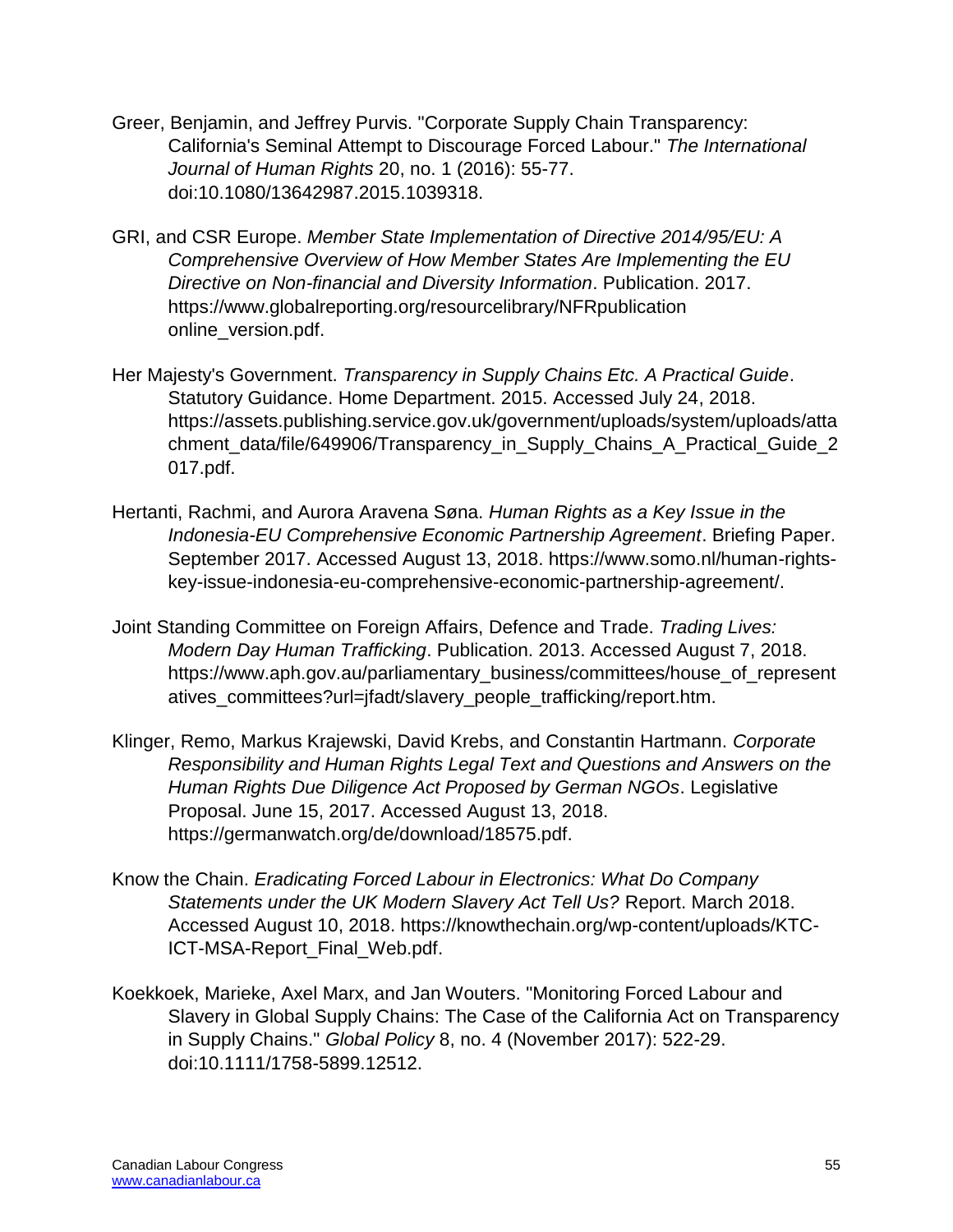Greer, Benjamin, and Jeffrey Purvis. "Corporate Supply Chain Transparency: California's Seminal Attempt to Discourage Forced Labour." *The International Journal of Human Rights* 20, no. 1 (2016): 55-77. doi:10.1080/13642987.2015.1039318.

GRI, and CSR Europe. *Member State Implementation of Directive 2014/95/EU: A Comprehensive Overview of How Member States Are Implementing the EU Directive on Non-financial and Diversity Information*. Publication. 2017. https://www.globalreporting.org/resourcelibrary/NFRpublication online_version.pdf.

Her Majesty's Government. *Transparency in Supply Chains Etc. A Practical Guide*. Statutory Guidance. Home Department. 2015. Accessed July 24, 2018. https://assets.publishing.service.gov.uk/government/uploads/system/uploads/attachment_data/file/649906/Transparency_in_Supply_Chains_A_Practical_Guide_2017.pdf.

Hertanti, Rachmi, and Aurora Aravena Søna. *Human Rights as a Key Issue in the Indonesia-EU Comprehensive Economic Partnership Agreement*. Briefing Paper. September 2017. Accessed August 13, 2018. https://www.somo.nl/human-rights-key-issue-indonesia-eu-comprehensive-economic-partnership-agreement/.

Joint Standing Committee on Foreign Affairs, Defence and Trade. *Trading Lives: Modern Day Human Trafficking*. Publication. 2013. Accessed August 7, 2018. https://www.aph.gov.au/parliamentary_business/committees/house_of_representatives_committees?url=jfadt/slavery_people_trafficking/report.htm.

Klinger, Remo, Markus Krajewski, David Krebs, and Constantin Hartmann. *Corporate Responsibility and Human Rights Legal Text and Questions and Answers on the Human Rights Due Diligence Act Proposed by German NGOs*. Legislative Proposal. June 15, 2017. Accessed August 13, 2018. https://germanwatch.org/de/download/18575.pdf.

Know the Chain. *Eradicating Forced Labour in Electronics: What Do Company Statements under the UK Modern Slavery Act Tell Us?* Report. March 2018. Accessed August 10, 2018. https://knowthechain.org/wp-content/uploads/KTC-ICT-MSA-Report_Final_Web.pdf.

Koekkoek, Marieke, Axel Marx, and Jan Wouters. "Monitoring Forced Labour and Slavery in Global Supply Chains: The Case of the California Act on Transparency in Supply Chains." *Global Policy* 8, no. 4 (November 2017): 522-29. doi:10.1111/1758-5899.12512.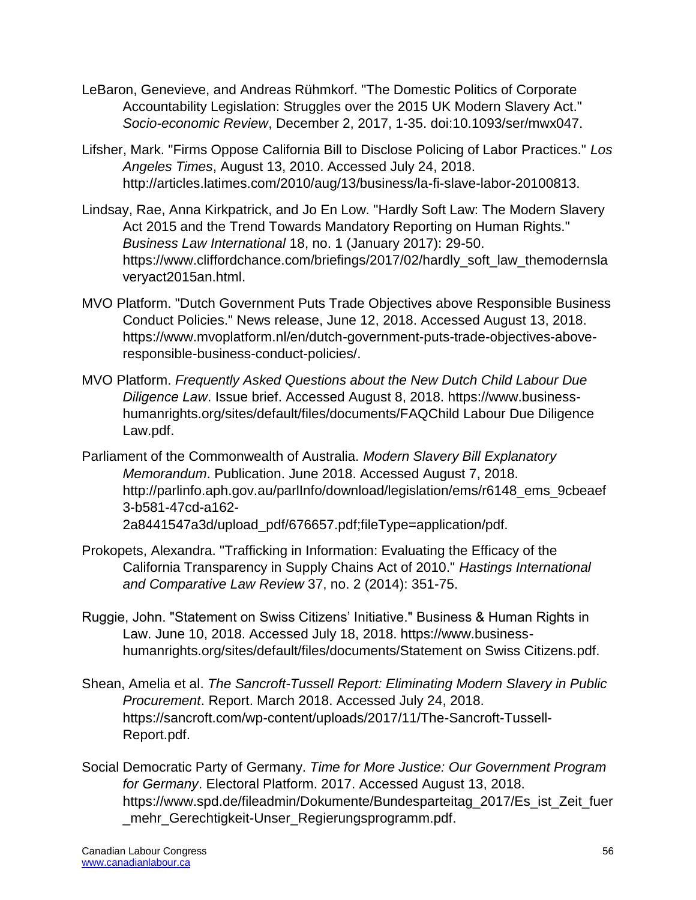LeBaron, Genevieve, and Andreas Rühmkorf. "The Domestic Politics of Corporate Accountability Legislation: Struggles over the 2015 UK Modern Slavery Act." *Socio-economic Review*, December 2, 2017, 1-35. doi:10.1093/ser/mwx047.

Lifsher, Mark. "Firms Oppose California Bill to Disclose Policing of Labor Practices." *Los Angeles Times*, August 13, 2010. Accessed July 24, 2018. http://articles.latimes.com/2010/aug/13/business/la-fi-slave-labor-20100813.

Lindsay, Rae, Anna Kirkpatrick, and Jo En Low. "Hardly Soft Law: The Modern Slavery Act 2015 and the Trend Towards Mandatory Reporting on Human Rights." *Business Law International* 18, no. 1 (January 2017): 29-50. https://www.cliffordchance.com/briefings/2017/02/hardly_soft_law_themodernslaveryact2015an.html.

MVO Platform. "Dutch Government Puts Trade Objectives above Responsible Business Conduct Policies." News release, June 12, 2018. Accessed August 13, 2018. https://www.mvoplatform.nl/en/dutch-government-puts-trade-objectives-above-responsible-business-conduct-policies/.

MVO Platform. *Frequently Asked Questions about the New Dutch Child Labour Due Diligence Law*. Issue brief. Accessed August 8, 2018. https://www.business-humanrights.org/sites/default/files/documents/FAQChild Labour Due Diligence Law.pdf.

Parliament of the Commonwealth of Australia. *Modern Slavery Bill Explanatory Memorandum*. Publication. June 2018. Accessed August 7, 2018. http://parlinfo.aph.gov.au/parlInfo/download/legislation/ems/r6148_ems_9cbeaef3-b581-47cd-a162-2a8441547a3d/upload_pdf/676657.pdf;fileType=application/pdf.

Prokopets, Alexandra. "Trafficking in Information: Evaluating the Efficacy of the California Transparency in Supply Chains Act of 2010." *Hastings International and Comparative Law Review* 37, no. 2 (2014): 351-75.

Ruggie, John. "Statement on Swiss Citizens' Initiative." Business & Human Rights in Law. June 10, 2018. Accessed July 18, 2018. https://www.business-humanrights.org/sites/default/files/documents/Statement on Swiss Citizens.pdf.

Shean, Amelia et al. *The Sancroft-Tussell Report: Eliminating Modern Slavery in Public Procurement*. Report. March 2018. Accessed July 24, 2018. https://sancroft.com/wp-content/uploads/2017/11/The-Sancroft-Tussell-Report.pdf.

Social Democratic Party of Germany. *Time for More Justice: Our Government Program for Germany*. Electoral Platform. 2017. Accessed August 13, 2018. https://www.spd.de/fileadmin/Dokumente/Bundesparteitag_2017/Es_ist_Zeit_fuer_mehr_Gerechtigkeit-Unser_Regierungsprogramm.pdf.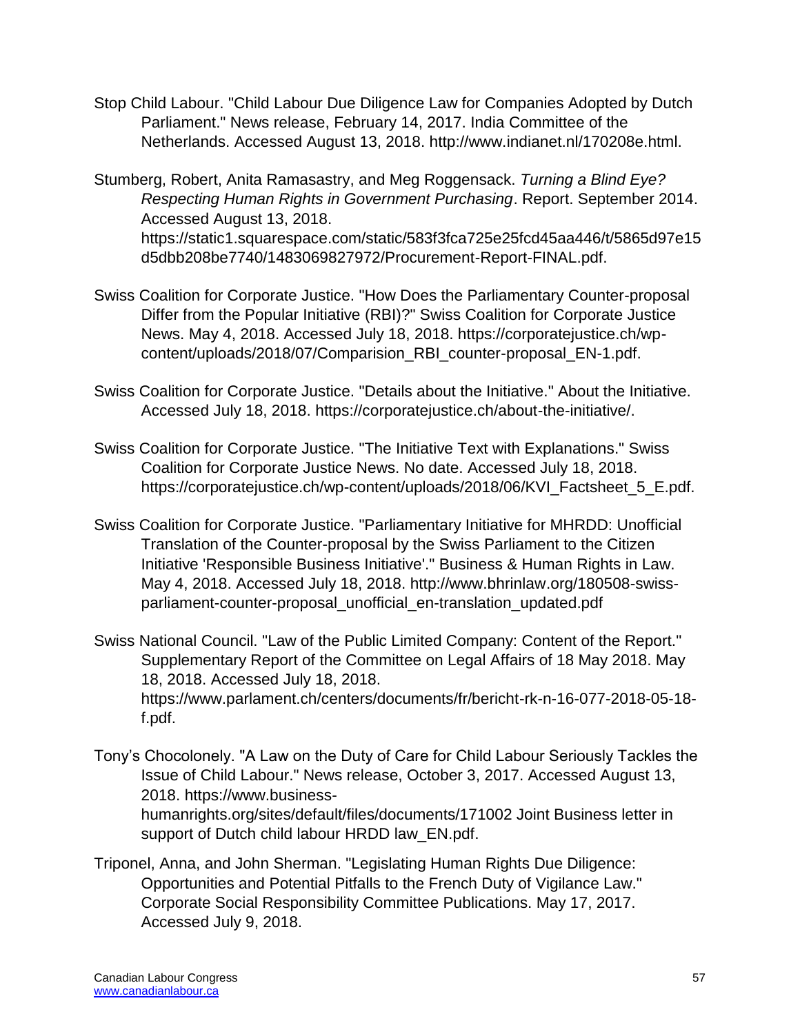Stop Child Labour. "Child Labour Due Diligence Law for Companies Adopted by Dutch Parliament." News release, February 14, 2017. India Committee of the Netherlands. Accessed August 13, 2018. http://www.indianet.nl/170208e.html.

Stumberg, Robert, Anita Ramasastry, and Meg Roggensack. *Turning a Blind Eye? Respecting Human Rights in Government Purchasing*. Report. September 2014. Accessed August 13, 2018. https://static1.squarespace.com/static/583f3fca725e25fcd45aa446/t/5865d97e15d5dbb208be7740/1483069827972/Procurement-Report-FINAL.pdf.

Swiss Coalition for Corporate Justice. "How Does the Parliamentary Counter-proposal Differ from the Popular Initiative (RBI)?" Swiss Coalition for Corporate Justice News. May 4, 2018. Accessed July 18, 2018. https://corporatejustice.ch/wp-content/uploads/2018/07/Comparision_RBI_counter-proposal_EN-1.pdf.

Swiss Coalition for Corporate Justice. "Details about the Initiative." About the Initiative. Accessed July 18, 2018. https://corporatejustice.ch/about-the-initiative/.

Swiss Coalition for Corporate Justice. "The Initiative Text with Explanations." Swiss Coalition for Corporate Justice News. No date. Accessed July 18, 2018. https://corporatejustice.ch/wp-content/uploads/2018/06/KVI_Factsheet_5_E.pdf.

Swiss Coalition for Corporate Justice. "Parliamentary Initiative for MHRDD: Unofficial Translation of the Counter-proposal by the Swiss Parliament to the Citizen Initiative 'Responsible Business Initiative'." Business & Human Rights in Law. May 4, 2018. Accessed July 18, 2018. http://www.bhrinlaw.org/180508-swiss-parliament-counter-proposal_unofficial_en-translation_updated.pdf

Swiss National Council. "Law of the Public Limited Company: Content of the Report." Supplementary Report of the Committee on Legal Affairs of 18 May 2018. May 18, 2018. Accessed July 18, 2018. https://www.parlament.ch/centers/documents/fr/bericht-rk-n-16-077-2018-05-18-f.pdf.

Tony's Chocolonely. "A Law on the Duty of Care for Child Labour Seriously Tackles the Issue of Child Labour." News release, October 3, 2017. Accessed August 13, 2018. https://www.business-humanrights.org/sites/default/files/documents/171002 Joint Business letter in support of Dutch child labour HRDD law_EN.pdf.

Triponel, Anna, and John Sherman. "Legislating Human Rights Due Diligence: Opportunities and Potential Pitfalls to the French Duty of Vigilance Law." Corporate Social Responsibility Committee Publications. May 17, 2017. Accessed July 9, 2018.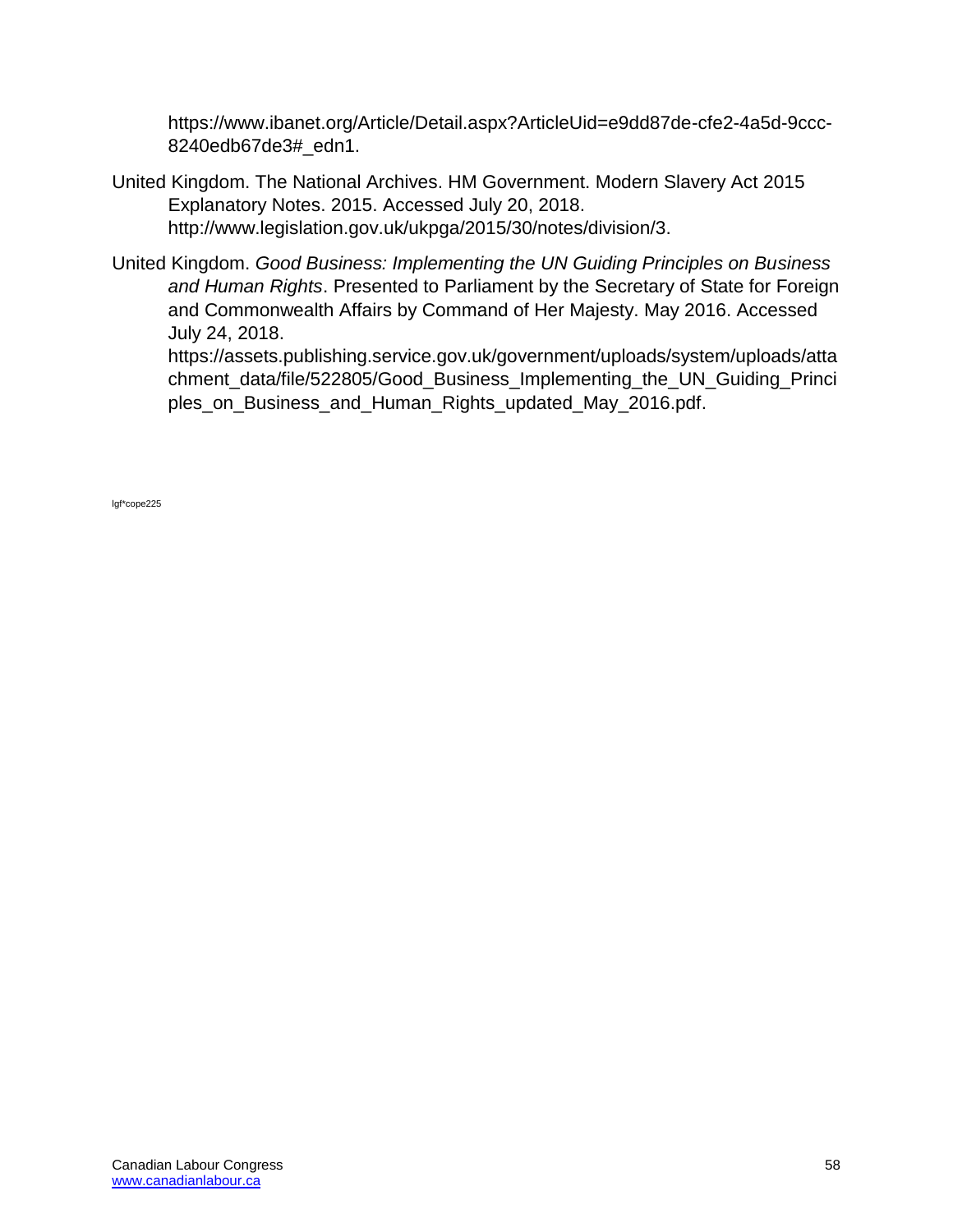https://www.ibanet.org/Article/Detail.aspx?ArticleUid=e9dd87de-cfe2-4a5d-9ccc-8240edb67de3#_edn1.

United Kingdom. The National Archives. HM Government. Modern Slavery Act 2015 Explanatory Notes. 2015. Accessed July 20, 2018. http://www.legislation.gov.uk/ukpga/2015/30/notes/division/3.

United Kingdom. *Good Business: Implementing the UN Guiding Principles on Business and Human Rights*. Presented to Parliament by the Secretary of State for Foreign and Commonwealth Affairs by Command of Her Majesty. May 2016. Accessed July 24, 2018. https://assets.publishing.service.gov.uk/government/uploads/system/uploads/attachment_data/file/522805/Good_Business_Implementing_the_UN_Guiding_Principles_on_Business_and_Human_Rights_updated_May_2016.pdf.

lgf*cope225